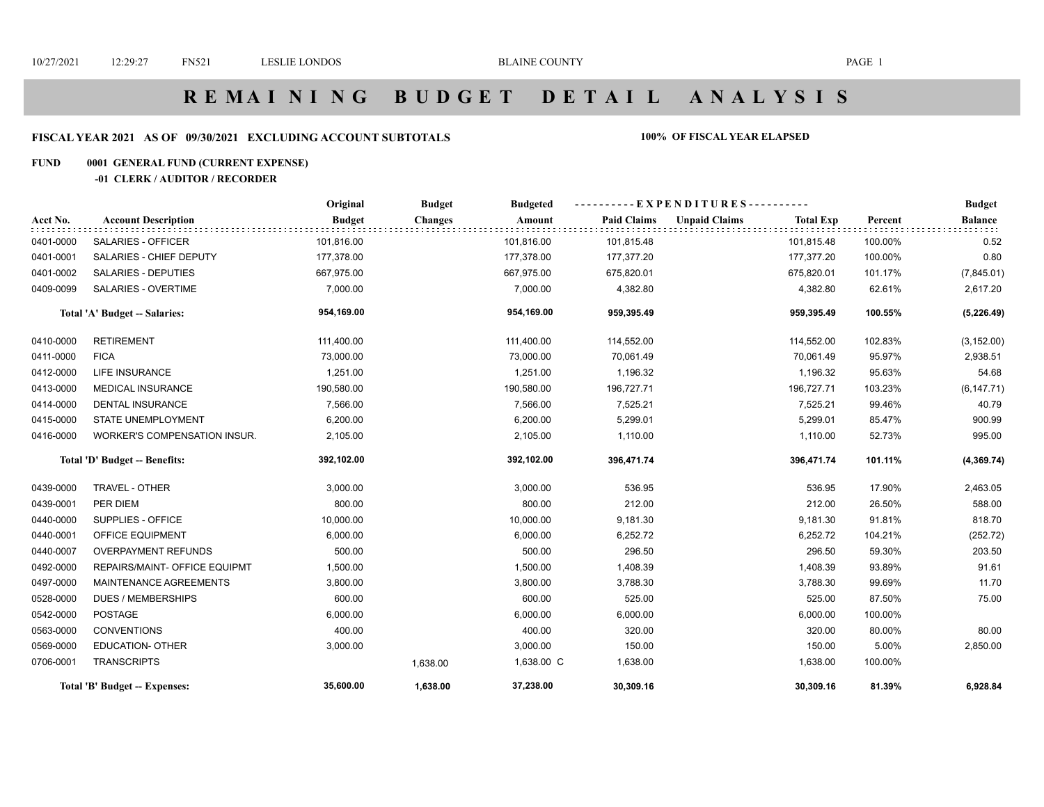# REMAINING BUDGET DETAIL ANALYSIS

**FISCAL YEAR 2021 AS OF 09/30/2021 EXCLUDING ACCOUNT SUBTOTALS** **100% OF FISCAL YEAR ELAPSED**

**FUND 0001 GENERAL FUND (CURRENT EXPENSE)**

**-01 CLERK / AUDITOR / RECORDER**

| Acct No. | Account Description | Original Budget | Budget Changes | Budgeted Amount | Paid Claims | Unpaid Claims | Total Exp | Percent | Budget Balance |
|---|---|---|---|---|---|---|---|---|---|
| 0401-0000 | SALARIES - OFFICER | 101,816.00 | | 101,816.00 | 101,815.48 | | 101,815.48 | 100.00% | 0.52 |
| 0401-0001 | SALARIES - CHIEF DEPUTY | 177,378.00 | | 177,378.00 | 177,377.20 | | 177,377.20 | 100.00% | 0.80 |
| 0401-0002 | SALARIES - DEPUTIES | 667,975.00 | | 667,975.00 | 675,820.01 | | 675,820.01 | 101.17% | (7,845.01) |
| 0409-0099 | SALARIES - OVERTIME | 7,000.00 | | 7,000.00 | 4,382.80 | | 4,382.80 | 62.61% | 2,617.20 |
| | **Total 'A' Budget -- Salaries:** | **954,169.00** | | **954,169.00** | **959,395.49** | | **959,395.49** | **100.55%** | **(5,226.49)** |
| 0410-0000 | RETIREMENT | 111,400.00 | | 111,400.00 | 114,552.00 | | 114,552.00 | 102.83% | (3,152.00) |
| 0411-0000 | FICA | 73,000.00 | | 73,000.00 | 70,061.49 | | 70,061.49 | 95.97% | 2,938.51 |
| 0412-0000 | LIFE INSURANCE | 1,251.00 | | 1,251.00 | 1,196.32 | | 1,196.32 | 95.63% | 54.68 |
| 0413-0000 | MEDICAL INSURANCE | 190,580.00 | | 190,580.00 | 196,727.71 | | 196,727.71 | 103.23% | (6,147.71) |
| 0414-0000 | DENTAL INSURANCE | 7,566.00 | | 7,566.00 | 7,525.21 | | 7,525.21 | 99.46% | 40.79 |
| 0415-0000 | STATE UNEMPLOYMENT | 6,200.00 | | 6,200.00 | 5,299.01 | | 5,299.01 | 85.47% | 900.99 |
| 0416-0000 | WORKER'S COMPENSATION INSUR. | 2,105.00 | | 2,105.00 | 1,110.00 | | 1,110.00 | 52.73% | 995.00 |
| | **Total 'D' Budget -- Benefits:** | **392,102.00** | | **392,102.00** | **396,471.74** | | **396,471.74** | **101.11%** | **(4,369.74)** |
| 0439-0000 | TRAVEL - OTHER | 3,000.00 | | 3,000.00 | 536.95 | | 536.95 | 17.90% | 2,463.05 |
| 0439-0001 | PER DIEM | 800.00 | | 800.00 | 212.00 | | 212.00 | 26.50% | 588.00 |
| 0440-0000 | SUPPLIES - OFFICE | 10,000.00 | | 10,000.00 | 9,181.30 | | 9,181.30 | 91.81% | 818.70 |
| 0440-0001 | OFFICE EQUIPMENT | 6,000.00 | | 6,000.00 | 6,252.72 | | 6,252.72 | 104.21% | (252.72) |
| 0440-0007 | OVERPAYMENT REFUNDS | 500.00 | | 500.00 | 296.50 | | 296.50 | 59.30% | 203.50 |
| 0492-0000 | REPAIRS/MAINT- OFFICE EQUIPMT | 1,500.00 | | 1,500.00 | 1,408.39 | | 1,408.39 | 93.89% | 91.61 |
| 0497-0000 | MAINTENANCE AGREEMENTS | 3,800.00 | | 3,800.00 | 3,788.30 | | 3,788.30 | 99.69% | 11.70 |
| 0528-0000 | DUES / MEMBERSHIPS | 600.00 | | 600.00 | 525.00 | | 525.00 | 87.50% | 75.00 |
| 0542-0000 | POSTAGE | 6,000.00 | | 6,000.00 | 6,000.00 | | 6,000.00 | 100.00% | |
| 0563-0000 | CONVENTIONS | 400.00 | | 400.00 | 320.00 | | 320.00 | 80.00% | 80.00 |
| 0569-0000 | EDUCATION- OTHER | 3,000.00 | | 3,000.00 | 150.00 | | 150.00 | 5.00% | 2,850.00 |
| 0706-0001 | TRANSCRIPTS | | 1,638.00 | 1,638.00 C | 1,638.00 | | 1,638.00 | 100.00% | |
| | **Total 'B' Budget -- Expenses:** | **35,600.00** | **1,638.00** | **37,238.00** | **30,309.16** | | **30,309.16** | **81.39%** | **6,928.84** |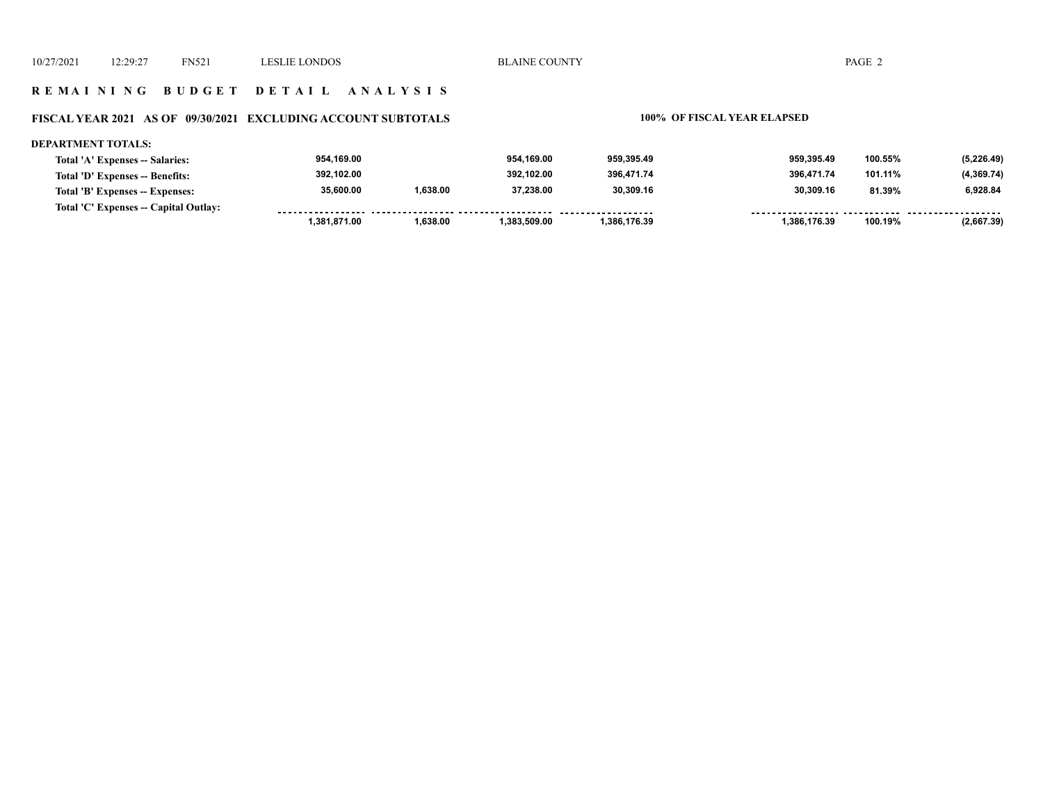## R E M A I N I N G   B U D G E T   D E T A I L   A N A L Y S I S

### FISCAL YEAR 2021   AS OF 09/30/2021   EXCLUDING ACCOUNT SUBTOTALS        100% OF FISCAL YEAR ELAPSED

**DEPARTMENT TOTALS:**

| | | | | | | | | |
|---|---|---|---|---|---|---|---|---|
| **Total 'A' Expenses -- Salaries:** | 954,169.00 | | 954,169.00 | 959,395.49 | | 959,395.49 | 100.55% | (5,226.49) |
| **Total 'D' Expenses -- Benefits:** | 392,102.00 | | 392,102.00 | 396,471.74 | | 396,471.74 | 101.11% | (4,369.74) |
| **Total 'B' Expenses -- Expenses:** | 35,600.00 | 1,638.00 | 37,238.00 | 30,309.16 | | 30,309.16 | 81.39% | 6,928.84 |
| **Total 'C' Expenses -- Capital Outlay:** | | | | | | | | |
| | 1,381,871.00 | 1,638.00 | 1,383,509.00 | 1,386,176.39 | | 1,386,176.39 | 100.19% | (2,667.39) |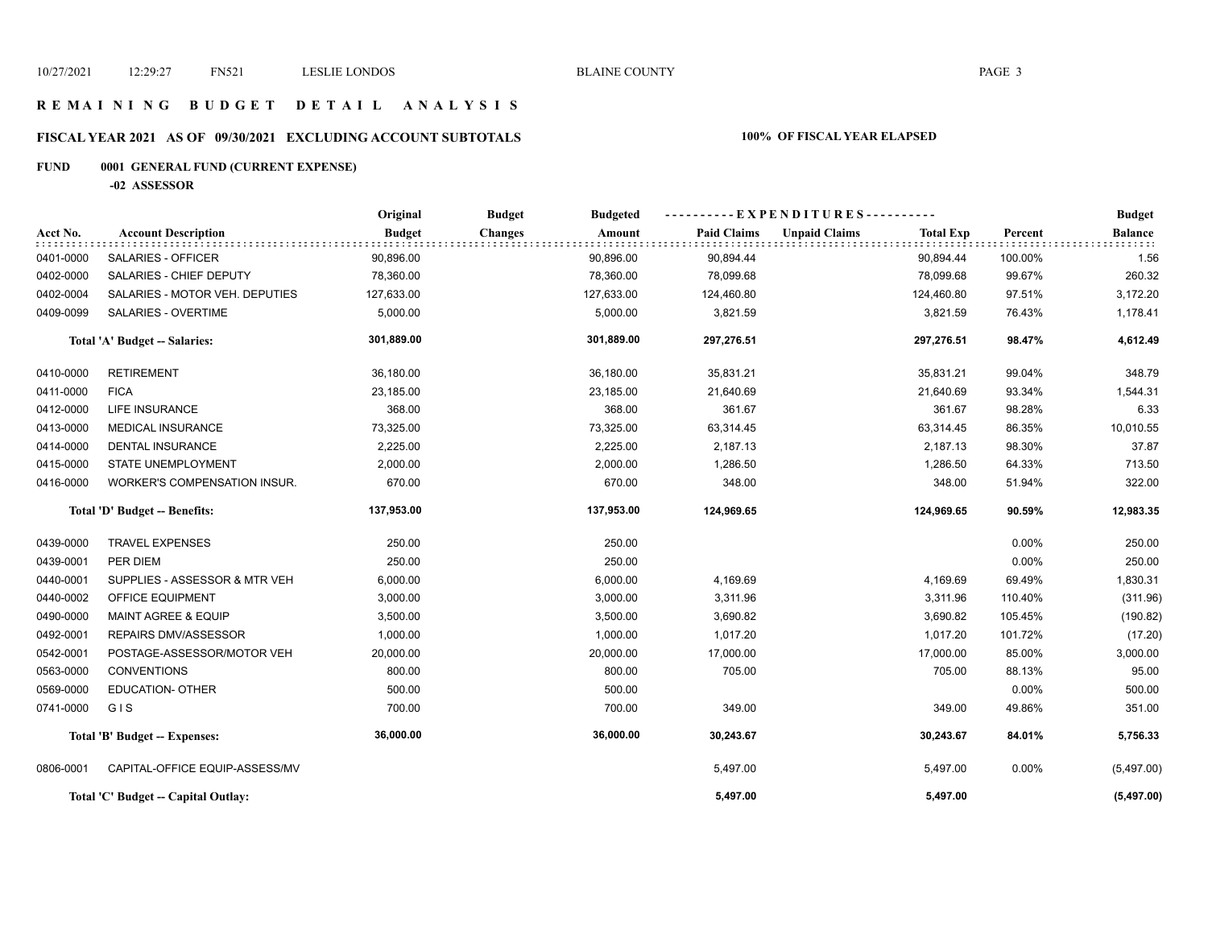# REMAINING BUDGET DETAIL ANALYSIS

## FISCAL YEAR 2021 AS OF 09/30/2021 EXCLUDING ACCOUNT SUBTOTALS

**100% OF FISCAL YEAR ELAPSED**

**FUND 0001 GENERAL FUND (CURRENT EXPENSE)**

**-02 ASSESSOR**

| Acct No. | Account Description | Original Budget | Budget Changes | Budgeted Amount | Paid Claims | Unpaid Claims | Total Exp | Percent | Budget Balance |
|---|---|---|---|---|---|---|---|---|---|
| 0401-0000 | SALARIES - OFFICER | 90,896.00 | | 90,896.00 | 90,894.44 | | 90,894.44 | 100.00% | 1.56 |
| 0402-0000 | SALARIES - CHIEF DEPUTY | 78,360.00 | | 78,360.00 | 78,099.68 | | 78,099.68 | 99.67% | 260.32 |
| 0402-0004 | SALARIES - MOTOR VEH. DEPUTIES | 127,633.00 | | 127,633.00 | 124,460.80 | | 124,460.80 | 97.51% | 3,172.20 |
| 0409-0099 | SALARIES - OVERTIME | 5,000.00 | | 5,000.00 | 3,821.59 | | 3,821.59 | 76.43% | 1,178.41 |
| | **Total 'A' Budget -- Salaries:** | **301,889.00** | | **301,889.00** | **297,276.51** | | **297,276.51** | **98.47%** | **4,612.49** |
| 0410-0000 | RETIREMENT | 36,180.00 | | 36,180.00 | 35,831.21 | | 35,831.21 | 99.04% | 348.79 |
| 0411-0000 | FICA | 23,185.00 | | 23,185.00 | 21,640.69 | | 21,640.69 | 93.34% | 1,544.31 |
| 0412-0000 | LIFE INSURANCE | 368.00 | | 368.00 | 361.67 | | 361.67 | 98.28% | 6.33 |
| 0413-0000 | MEDICAL INSURANCE | 73,325.00 | | 73,325.00 | 63,314.45 | | 63,314.45 | 86.35% | 10,010.55 |
| 0414-0000 | DENTAL INSURANCE | 2,225.00 | | 2,225.00 | 2,187.13 | | 2,187.13 | 98.30% | 37.87 |
| 0415-0000 | STATE UNEMPLOYMENT | 2,000.00 | | 2,000.00 | 1,286.50 | | 1,286.50 | 64.33% | 713.50 |
| 0416-0000 | WORKER'S COMPENSATION INSUR. | 670.00 | | 670.00 | 348.00 | | 348.00 | 51.94% | 322.00 |
| | **Total 'D' Budget -- Benefits:** | **137,953.00** | | **137,953.00** | **124,969.65** | | **124,969.65** | **90.59%** | **12,983.35** |
| 0439-0000 | TRAVEL EXPENSES | 250.00 | | 250.00 | | | | 0.00% | 250.00 |
| 0439-0001 | PER DIEM | 250.00 | | 250.00 | | | | 0.00% | 250.00 |
| 0440-0001 | SUPPLIES - ASSESSOR & MTR VEH | 6,000.00 | | 6,000.00 | 4,169.69 | | 4,169.69 | 69.49% | 1,830.31 |
| 0440-0002 | OFFICE EQUIPMENT | 3,000.00 | | 3,000.00 | 3,311.96 | | 3,311.96 | 110.40% | (311.96) |
| 0490-0000 | MAINT AGREE & EQUIP | 3,500.00 | | 3,500.00 | 3,690.82 | | 3,690.82 | 105.45% | (190.82) |
| 0492-0001 | REPAIRS DMV/ASSESSOR | 1,000.00 | | 1,000.00 | 1,017.20 | | 1,017.20 | 101.72% | (17.20) |
| 0542-0001 | POSTAGE-ASSESSOR/MOTOR VEH | 20,000.00 | | 20,000.00 | 17,000.00 | | 17,000.00 | 85.00% | 3,000.00 |
| 0563-0000 | CONVENTIONS | 800.00 | | 800.00 | 705.00 | | 705.00 | 88.13% | 95.00 |
| 0569-0000 | EDUCATION- OTHER | 500.00 | | 500.00 | | | | 0.00% | 500.00 |
| 0741-0000 | G I S | 700.00 | | 700.00 | 349.00 | | 349.00 | 49.86% | 351.00 |
| | **Total 'B' Budget -- Expenses:** | **36,000.00** | | **36,000.00** | **30,243.67** | | **30,243.67** | **84.01%** | **5,756.33** |
| 0806-0001 | CAPITAL-OFFICE EQUIP-ASSESS/MV | | | | 5,497.00 | | 5,497.00 | 0.00% | (5,497.00) |
| | **Total 'C' Budget -- Capital Outlay:** | | | | **5,497.00** | | **5,497.00** | | **(5,497.00)** |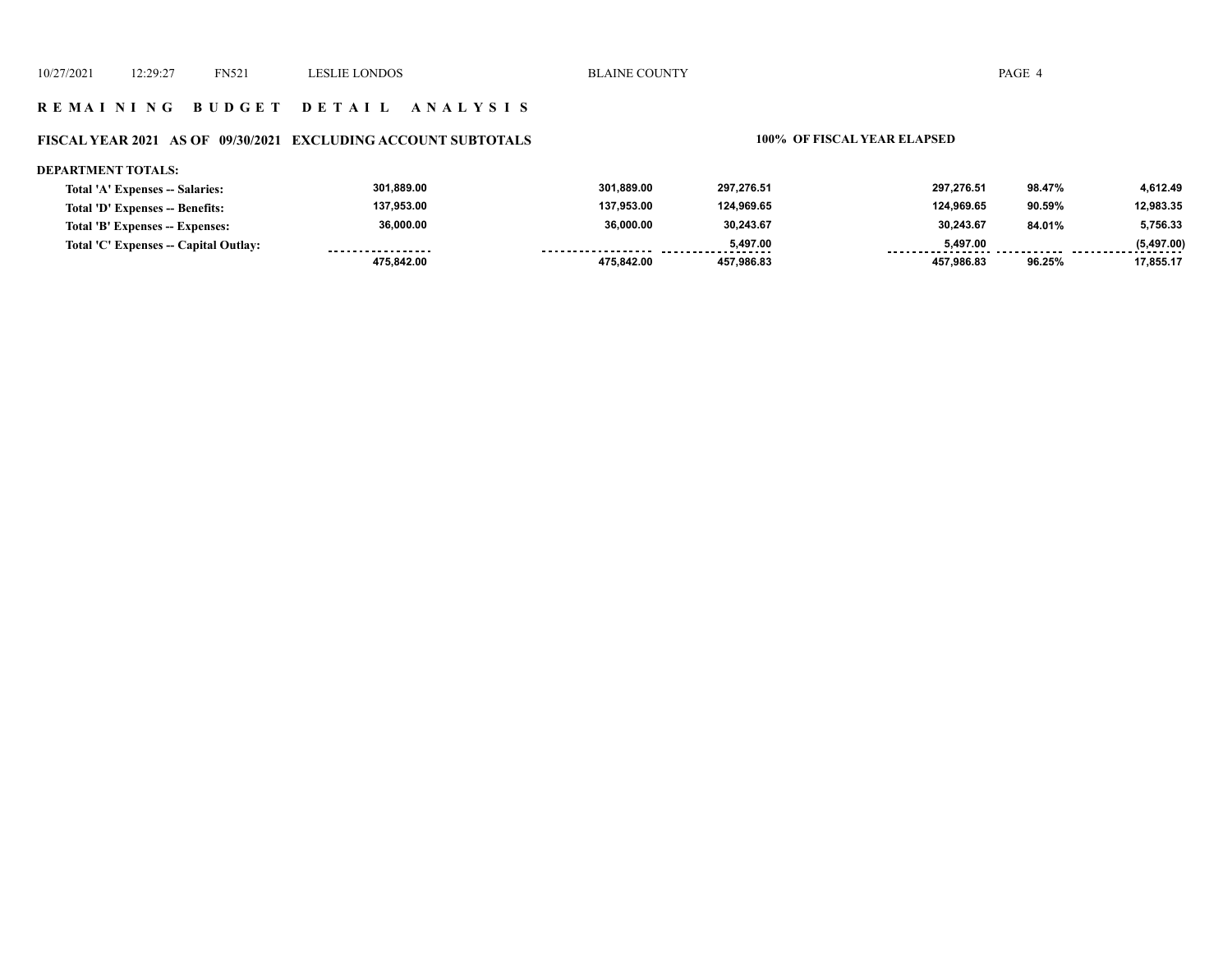# REMAINING BUDGET DETAIL ANALYSIS

## FISCAL YEAR 2021 AS OF 09/30/2021 EXCLUDING ACCOUNT SUBTOTALS

**100% OF FISCAL YEAR ELAPSED**

**DEPARTMENT TOTALS:**

| | | | | | | |
|---|---|---|---|---|---|---|
| **Total 'A' Expenses -- Salaries:** | 301,889.00 | 301,889.00 | 297,276.51 | 297,276.51 | 98.47% | 4,612.49 |
| **Total 'D' Expenses -- Benefits:** | 137,953.00 | 137,953.00 | 124,969.65 | 124,969.65 | 90.59% | 12,983.35 |
| **Total 'B' Expenses -- Expenses:** | 36,000.00 | 36,000.00 | 30,243.67 | 30,243.67 | 84.01% | 5,756.33 |
| **Total 'C' Expenses -- Capital Outlay:** | | | 5,497.00 | 5,497.00 | | (5,497.00) |
| | 475,842.00 | 475,842.00 | 457,986.83 | 457,986.83 | 96.25% | 17,855.17 |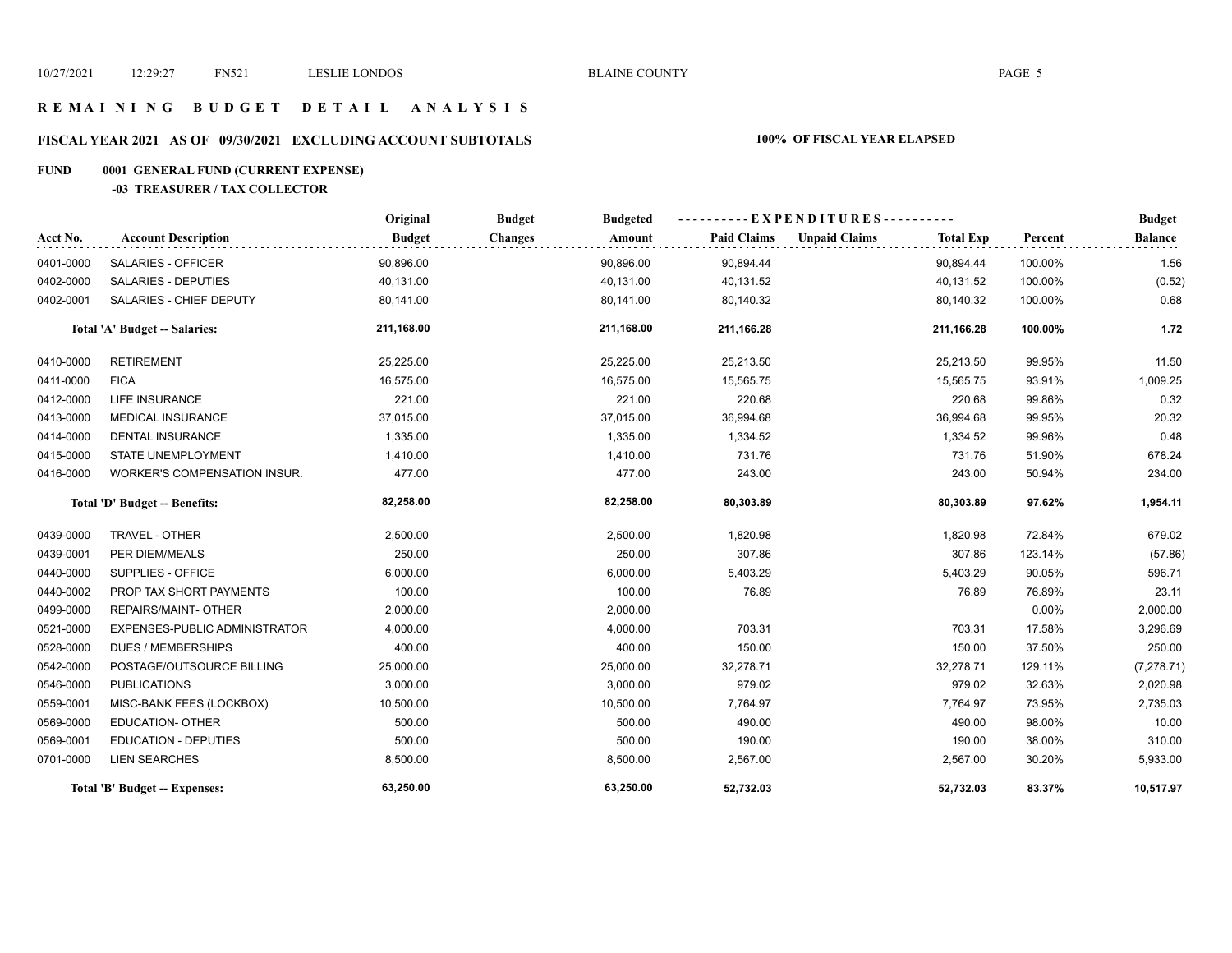# REMAINING BUDGET DETAIL ANALYSIS

## FISCAL YEAR 2021 AS OF 09/30/2021 EXCLUDING ACCOUNT SUBTOTALS — 100% OF FISCAL YEAR ELAPSED

### FUND 0001 GENERAL FUND (CURRENT EXPENSE)

#### -03 TREASURER / TAX COLLECTOR

| Acct No. | Account Description | Original Budget | Budget Changes | Budgeted Amount | Paid Claims | Unpaid Claims | Total Exp | Percent | Budget Balance |
|---|---|---|---|---|---|---|---|---|---|
| 0401-0000 | SALARIES - OFFICER | 90,896.00 | | 90,896.00 | 90,894.44 | | 90,894.44 | 100.00% | 1.56 |
| 0402-0000 | SALARIES - DEPUTIES | 40,131.00 | | 40,131.00 | 40,131.52 | | 40,131.52 | 100.00% | (0.52) |
| 0402-0001 | SALARIES - CHIEF DEPUTY | 80,141.00 | | 80,141.00 | 80,140.32 | | 80,140.32 | 100.00% | 0.68 |
| | **Total 'A' Budget -- Salaries:** | **211,168.00** | | **211,168.00** | **211,166.28** | | **211,166.28** | **100.00%** | **1.72** |
| 0410-0000 | RETIREMENT | 25,225.00 | | 25,225.00 | 25,213.50 | | 25,213.50 | 99.95% | 11.50 |
| 0411-0000 | FICA | 16,575.00 | | 16,575.00 | 15,565.75 | | 15,565.75 | 93.91% | 1,009.25 |
| 0412-0000 | LIFE INSURANCE | 221.00 | | 221.00 | 220.68 | | 220.68 | 99.86% | 0.32 |
| 0413-0000 | MEDICAL INSURANCE | 37,015.00 | | 37,015.00 | 36,994.68 | | 36,994.68 | 99.95% | 20.32 |
| 0414-0000 | DENTAL INSURANCE | 1,335.00 | | 1,335.00 | 1,334.52 | | 1,334.52 | 99.96% | 0.48 |
| 0415-0000 | STATE UNEMPLOYMENT | 1,410.00 | | 1,410.00 | 731.76 | | 731.76 | 51.90% | 678.24 |
| 0416-0000 | WORKER'S COMPENSATION INSUR. | 477.00 | | 477.00 | 243.00 | | 243.00 | 50.94% | 234.00 |
| | **Total 'D' Budget -- Benefits:** | **82,258.00** | | **82,258.00** | **80,303.89** | | **80,303.89** | **97.62%** | **1,954.11** |
| 0439-0000 | TRAVEL - OTHER | 2,500.00 | | 2,500.00 | 1,820.98 | | 1,820.98 | 72.84% | 679.02 |
| 0439-0001 | PER DIEM/MEALS | 250.00 | | 250.00 | 307.86 | | 307.86 | 123.14% | (57.86) |
| 0440-0000 | SUPPLIES - OFFICE | 6,000.00 | | 6,000.00 | 5,403.29 | | 5,403.29 | 90.05% | 596.71 |
| 0440-0002 | PROP TAX SHORT PAYMENTS | 100.00 | | 100.00 | 76.89 | | 76.89 | 76.89% | 23.11 |
| 0499-0000 | REPAIRS/MAINT- OTHER | 2,000.00 | | 2,000.00 | | | | 0.00% | 2,000.00 |
| 0521-0000 | EXPENSES-PUBLIC ADMINISTRATOR | 4,000.00 | | 4,000.00 | 703.31 | | 703.31 | 17.58% | 3,296.69 |
| 0528-0000 | DUES / MEMBERSHIPS | 400.00 | | 400.00 | 150.00 | | 150.00 | 37.50% | 250.00 |
| 0542-0000 | POSTAGE/OUTSOURCE BILLING | 25,000.00 | | 25,000.00 | 32,278.71 | | 32,278.71 | 129.11% | (7,278.71) |
| 0546-0000 | PUBLICATIONS | 3,000.00 | | 3,000.00 | 979.02 | | 979.02 | 32.63% | 2,020.98 |
| 0559-0001 | MISC-BANK FEES (LOCKBOX) | 10,500.00 | | 10,500.00 | 7,764.97 | | 7,764.97 | 73.95% | 2,735.03 |
| 0569-0000 | EDUCATION- OTHER | 500.00 | | 500.00 | 490.00 | | 490.00 | 98.00% | 10.00 |
| 0569-0001 | EDUCATION - DEPUTIES | 500.00 | | 500.00 | 190.00 | | 190.00 | 38.00% | 310.00 |
| 0701-0000 | LIEN SEARCHES | 8,500.00 | | 8,500.00 | 2,567.00 | | 2,567.00 | 30.20% | 5,933.00 |
| | **Total 'B' Budget -- Expenses:** | **63,250.00** | | **63,250.00** | **52,732.03** | | **52,732.03** | **83.37%** | **10,517.97** |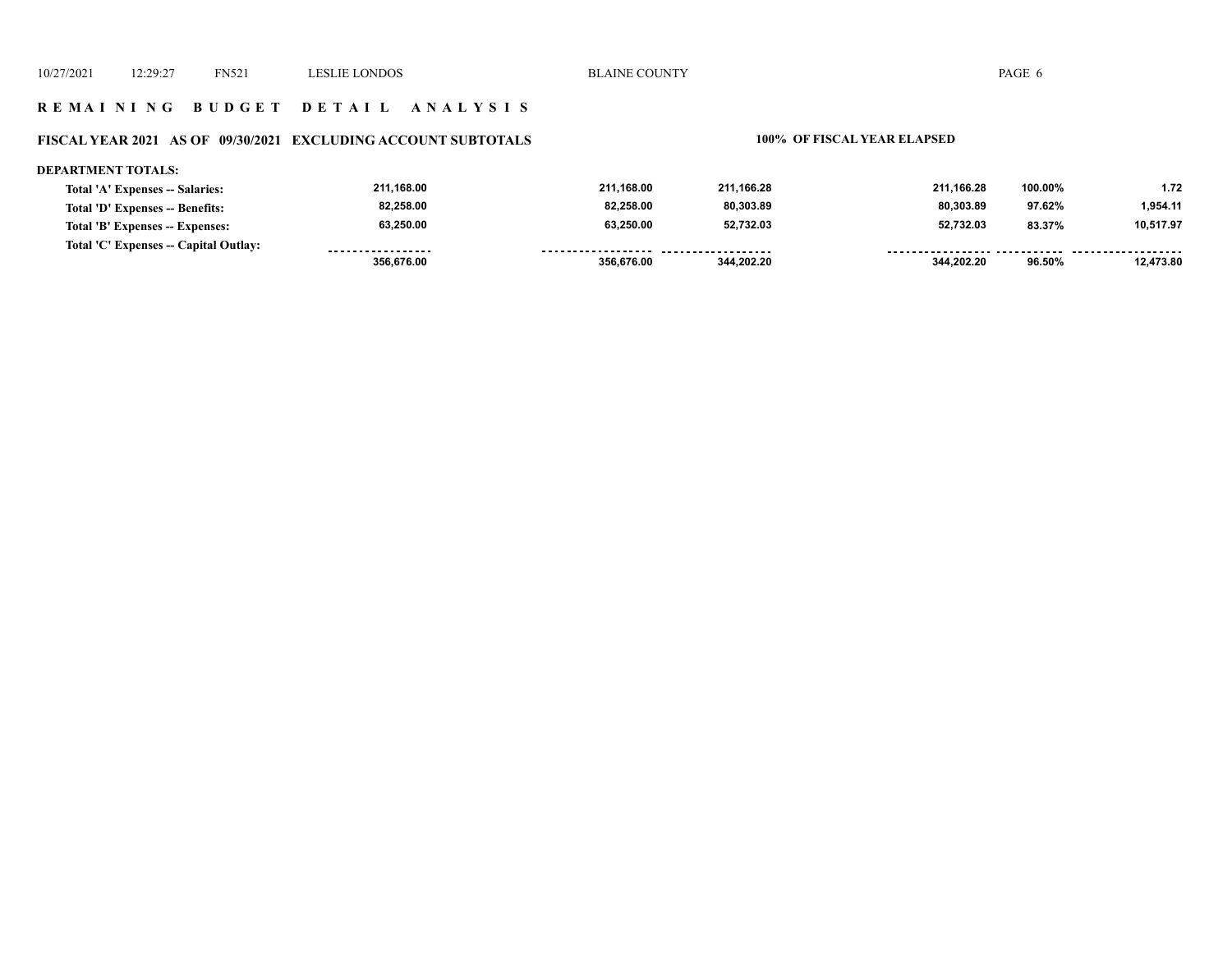## REMAINING BUDGET DETAIL ANALYSIS

### FISCAL YEAR 2021 AS OF 09/30/2021 EXCLUDING ACCOUNT SUBTOTALS

**100% OF FISCAL YEAR ELAPSED**

**DEPARTMENT TOTALS:**

| | | | | | | |
|---|---|---|---|---|---|---|
| Total 'A' Expenses -- Salaries: | 211,168.00 | 211,168.00 | 211,166.28 | 211,166.28 | 100.00% | 1.72 |
| Total 'D' Expenses -- Benefits: | 82,258.00 | 82,258.00 | 80,303.89 | 80,303.89 | 97.62% | 1,954.11 |
| Total 'B' Expenses -- Expenses: | 63,250.00 | 63,250.00 | 52,732.03 | 52,732.03 | 83.37% | 10,517.97 |
| Total 'C' Expenses -- Capital Outlay: | | | | | | |
| | 356,676.00 | 356,676.00 | 344,202.20 | 344,202.20 | 96.50% | 12,473.80 |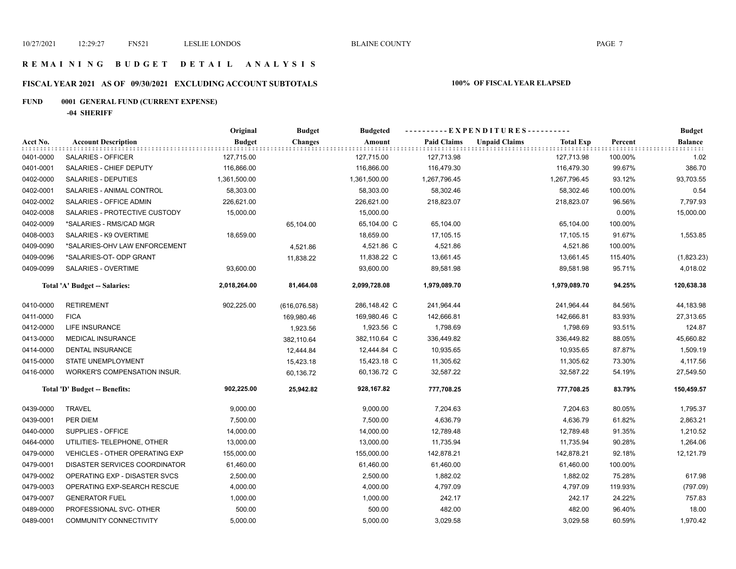# R E M A I N I N G   B U D G E T   D E T A I L   A N A L Y S I S

## FISCAL YEAR 2021 AS OF 09/30/2021 EXCLUDING ACCOUNT SUBTOTALS

**100% OF FISCAL YEAR ELAPSED**

### FUND 0001 GENERAL FUND (CURRENT EXPENSE)

**-04 SHERIFF**

| Acct No. | Account Description | Original Budget | Budget Changes | Budgeted Amount | Paid Claims | Unpaid Claims | Total Exp | Percent | Budget Balance |
|---|---|---|---|---|---|---|---|---|---|
| 0401-0000 | SALARIES - OFFICER | 127,715.00 | | 127,715.00 | 127,713.98 | | 127,713.98 | 100.00% | 1.02 |
| 0401-0001 | SALARIES - CHIEF DEPUTY | 116,866.00 | | 116,866.00 | 116,479.30 | | 116,479.30 | 99.67% | 386.70 |
| 0402-0000 | SALARIES - DEPUTIES | 1,361,500.00 | | 1,361,500.00 | 1,267,796.45 | | 1,267,796.45 | 93.12% | 93,703.55 |
| 0402-0001 | SALARIES - ANIMAL CONTROL | 58,303.00 | | 58,303.00 | 58,302.46 | | 58,302.46 | 100.00% | 0.54 |
| 0402-0002 | SALARIES - OFFICE ADMIN | 226,621.00 | | 226,621.00 | 218,823.07 | | 218,823.07 | 96.56% | 7,797.93 |
| 0402-0008 | SALARIES - PROTECTIVE CUSTODY | 15,000.00 | | 15,000.00 | | | | 0.00% | 15,000.00 |
| 0402-0009 | *SALARIES - RMS/CAD MGR | | 65,104.00 | 65,104.00 C | 65,104.00 | | 65,104.00 | 100.00% | |
| 0408-0003 | SALARIES - K9 OVERTIME | 18,659.00 | | 18,659.00 | 17,105.15 | | 17,105.15 | 91.67% | 1,553.85 |
| 0409-0090 | *SALARIES-OHV LAW ENFORCEMENT | | 4,521.86 | 4,521.86 C | 4,521.86 | | 4,521.86 | 100.00% | |
| 0409-0096 | *SALARIES-OT- ODP GRANT | | 11,838.22 | 11,838.22 C | 13,661.45 | | 13,661.45 | 115.40% | (1,823.23) |
| 0409-0099 | SALARIES - OVERTIME | 93,600.00 | | 93,600.00 | 89,581.98 | | 89,581.98 | 95.71% | 4,018.02 |
| | **Total 'A' Budget -- Salaries:** | **2,018,264.00** | **81,464.08** | **2,099,728.08** | **1,979,089.70** | | **1,979,089.70** | **94.25%** | **120,638.38** |
| 0410-0000 | RETIREMENT | 902,225.00 | (616,076.58) | 286,148.42 C | 241,964.44 | | 241,964.44 | 84.56% | 44,183.98 |
| 0411-0000 | FICA | | 169,980.46 | 169,980.46 C | 142,666.81 | | 142,666.81 | 83.93% | 27,313.65 |
| 0412-0000 | LIFE INSURANCE | | 1,923.56 | 1,923.56 C | 1,798.69 | | 1,798.69 | 93.51% | 124.87 |
| 0413-0000 | MEDICAL INSURANCE | | 382,110.64 | 382,110.64 C | 336,449.82 | | 336,449.82 | 88.05% | 45,660.82 |
| 0414-0000 | DENTAL INSURANCE | | 12,444.84 | 12,444.84 C | 10,935.65 | | 10,935.65 | 87.87% | 1,509.19 |
| 0415-0000 | STATE UNEMPLOYMENT | | 15,423.18 | 15,423.18 C | 11,305.62 | | 11,305.62 | 73.30% | 4,117.56 |
| 0416-0000 | WORKER'S COMPENSATION INSUR. | | 60,136.72 | 60,136.72 C | 32,587.22 | | 32,587.22 | 54.19% | 27,549.50 |
| | **Total 'D' Budget -- Benefits:** | **902,225.00** | **25,942.82** | **928,167.82** | **777,708.25** | | **777,708.25** | **83.79%** | **150,459.57** |
| 0439-0000 | TRAVEL | 9,000.00 | | 9,000.00 | 7,204.63 | | 7,204.63 | 80.05% | 1,795.37 |
| 0439-0001 | PER DIEM | 7,500.00 | | 7,500.00 | 4,636.79 | | 4,636.79 | 61.82% | 2,863.21 |
| 0440-0000 | SUPPLIES - OFFICE | 14,000.00 | | 14,000.00 | 12,789.48 | | 12,789.48 | 91.35% | 1,210.52 |
| 0464-0000 | UTILITIES- TELEPHONE, OTHER | 13,000.00 | | 13,000.00 | 11,735.94 | | 11,735.94 | 90.28% | 1,264.06 |
| 0479-0000 | VEHICLES - OTHER OPERATING EXP | 155,000.00 | | 155,000.00 | 142,878.21 | | 142,878.21 | 92.18% | 12,121.79 |
| 0479-0001 | DISASTER SERVICES COORDINATOR | 61,460.00 | | 61,460.00 | 61,460.00 | | 61,460.00 | 100.00% | |
| 0479-0002 | OPERATING EXP - DISASTER SVCS | 2,500.00 | | 2,500.00 | 1,882.02 | | 1,882.02 | 75.28% | 617.98 |
| 0479-0003 | OPERATING EXP-SEARCH RESCUE | 4,000.00 | | 4,000.00 | 4,797.09 | | 4,797.09 | 119.93% | (797.09) |
| 0479-0007 | GENERATOR FUEL | 1,000.00 | | 1,000.00 | 242.17 | | 242.17 | 24.22% | 757.83 |
| 0489-0000 | PROFESSIONAL SVC- OTHER | 500.00 | | 500.00 | 482.00 | | 482.00 | 96.40% | 18.00 |
| 0489-0001 | COMMUNITY CONNECTIVITY | 5,000.00 | | 5,000.00 | 3,029.58 | | 3,029.58 | 60.59% | 1,970.42 |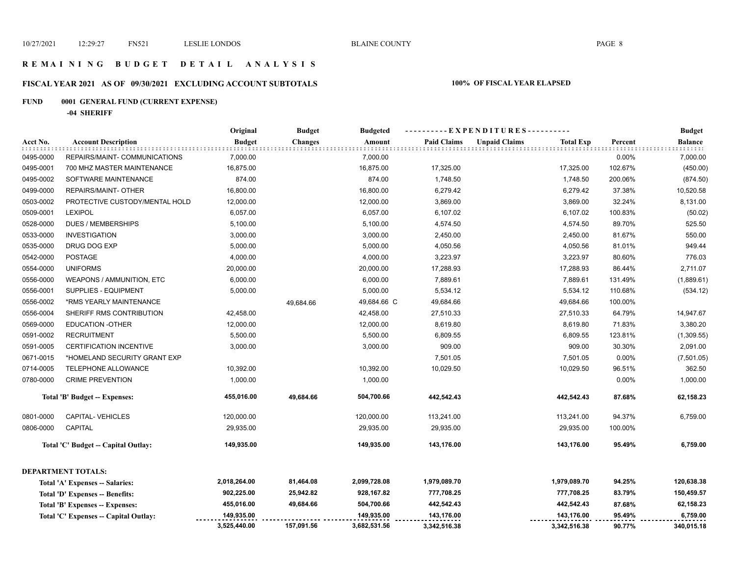# REMAINING BUDGET DETAIL ANALYSIS

## FISCAL YEAR 2021 AS OF 09/30/2021 EXCLUDING ACCOUNT SUBTOTALS

**100% OF FISCAL YEAR ELAPSED**

### FUND 0001 GENERAL FUND (CURRENT EXPENSE)

**-04 SHERIFF**

| Acct No. | Account Description | Original Budget | Budget Changes | Budgeted Amount | Paid Claims | Unpaid Claims | Total Exp | Percent | Budget Balance |
|---|---|---|---|---|---|---|---|---|---|
| 0495-0000 | REPAIRS/MAINT- COMMUNICATIONS | 7,000.00 | | 7,000.00 | | | | 0.00% | 7,000.00 |
| 0495-0001 | 700 MHZ MASTER MAINTENANCE | 16,875.00 | | 16,875.00 | 17,325.00 | | 17,325.00 | 102.67% | (450.00) |
| 0495-0002 | SOFTWARE MAINTENANCE | 874.00 | | 874.00 | 1,748.50 | | 1,748.50 | 200.06% | (874.50) |
| 0499-0000 | REPAIRS/MAINT- OTHER | 16,800.00 | | 16,800.00 | 6,279.42 | | 6,279.42 | 37.38% | 10,520.58 |
| 0503-0002 | PROTECTIVE CUSTODY/MENTAL HOLD | 12,000.00 | | 12,000.00 | 3,869.00 | | 3,869.00 | 32.24% | 8,131.00 |
| 0509-0001 | LEXIPOL | 6,057.00 | | 6,057.00 | 6,107.02 | | 6,107.02 | 100.83% | (50.02) |
| 0528-0000 | DUES / MEMBERSHIPS | 5,100.00 | | 5,100.00 | 4,574.50 | | 4,574.50 | 89.70% | 525.50 |
| 0533-0000 | INVESTIGATION | 3,000.00 | | 3,000.00 | 2,450.00 | | 2,450.00 | 81.67% | 550.00 |
| 0535-0000 | DRUG DOG EXP | 5,000.00 | | 5,000.00 | 4,050.56 | | 4,050.56 | 81.01% | 949.44 |
| 0542-0000 | POSTAGE | 4,000.00 | | 4,000.00 | 3,223.97 | | 3,223.97 | 80.60% | 776.03 |
| 0554-0000 | UNIFORMS | 20,000.00 | | 20,000.00 | 17,288.93 | | 17,288.93 | 86.44% | 2,711.07 |
| 0556-0000 | WEAPONS / AMMUNITION, ETC | 6,000.00 | | 6,000.00 | 7,889.61 | | 7,889.61 | 131.49% | (1,889.61) |
| 0556-0001 | SUPPLIES - EQUIPMENT | 5,000.00 | | 5,000.00 | 5,534.12 | | 5,534.12 | 110.68% | (534.12) |
| 0556-0002 | *RMS YEARLY MAINTENANCE | | 49,684.66 | 49,684.66 C | 49,684.66 | | 49,684.66 | 100.00% | |
| 0556-0004 | SHERIFF RMS CONTRIBUTION | 42,458.00 | | 42,458.00 | 27,510.33 | | 27,510.33 | 64.79% | 14,947.67 |
| 0569-0000 | EDUCATION -OTHER | 12,000.00 | | 12,000.00 | 8,619.80 | | 8,619.80 | 71.83% | 3,380.20 |
| 0591-0002 | RECRUITMENT | 5,500.00 | | 5,500.00 | 6,809.55 | | 6,809.55 | 123.81% | (1,309.55) |
| 0591-0005 | CERTIFICATION INCENTIVE | 3,000.00 | | 3,000.00 | 909.00 | | 909.00 | 30.30% | 2,091.00 |
| 0671-0015 | *HOMELAND SECURITY GRANT EXP | | | | 7,501.05 | | 7,501.05 | 0.00% | (7,501.05) |
| 0714-0005 | TELEPHONE ALLOWANCE | 10,392.00 | | 10,392.00 | 10,029.50 | | 10,029.50 | 96.51% | 362.50 |
| 0780-0000 | CRIME PREVENTION | 1,000.00 | | 1,000.00 | | | | 0.00% | 1,000.00 |
| | **Total 'B' Budget -- Expenses:** | **455,016.00** | **49,684.66** | **504,700.66** | **442,542.43** | | **442,542.43** | **87.68%** | **62,158.23** |
| 0801-0000 | CAPITAL- VEHICLES | 120,000.00 | | 120,000.00 | 113,241.00 | | 113,241.00 | 94.37% | 6,759.00 |
| 0806-0000 | CAPITAL | 29,935.00 | | 29,935.00 | 29,935.00 | | 29,935.00 | 100.00% | |
| | **Total 'C' Budget -- Capital Outlay:** | **149,935.00** | | **149,935.00** | **143,176.00** | | **143,176.00** | **95.49%** | **6,759.00** |

**DEPARTMENT TOTALS:**

| | Original Budget | Budget Changes | Budgeted Amount | Paid Claims | Unpaid Claims | Total Exp | Percent | Budget Balance |
|---|---|---|---|---|---|---|---|---|
| **Total 'A' Expenses -- Salaries:** | 2,018,264.00 | 81,464.08 | 2,099,728.08 | 1,979,089.70 | | 1,979,089.70 | 94.25% | 120,638.38 |
| **Total 'D' Expenses -- Benefits:** | 902,225.00 | 25,942.82 | 928,167.82 | 777,708.25 | | 777,708.25 | 83.79% | 150,459.57 |
| **Total 'B' Expenses -- Expenses:** | 455,016.00 | 49,684.66 | 504,700.66 | 442,542.43 | | 442,542.43 | 87.68% | 62,158.23 |
| **Total 'C' Expenses -- Capital Outlay:** | 149,935.00 | | 149,935.00 | 143,176.00 | | 143,176.00 | 95.49% | 6,759.00 |
| | 3,525,440.00 | 157,091.56 | 3,682,531.56 | 3,342,516.38 | | 3,342,516.38 | 90.77% | 340,015.18 |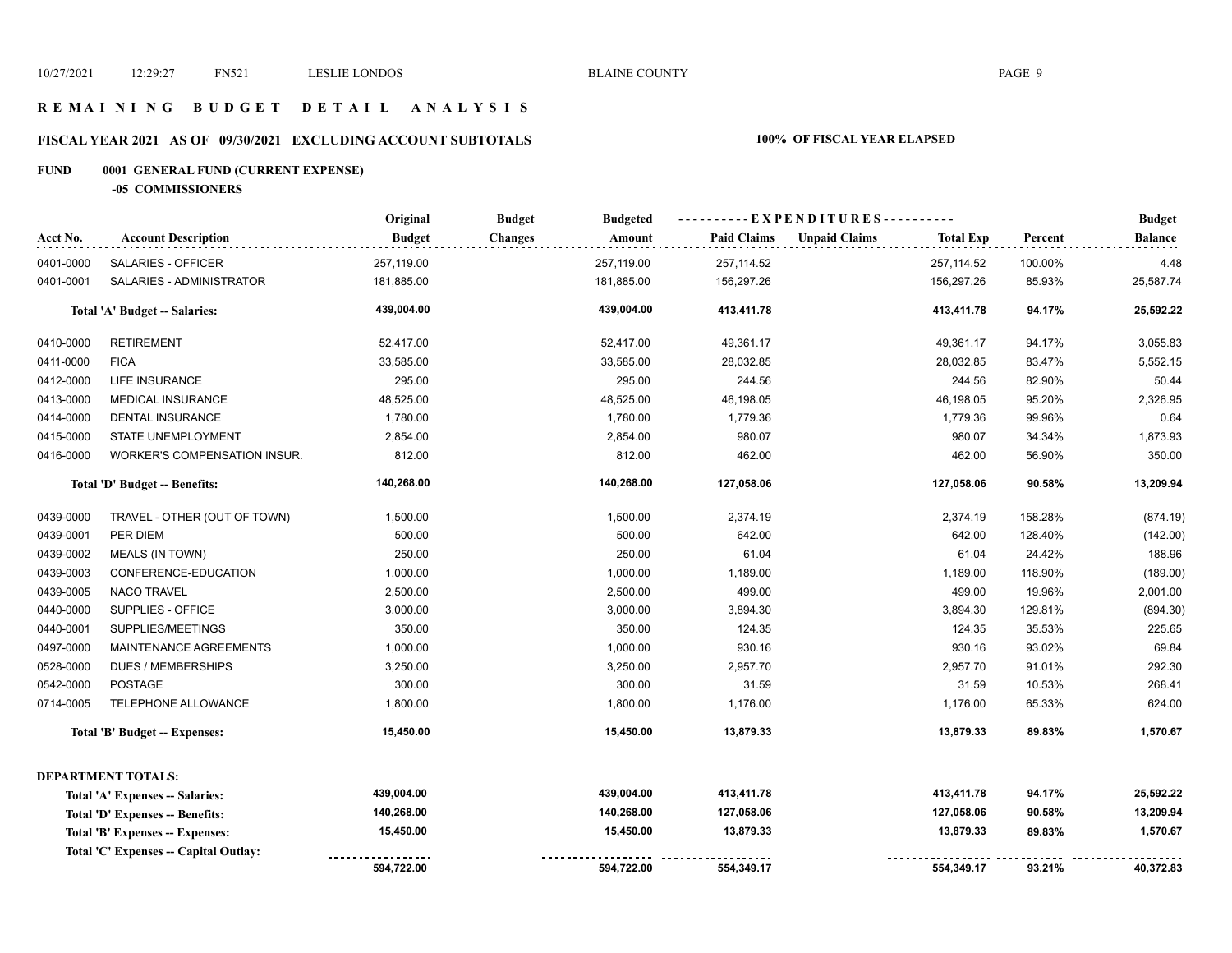# REMAINING BUDGET DETAIL ANALYSIS

## FISCAL YEAR 2021 AS OF 09/30/2021 EXCLUDING ACCOUNT SUBTOTALS

**100% OF FISCAL YEAR ELAPSED**

**FUND 0001 GENERAL FUND (CURRENT EXPENSE)**

**-05 COMMISSIONERS**

| Acct No. | Account Description | Original Budget | Budget Changes | Budgeted Amount | Paid Claims | Unpaid Claims | Total Exp | Percent | Budget Balance |
|---|---|---|---|---|---|---|---|---|---|
| 0401-0000 | SALARIES - OFFICER | 257,119.00 | | 257,119.00 | 257,114.52 | | 257,114.52 | 100.00% | 4.48 |
| 0401-0001 | SALARIES - ADMINISTRATOR | 181,885.00 | | 181,885.00 | 156,297.26 | | 156,297.26 | 85.93% | 25,587.74 |
| | **Total 'A' Budget -- Salaries:** | **439,004.00** | | **439,004.00** | **413,411.78** | | **413,411.78** | **94.17%** | **25,592.22** |
| 0410-0000 | RETIREMENT | 52,417.00 | | 52,417.00 | 49,361.17 | | 49,361.17 | 94.17% | 3,055.83 |
| 0411-0000 | FICA | 33,585.00 | | 33,585.00 | 28,032.85 | | 28,032.85 | 83.47% | 5,552.15 |
| 0412-0000 | LIFE INSURANCE | 295.00 | | 295.00 | 244.56 | | 244.56 | 82.90% | 50.44 |
| 0413-0000 | MEDICAL INSURANCE | 48,525.00 | | 48,525.00 | 46,198.05 | | 46,198.05 | 95.20% | 2,326.95 |
| 0414-0000 | DENTAL INSURANCE | 1,780.00 | | 1,780.00 | 1,779.36 | | 1,779.36 | 99.96% | 0.64 |
| 0415-0000 | STATE UNEMPLOYMENT | 2,854.00 | | 2,854.00 | 980.07 | | 980.07 | 34.34% | 1,873.93 |
| 0416-0000 | WORKER'S COMPENSATION INSUR. | 812.00 | | 812.00 | 462.00 | | 462.00 | 56.90% | 350.00 |
| | **Total 'D' Budget -- Benefits:** | **140,268.00** | | **140,268.00** | **127,058.06** | | **127,058.06** | **90.58%** | **13,209.94** |
| 0439-0000 | TRAVEL - OTHER (OUT OF TOWN) | 1,500.00 | | 1,500.00 | 2,374.19 | | 2,374.19 | 158.28% | (874.19) |
| 0439-0001 | PER DIEM | 500.00 | | 500.00 | 642.00 | | 642.00 | 128.40% | (142.00) |
| 0439-0002 | MEALS (IN TOWN) | 250.00 | | 250.00 | 61.04 | | 61.04 | 24.42% | 188.96 |
| 0439-0003 | CONFERENCE-EDUCATION | 1,000.00 | | 1,000.00 | 1,189.00 | | 1,189.00 | 118.90% | (189.00) |
| 0439-0005 | NACO TRAVEL | 2,500.00 | | 2,500.00 | 499.00 | | 499.00 | 19.96% | 2,001.00 |
| 0440-0000 | SUPPLIES - OFFICE | 3,000.00 | | 3,000.00 | 3,894.30 | | 3,894.30 | 129.81% | (894.30) |
| 0440-0001 | SUPPLIES/MEETINGS | 350.00 | | 350.00 | 124.35 | | 124.35 | 35.53% | 225.65 |
| 0497-0000 | MAINTENANCE AGREEMENTS | 1,000.00 | | 1,000.00 | 930.16 | | 930.16 | 93.02% | 69.84 |
| 0528-0000 | DUES / MEMBERSHIPS | 3,250.00 | | 3,250.00 | 2,957.70 | | 2,957.70 | 91.01% | 292.30 |
| 0542-0000 | POSTAGE | 300.00 | | 300.00 | 31.59 | | 31.59 | 10.53% | 268.41 |
| 0714-0005 | TELEPHONE ALLOWANCE | 1,800.00 | | 1,800.00 | 1,176.00 | | 1,176.00 | 65.33% | 624.00 |
| | **Total 'B' Budget -- Expenses:** | **15,450.00** | | **15,450.00** | **13,879.33** | | **13,879.33** | **89.83%** | **1,570.67** |

**DEPARTMENT TOTALS:**

| | Original Budget | Budget Changes | Budgeted Amount | Paid Claims | Unpaid Claims | Total Exp | Percent | Budget Balance |
|---|---|---|---|---|---|---|---|---|
| **Total 'A' Expenses -- Salaries:** | **439,004.00** | | **439,004.00** | **413,411.78** | | **413,411.78** | **94.17%** | **25,592.22** |
| **Total 'D' Expenses -- Benefits:** | **140,268.00** | | **140,268.00** | **127,058.06** | | **127,058.06** | **90.58%** | **13,209.94** |
| **Total 'B' Expenses -- Expenses:** | **15,450.00** | | **15,450.00** | **13,879.33** | | **13,879.33** | **89.83%** | **1,570.67** |
| **Total 'C' Expenses -- Capital Outlay:** | | | | | | | | |
| | **594,722.00** | | **594,722.00** | **554,349.17** | | **554,349.17** | **93.21%** | **40,372.83** |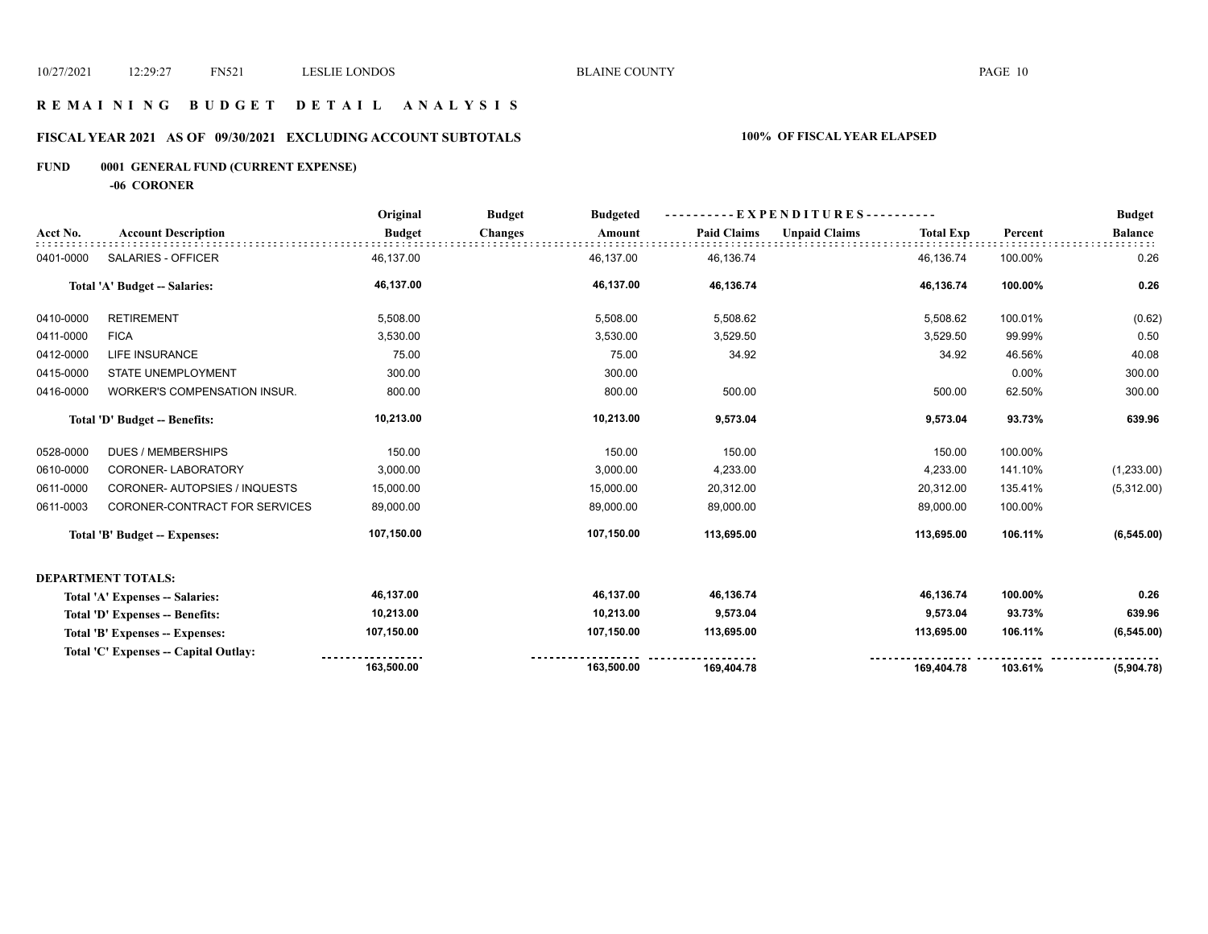# REMAINING BUDGET DETAIL ANALYSIS

## FISCAL YEAR 2021 AS OF 09/30/2021 EXCLUDING ACCOUNT SUBTOTALS

**100% OF FISCAL YEAR ELAPSED**

**FUND 0001 GENERAL FUND (CURRENT EXPENSE)**

**-06 CORONER**

| Acct No. | Account Description | Original Budget | Budget Changes | Budgeted Amount | EXPENDITURES Paid Claims | EXPENDITURES Unpaid Claims | EXPENDITURES Total Exp | Percent | Budget Balance |
|---|---|---|---|---|---|---|---|---|---|
| 0401-0000 | SALARIES - OFFICER | 46,137.00 | | 46,137.00 | 46,136.74 | | 46,136.74 | 100.00% | 0.26 |
| | **Total 'A' Budget -- Salaries:** | **46,137.00** | | **46,137.00** | **46,136.74** | | **46,136.74** | **100.00%** | **0.26** |
| 0410-0000 | RETIREMENT | 5,508.00 | | 5,508.00 | 5,508.62 | | 5,508.62 | 100.01% | (0.62) |
| 0411-0000 | FICA | 3,530.00 | | 3,530.00 | 3,529.50 | | 3,529.50 | 99.99% | 0.50 |
| 0412-0000 | LIFE INSURANCE | 75.00 | | 75.00 | 34.92 | | 34.92 | 46.56% | 40.08 |
| 0415-0000 | STATE UNEMPLOYMENT | 300.00 | | 300.00 | | | | 0.00% | 300.00 |
| 0416-0000 | WORKER'S COMPENSATION INSUR. | 800.00 | | 800.00 | 500.00 | | 500.00 | 62.50% | 300.00 |
| | **Total 'D' Budget -- Benefits:** | **10,213.00** | | **10,213.00** | **9,573.04** | | **9,573.04** | **93.73%** | **639.96** |
| 0528-0000 | DUES / MEMBERSHIPS | 150.00 | | 150.00 | 150.00 | | 150.00 | 100.00% | |
| 0610-0000 | CORONER- LABORATORY | 3,000.00 | | 3,000.00 | 4,233.00 | | 4,233.00 | 141.10% | (1,233.00) |
| 0611-0000 | CORONER- AUTOPSIES / INQUESTS | 15,000.00 | | 15,000.00 | 20,312.00 | | 20,312.00 | 135.41% | (5,312.00) |
| 0611-0003 | CORONER-CONTRACT FOR SERVICES | 89,000.00 | | 89,000.00 | 89,000.00 | | 89,000.00 | 100.00% | |
| | **Total 'B' Budget -- Expenses:** | **107,150.00** | | **107,150.00** | **113,695.00** | | **113,695.00** | **106.11%** | **(6,545.00)** |
| | **DEPARTMENT TOTALS:** | | | | | | | | |
| | **Total 'A' Expenses -- Salaries:** | **46,137.00** | | **46,137.00** | **46,136.74** | | **46,136.74** | **100.00%** | **0.26** |
| | **Total 'D' Expenses -- Benefits:** | **10,213.00** | | **10,213.00** | **9,573.04** | | **9,573.04** | **93.73%** | **639.96** |
| | **Total 'B' Expenses -- Expenses:** | **107,150.00** | | **107,150.00** | **113,695.00** | | **113,695.00** | **106.11%** | **(6,545.00)** |
| | **Total 'C' Expenses -- Capital Outlay:** | | | | | | | | |
| | | **163,500.00** | | **163,500.00** | **169,404.78** | | **169,404.78** | **103.61%** | **(5,904.78)** |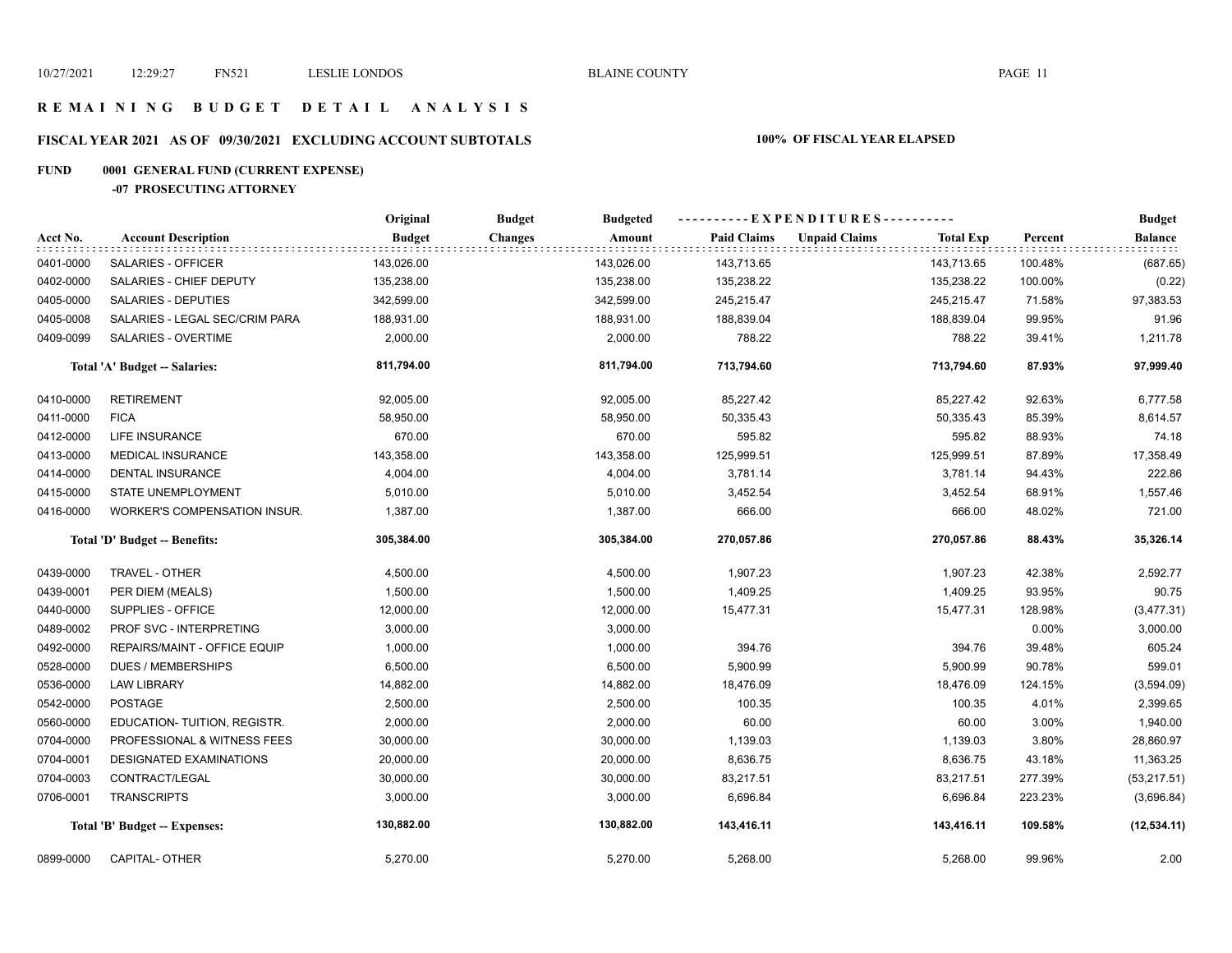# REMAINING BUDGET DETAIL ANALYSIS

## FISCAL YEAR 2021 AS OF 09/30/2021 EXCLUDING ACCOUNT SUBTOTALS — 100% OF FISCAL YEAR ELAPSED

### FUND 0001 GENERAL FUND (CURRENT EXPENSE)

#### -07 PROSECUTING ATTORNEY

| Acct No. | Account Description | Original Budget | Budget Changes | Budgeted Amount | Paid Claims | Unpaid Claims | Total Exp | Percent | Budget Balance |
|---|---|---|---|---|---|---|---|---|---|
| 0401-0000 | SALARIES - OFFICER | 143,026.00 | | 143,026.00 | 143,713.65 | | 143,713.65 | 100.48% | (687.65) |
| 0402-0000 | SALARIES - CHIEF DEPUTY | 135,238.00 | | 135,238.00 | 135,238.22 | | 135,238.22 | 100.00% | (0.22) |
| 0405-0000 | SALARIES - DEPUTIES | 342,599.00 | | 342,599.00 | 245,215.47 | | 245,215.47 | 71.58% | 97,383.53 |
| 0405-0008 | SALARIES - LEGAL SEC/CRIM PARA | 188,931.00 | | 188,931.00 | 188,839.04 | | 188,839.04 | 99.95% | 91.96 |
| 0409-0099 | SALARIES - OVERTIME | 2,000.00 | | 2,000.00 | 788.22 | | 788.22 | 39.41% | 1,211.78 |
| | **Total 'A' Budget -- Salaries:** | **811,794.00** | | **811,794.00** | **713,794.60** | | **713,794.60** | **87.93%** | **97,999.40** |
| 0410-0000 | RETIREMENT | 92,005.00 | | 92,005.00 | 85,227.42 | | 85,227.42 | 92.63% | 6,777.58 |
| 0411-0000 | FICA | 58,950.00 | | 58,950.00 | 50,335.43 | | 50,335.43 | 85.39% | 8,614.57 |
| 0412-0000 | LIFE INSURANCE | 670.00 | | 670.00 | 595.82 | | 595.82 | 88.93% | 74.18 |
| 0413-0000 | MEDICAL INSURANCE | 143,358.00 | | 143,358.00 | 125,999.51 | | 125,999.51 | 87.89% | 17,358.49 |
| 0414-0000 | DENTAL INSURANCE | 4,004.00 | | 4,004.00 | 3,781.14 | | 3,781.14 | 94.43% | 222.86 |
| 0415-0000 | STATE UNEMPLOYMENT | 5,010.00 | | 5,010.00 | 3,452.54 | | 3,452.54 | 68.91% | 1,557.46 |
| 0416-0000 | WORKER'S COMPENSATION INSUR. | 1,387.00 | | 1,387.00 | 666.00 | | 666.00 | 48.02% | 721.00 |
| | **Total 'D' Budget -- Benefits:** | **305,384.00** | | **305,384.00** | **270,057.86** | | **270,057.86** | **88.43%** | **35,326.14** |
| 0439-0000 | TRAVEL - OTHER | 4,500.00 | | 4,500.00 | 1,907.23 | | 1,907.23 | 42.38% | 2,592.77 |
| 0439-0001 | PER DIEM (MEALS) | 1,500.00 | | 1,500.00 | 1,409.25 | | 1,409.25 | 93.95% | 90.75 |
| 0440-0000 | SUPPLIES - OFFICE | 12,000.00 | | 12,000.00 | 15,477.31 | | 15,477.31 | 128.98% | (3,477.31) |
| 0489-0002 | PROF SVC - INTERPRETING | 3,000.00 | | 3,000.00 | | | | 0.00% | 3,000.00 |
| 0492-0000 | REPAIRS/MAINT - OFFICE EQUIP | 1,000.00 | | 1,000.00 | 394.76 | | 394.76 | 39.48% | 605.24 |
| 0528-0000 | DUES / MEMBERSHIPS | 6,500.00 | | 6,500.00 | 5,900.99 | | 5,900.99 | 90.78% | 599.01 |
| 0536-0000 | LAW LIBRARY | 14,882.00 | | 14,882.00 | 18,476.09 | | 18,476.09 | 124.15% | (3,594.09) |
| 0542-0000 | POSTAGE | 2,500.00 | | 2,500.00 | 100.35 | | 100.35 | 4.01% | 2,399.65 |
| 0560-0000 | EDUCATION- TUITION, REGISTR. | 2,000.00 | | 2,000.00 | 60.00 | | 60.00 | 3.00% | 1,940.00 |
| 0704-0000 | PROFESSIONAL & WITNESS FEES | 30,000.00 | | 30,000.00 | 1,139.03 | | 1,139.03 | 3.80% | 28,860.97 |
| 0704-0001 | DESIGNATED EXAMINATIONS | 20,000.00 | | 20,000.00 | 8,636.75 | | 8,636.75 | 43.18% | 11,363.25 |
| 0704-0003 | CONTRACT/LEGAL | 30,000.00 | | 30,000.00 | 83,217.51 | | 83,217.51 | 277.39% | (53,217.51) |
| 0706-0001 | TRANSCRIPTS | 3,000.00 | | 3,000.00 | 6,696.84 | | 6,696.84 | 223.23% | (3,696.84) |
| | **Total 'B' Budget -- Expenses:** | **130,882.00** | | **130,882.00** | **143,416.11** | | **143,416.11** | **109.58%** | **(12,534.11)** |
| 0899-0000 | CAPITAL- OTHER | 5,270.00 | | 5,270.00 | 5,268.00 | | 5,268.00 | 99.96% | 2.00 |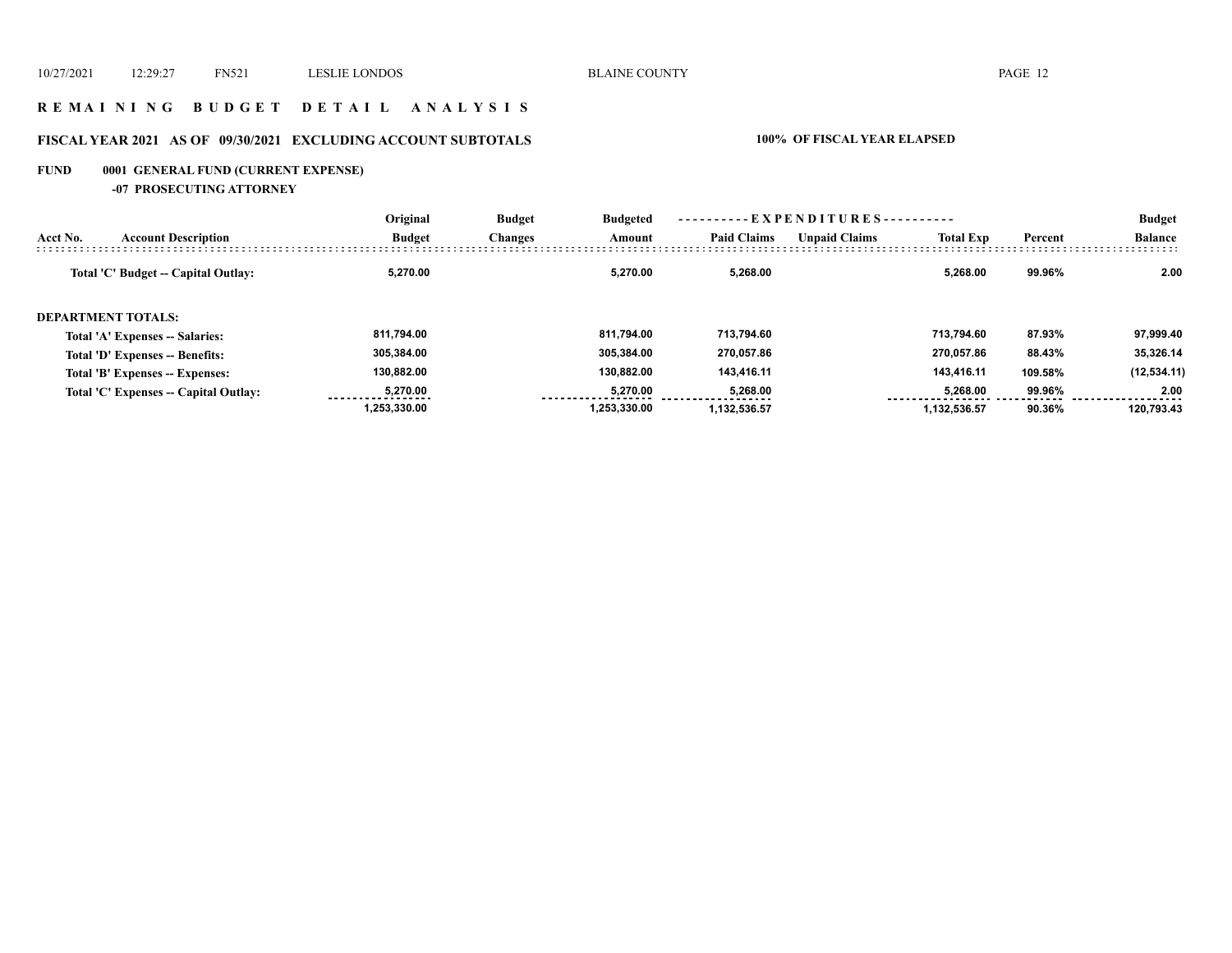## R E M A I N I N G   B U D G E T   D E T A I L   A N A L Y S I S

### FISCAL YEAR 2021 AS OF 09/30/2021 EXCLUDING ACCOUNT SUBTOTALS — 100% OF FISCAL YEAR ELAPSED

### FUND 0001 GENERAL FUND (CURRENT EXPENSE)

#### -07 PROSECUTING ATTORNEY

| Acct No. | Account Description | Original Budget | Budget Changes | Budgeted Amount | Paid Claims | Unpaid Claims | Total Exp | Percent | Budget Balance |
|---|---|---|---|---|---|---|---|---|---|
| | Total 'C' Budget -- Capital Outlay: | 5,270.00 | | 5,270.00 | 5,268.00 | | 5,268.00 | 99.96% | 2.00 |
| | **DEPARTMENT TOTALS:** | | | | | | | | |
| | Total 'A' Expenses -- Salaries: | 811,794.00 | | 811,794.00 | 713,794.60 | | 713,794.60 | 87.93% | 97,999.40 |
| | Total 'D' Expenses -- Benefits: | 305,384.00 | | 305,384.00 | 270,057.86 | | 270,057.86 | 88.43% | 35,326.14 |
| | Total 'B' Expenses -- Expenses: | 130,882.00 | | 130,882.00 | 143,416.11 | | 143,416.11 | 109.58% | (12,534.11) |
| | Total 'C' Expenses -- Capital Outlay: | 5,270.00 | | 5,270.00 | 5,268.00 | | 5,268.00 | 99.96% | 2.00 |
| | | 1,253,330.00 | | 1,253,330.00 | 1,132,536.57 | | 1,132,536.57 | 90.36% | 120,793.43 |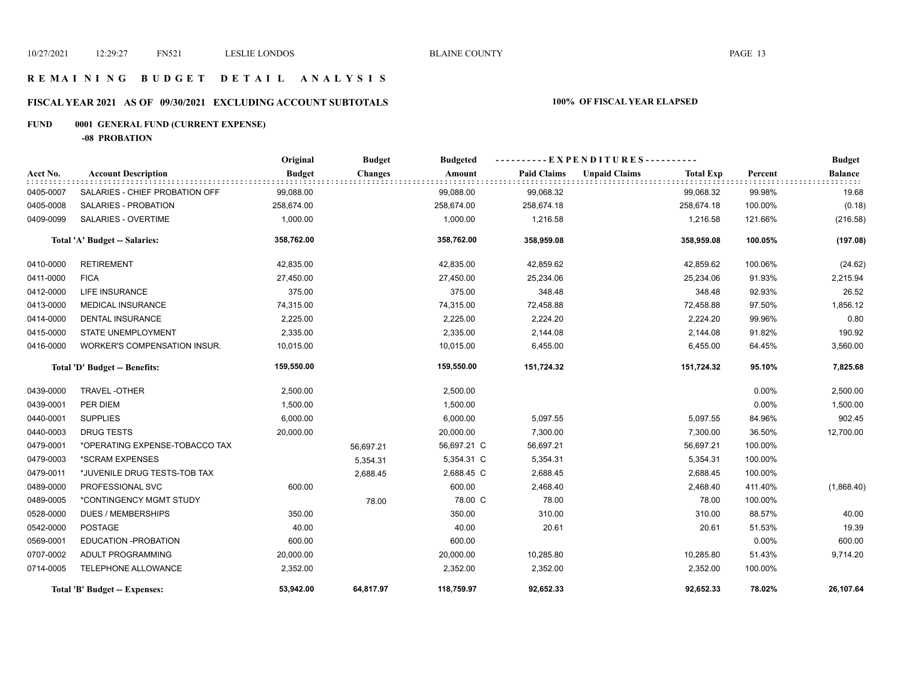# REMAINING BUDGET DETAIL ANALYSIS

## FISCAL YEAR 2021 AS OF 09/30/2021 EXCLUDING ACCOUNT SUBTOTALS

**100% OF FISCAL YEAR ELAPSED**

### FUND 0001 GENERAL FUND (CURRENT EXPENSE)

**-08 PROBATION**

| Acct No. | Account Description | Original Budget | Budget Changes | Budgeted Amount | Paid Claims | Unpaid Claims | Total Exp | Percent | Budget Balance |
|---|---|---|---|---|---|---|---|---|---|
| 0405-0007 | SALARIES - CHIEF PROBATION OFF | 99,088.00 | | 99,088.00 | 99,068.32 | | 99,068.32 | 99.98% | 19.68 |
| 0405-0008 | SALARIES - PROBATION | 258,674.00 | | 258,674.00 | 258,674.18 | | 258,674.18 | 100.00% | (0.18) |
| 0409-0099 | SALARIES - OVERTIME | 1,000.00 | | 1,000.00 | 1,216.58 | | 1,216.58 | 121.66% | (216.58) |
| | **Total 'A' Budget -- Salaries:** | **358,762.00** | | **358,762.00** | **358,959.08** | | **358,959.08** | **100.05%** | **(197.08)** |
| 0410-0000 | RETIREMENT | 42,835.00 | | 42,835.00 | 42,859.62 | | 42,859.62 | 100.06% | (24.62) |
| 0411-0000 | FICA | 27,450.00 | | 27,450.00 | 25,234.06 | | 25,234.06 | 91.93% | 2,215.94 |
| 0412-0000 | LIFE INSURANCE | 375.00 | | 375.00 | 348.48 | | 348.48 | 92.93% | 26.52 |
| 0413-0000 | MEDICAL INSURANCE | 74,315.00 | | 74,315.00 | 72,458.88 | | 72,458.88 | 97.50% | 1,856.12 |
| 0414-0000 | DENTAL INSURANCE | 2,225.00 | | 2,225.00 | 2,224.20 | | 2,224.20 | 99.96% | 0.80 |
| 0415-0000 | STATE UNEMPLOYMENT | 2,335.00 | | 2,335.00 | 2,144.08 | | 2,144.08 | 91.82% | 190.92 |
| 0416-0000 | WORKER'S COMPENSATION INSUR. | 10,015.00 | | 10,015.00 | 6,455.00 | | 6,455.00 | 64.45% | 3,560.00 |
| | **Total 'D' Budget -- Benefits:** | **159,550.00** | | **159,550.00** | **151,724.32** | | **151,724.32** | **95.10%** | **7,825.68** |
| 0439-0000 | TRAVEL -OTHER | 2,500.00 | | 2,500.00 | | | | 0.00% | 2,500.00 |
| 0439-0001 | PER DIEM | 1,500.00 | | 1,500.00 | | | | 0.00% | 1,500.00 |
| 0440-0001 | SUPPLIES | 6,000.00 | | 6,000.00 | 5,097.55 | | 5,097.55 | 84.96% | 902.45 |
| 0440-0003 | DRUG TESTS | 20,000.00 | | 20,000.00 | 7,300.00 | | 7,300.00 | 36.50% | 12,700.00 |
| 0479-0001 | *OPERATING EXPENSE-TOBACCO TAX | | 56,697.21 | 56,697.21 C | 56,697.21 | | 56,697.21 | 100.00% | |
| 0479-0003 | *SCRAM EXPENSES | | 5,354.31 | 5,354.31 C | 5,354.31 | | 5,354.31 | 100.00% | |
| 0479-0011 | *JUVENILE DRUG TESTS-TOB TAX | | 2,688.45 | 2,688.45 C | 2,688.45 | | 2,688.45 | 100.00% | |
| 0489-0000 | PROFESSIONAL SVC | 600.00 | | 600.00 | 2,468.40 | | 2,468.40 | 411.40% | (1,868.40) |
| 0489-0005 | *CONTINGENCY MGMT STUDY | | 78.00 | 78.00 C | 78.00 | | 78.00 | 100.00% | |
| 0528-0000 | DUES / MEMBERSHIPS | 350.00 | | 350.00 | 310.00 | | 310.00 | 88.57% | 40.00 |
| 0542-0000 | POSTAGE | 40.00 | | 40.00 | 20.61 | | 20.61 | 51.53% | 19.39 |
| 0569-0001 | EDUCATION -PROBATION | 600.00 | | 600.00 | | | | 0.00% | 600.00 |
| 0707-0002 | ADULT PROGRAMMING | 20,000.00 | | 20,000.00 | 10,285.80 | | 10,285.80 | 51.43% | 9,714.20 |
| 0714-0005 | TELEPHONE ALLOWANCE | 2,352.00 | | 2,352.00 | 2,352.00 | | 2,352.00 | 100.00% | |
| | **Total 'B' Budget -- Expenses:** | **53,942.00** | **64,817.97** | **118,759.97** | **92,652.33** | | **92,652.33** | **78.02%** | **26,107.64** |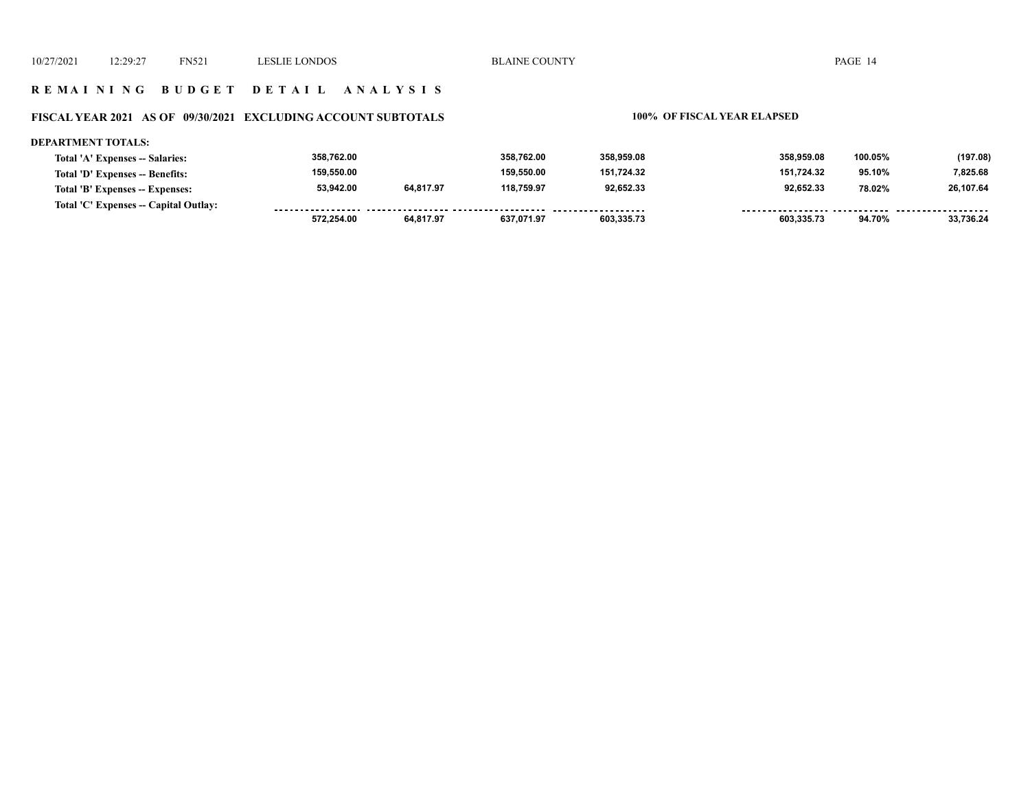## REMAINING BUDGET DETAIL ANALYSIS

### FISCAL YEAR 2021 AS OF 09/30/2021 EXCLUDING ACCOUNT SUBTOTALS

**100% OF FISCAL YEAR ELAPSED**

**DEPARTMENT TOTALS:**

| | | | | | | | |
|---|---|---|---|---|---|---|---|
| Total 'A' Expenses -- Salaries: | 358,762.00 | | 358,762.00 | 358,959.08 | 358,959.08 | 100.05% | (197.08) |
| Total 'D' Expenses -- Benefits: | 159,550.00 | | 159,550.00 | 151,724.32 | 151,724.32 | 95.10% | 7,825.68 |
| Total 'B' Expenses -- Expenses: | 53,942.00 | 64,817.97 | 118,759.97 | 92,652.33 | 92,652.33 | 78.02% | 26,107.64 |
| Total 'C' Expenses -- Capital Outlay: | | | | | | | |
| | 572,254.00 | 64,817.97 | 637,071.97 | 603,335.73 | 603,335.73 | 94.70% | 33,736.24 |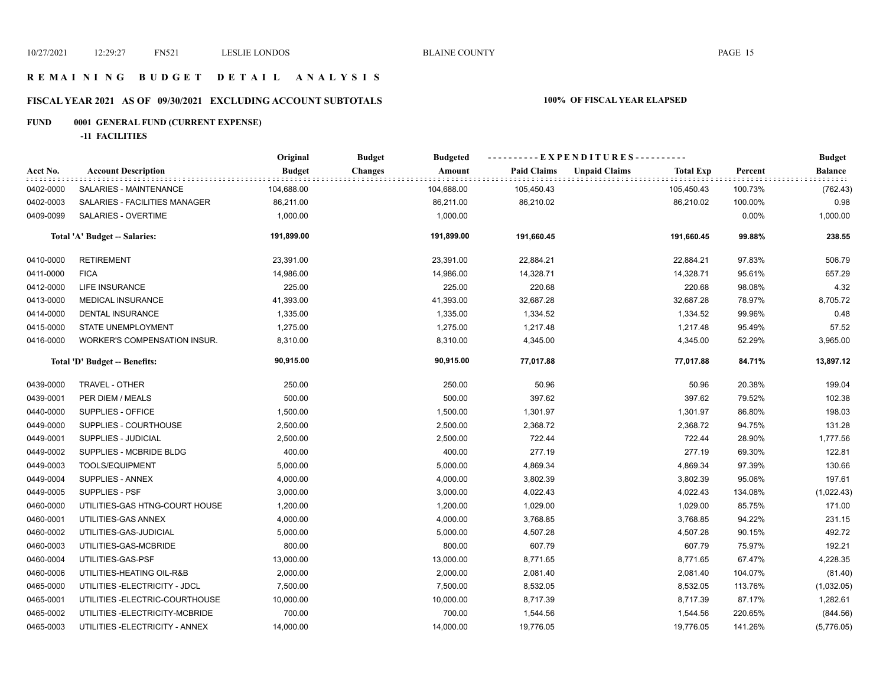# REMAINING BUDGET DETAIL ANALYSIS

## FISCAL YEAR 2021 AS OF 09/30/2021 EXCLUDING ACCOUNT SUBTOTALS

**100% OF FISCAL YEAR ELAPSED**

**FUND 0001 GENERAL FUND (CURRENT EXPENSE)**

**-11 FACILITIES**

| Acct No. | Account Description | Original Budget | Budget Changes | Budgeted Amount | Paid Claims | Unpaid Claims | Total Exp | Percent | Budget Balance |
|---|---|---|---|---|---|---|---|---|---|
| 0402-0000 | SALARIES - MAINTENANCE | 104,688.00 | | 104,688.00 | 105,450.43 | | 105,450.43 | 100.73% | (762.43) |
| 0402-0003 | SALARIES - FACILITIES MANAGER | 86,211.00 | | 86,211.00 | 86,210.02 | | 86,210.02 | 100.00% | 0.98 |
| 0409-0099 | SALARIES - OVERTIME | 1,000.00 | | 1,000.00 | | | | 0.00% | 1,000.00 |
| | **Total 'A' Budget -- Salaries:** | **191,899.00** | | **191,899.00** | **191,660.45** | | **191,660.45** | **99.88%** | **238.55** |
| 0410-0000 | RETIREMENT | 23,391.00 | | 23,391.00 | 22,884.21 | | 22,884.21 | 97.83% | 506.79 |
| 0411-0000 | FICA | 14,986.00 | | 14,986.00 | 14,328.71 | | 14,328.71 | 95.61% | 657.29 |
| 0412-0000 | LIFE INSURANCE | 225.00 | | 225.00 | 220.68 | | 220.68 | 98.08% | 4.32 |
| 0413-0000 | MEDICAL INSURANCE | 41,393.00 | | 41,393.00 | 32,687.28 | | 32,687.28 | 78.97% | 8,705.72 |
| 0414-0000 | DENTAL INSURANCE | 1,335.00 | | 1,335.00 | 1,334.52 | | 1,334.52 | 99.96% | 0.48 |
| 0415-0000 | STATE UNEMPLOYMENT | 1,275.00 | | 1,275.00 | 1,217.48 | | 1,217.48 | 95.49% | 57.52 |
| 0416-0000 | WORKER'S COMPENSATION INSUR. | 8,310.00 | | 8,310.00 | 4,345.00 | | 4,345.00 | 52.29% | 3,965.00 |
| | **Total 'D' Budget -- Benefits:** | **90,915.00** | | **90,915.00** | **77,017.88** | | **77,017.88** | **84.71%** | **13,897.12** |
| 0439-0000 | TRAVEL - OTHER | 250.00 | | 250.00 | 50.96 | | 50.96 | 20.38% | 199.04 |
| 0439-0001 | PER DIEM / MEALS | 500.00 | | 500.00 | 397.62 | | 397.62 | 79.52% | 102.38 |
| 0440-0000 | SUPPLIES - OFFICE | 1,500.00 | | 1,500.00 | 1,301.97 | | 1,301.97 | 86.80% | 198.03 |
| 0449-0000 | SUPPLIES - COURTHOUSE | 2,500.00 | | 2,500.00 | 2,368.72 | | 2,368.72 | 94.75% | 131.28 |
| 0449-0001 | SUPPLIES - JUDICIAL | 2,500.00 | | 2,500.00 | 722.44 | | 722.44 | 28.90% | 1,777.56 |
| 0449-0002 | SUPPLIES - MCBRIDE BLDG | 400.00 | | 400.00 | 277.19 | | 277.19 | 69.30% | 122.81 |
| 0449-0003 | TOOLS/EQUIPMENT | 5,000.00 | | 5,000.00 | 4,869.34 | | 4,869.34 | 97.39% | 130.66 |
| 0449-0004 | SUPPLIES - ANNEX | 4,000.00 | | 4,000.00 | 3,802.39 | | 3,802.39 | 95.06% | 197.61 |
| 0449-0005 | SUPPLIES - PSF | 3,000.00 | | 3,000.00 | 4,022.43 | | 4,022.43 | 134.08% | (1,022.43) |
| 0460-0000 | UTILITIES-GAS HTNG-COURT HOUSE | 1,200.00 | | 1,200.00 | 1,029.00 | | 1,029.00 | 85.75% | 171.00 |
| 0460-0001 | UTILITIES-GAS ANNEX | 4,000.00 | | 4,000.00 | 3,768.85 | | 3,768.85 | 94.22% | 231.15 |
| 0460-0002 | UTILITIES-GAS-JUDICIAL | 5,000.00 | | 5,000.00 | 4,507.28 | | 4,507.28 | 90.15% | 492.72 |
| 0460-0003 | UTILITIES-GAS-MCBRIDE | 800.00 | | 800.00 | 607.79 | | 607.79 | 75.97% | 192.21 |
| 0460-0004 | UTILITIES-GAS-PSF | 13,000.00 | | 13,000.00 | 8,771.65 | | 8,771.65 | 67.47% | 4,228.35 |
| 0460-0006 | UTILITIES-HEATING OIL-R&B | 2,000.00 | | 2,000.00 | 2,081.40 | | 2,081.40 | 104.07% | (81.40) |
| 0465-0000 | UTILITIES -ELECTRICITY - JDCL | 7,500.00 | | 7,500.00 | 8,532.05 | | 8,532.05 | 113.76% | (1,032.05) |
| 0465-0001 | UTILITIES -ELECTRIC-COURTHOUSE | 10,000.00 | | 10,000.00 | 8,717.39 | | 8,717.39 | 87.17% | 1,282.61 |
| 0465-0002 | UTILITIES -ELECTRICITY-MCBRIDE | 700.00 | | 700.00 | 1,544.56 | | 1,544.56 | 220.65% | (844.56) |
| 0465-0003 | UTILITIES -ELECTRICITY - ANNEX | 14,000.00 | | 14,000.00 | 19,776.05 | | 19,776.05 | 141.26% | (5,776.05) |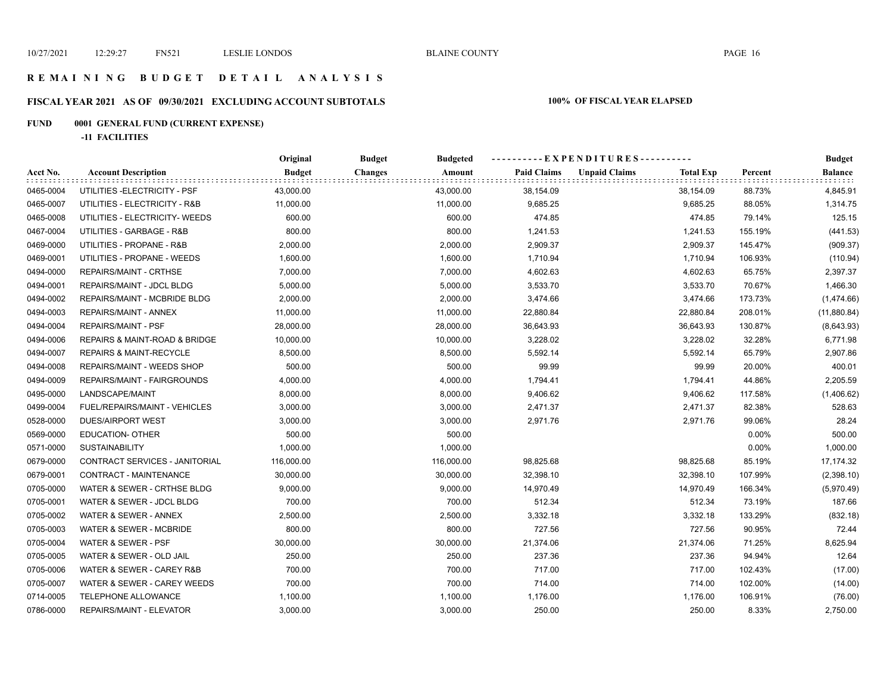# REMAINING BUDGET DETAIL ANALYSIS

## FISCAL YEAR 2021 AS OF 09/30/2021 EXCLUDING ACCOUNT SUBTOTALS — 100% OF FISCAL YEAR ELAPSED

### FUND 0001 GENERAL FUND (CURRENT EXPENSE)

**-11 FACILITIES**

| Acct No. | Account Description | Original Budget | Budget Changes | Budgeted Amount | Paid Claims | Unpaid Claims | Total Exp | Percent | Budget Balance |
|---|---|---|---|---|---|---|---|---|---|
| 0465-0004 | UTILITIES -ELECTRICITY - PSF | 43,000.00 | | 43,000.00 | 38,154.09 | | 38,154.09 | 88.73% | 4,845.91 |
| 0465-0007 | UTILITIES - ELECTRICITY - R&B | 11,000.00 | | 11,000.00 | 9,685.25 | | 9,685.25 | 88.05% | 1,314.75 |
| 0465-0008 | UTILITIES - ELECTRICITY- WEEDS | 600.00 | | 600.00 | 474.85 | | 474.85 | 79.14% | 125.15 |
| 0467-0004 | UTILITIES - GARBAGE - R&B | 800.00 | | 800.00 | 1,241.53 | | 1,241.53 | 155.19% | (441.53) |
| 0469-0000 | UTILITIES - PROPANE - R&B | 2,000.00 | | 2,000.00 | 2,909.37 | | 2,909.37 | 145.47% | (909.37) |
| 0469-0001 | UTILITIES - PROPANE - WEEDS | 1,600.00 | | 1,600.00 | 1,710.94 | | 1,710.94 | 106.93% | (110.94) |
| 0494-0000 | REPAIRS/MAINT - CRTHSE | 7,000.00 | | 7,000.00 | 4,602.63 | | 4,602.63 | 65.75% | 2,397.37 |
| 0494-0001 | REPAIRS/MAINT - JDCL BLDG | 5,000.00 | | 5,000.00 | 3,533.70 | | 3,533.70 | 70.67% | 1,466.30 |
| 0494-0002 | REPAIRS/MAINT - MCBRIDE BLDG | 2,000.00 | | 2,000.00 | 3,474.66 | | 3,474.66 | 173.73% | (1,474.66) |
| 0494-0003 | REPAIRS/MAINT - ANNEX | 11,000.00 | | 11,000.00 | 22,880.84 | | 22,880.84 | 208.01% | (11,880.84) |
| 0494-0004 | REPAIRS/MAINT - PSF | 28,000.00 | | 28,000.00 | 36,643.93 | | 36,643.93 | 130.87% | (8,643.93) |
| 0494-0006 | REPAIRS & MAINT-ROAD & BRIDGE | 10,000.00 | | 10,000.00 | 3,228.02 | | 3,228.02 | 32.28% | 6,771.98 |
| 0494-0007 | REPAIRS & MAINT-RECYCLE | 8,500.00 | | 8,500.00 | 5,592.14 | | 5,592.14 | 65.79% | 2,907.86 |
| 0494-0008 | REPAIRS/MAINT - WEEDS SHOP | 500.00 | | 500.00 | 99.99 | | 99.99 | 20.00% | 400.01 |
| 0494-0009 | REPAIRS/MAINT - FAIRGROUNDS | 4,000.00 | | 4,000.00 | 1,794.41 | | 1,794.41 | 44.86% | 2,205.59 |
| 0495-0000 | LANDSCAPE/MAINT | 8,000.00 | | 8,000.00 | 9,406.62 | | 9,406.62 | 117.58% | (1,406.62) |
| 0499-0004 | FUEL/REPAIRS/MAINT - VEHICLES | 3,000.00 | | 3,000.00 | 2,471.37 | | 2,471.37 | 82.38% | 528.63 |
| 0528-0000 | DUES/AIRPORT WEST | 3,000.00 | | 3,000.00 | 2,971.76 | | 2,971.76 | 99.06% | 28.24 |
| 0569-0000 | EDUCATION- OTHER | 500.00 | | 500.00 | | | | 0.00% | 500.00 |
| 0571-0000 | SUSTAINABILITY | 1,000.00 | | 1,000.00 | | | | 0.00% | 1,000.00 |
| 0679-0000 | CONTRACT SERVICES - JANITORIAL | 116,000.00 | | 116,000.00 | 98,825.68 | | 98,825.68 | 85.19% | 17,174.32 |
| 0679-0001 | CONTRACT - MAINTENANCE | 30,000.00 | | 30,000.00 | 32,398.10 | | 32,398.10 | 107.99% | (2,398.10) |
| 0705-0000 | WATER & SEWER - CRTHSE BLDG | 9,000.00 | | 9,000.00 | 14,970.49 | | 14,970.49 | 166.34% | (5,970.49) |
| 0705-0001 | WATER & SEWER - JDCL BLDG | 700.00 | | 700.00 | 512.34 | | 512.34 | 73.19% | 187.66 |
| 0705-0002 | WATER & SEWER - ANNEX | 2,500.00 | | 2,500.00 | 3,332.18 | | 3,332.18 | 133.29% | (832.18) |
| 0705-0003 | WATER & SEWER - MCBRIDE | 800.00 | | 800.00 | 727.56 | | 727.56 | 90.95% | 72.44 |
| 0705-0004 | WATER & SEWER - PSF | 30,000.00 | | 30,000.00 | 21,374.06 | | 21,374.06 | 71.25% | 8,625.94 |
| 0705-0005 | WATER & SEWER - OLD JAIL | 250.00 | | 250.00 | 237.36 | | 237.36 | 94.94% | 12.64 |
| 0705-0006 | WATER & SEWER - CAREY R&B | 700.00 | | 700.00 | 717.00 | | 717.00 | 102.43% | (17.00) |
| 0705-0007 | WATER & SEWER - CAREY WEEDS | 700.00 | | 700.00 | 714.00 | | 714.00 | 102.00% | (14.00) |
| 0714-0005 | TELEPHONE ALLOWANCE | 1,100.00 | | 1,100.00 | 1,176.00 | | 1,176.00 | 106.91% | (76.00) |
| 0786-0000 | REPAIRS/MAINT - ELEVATOR | 3,000.00 | | 3,000.00 | 250.00 | | 250.00 | 8.33% | 2,750.00 |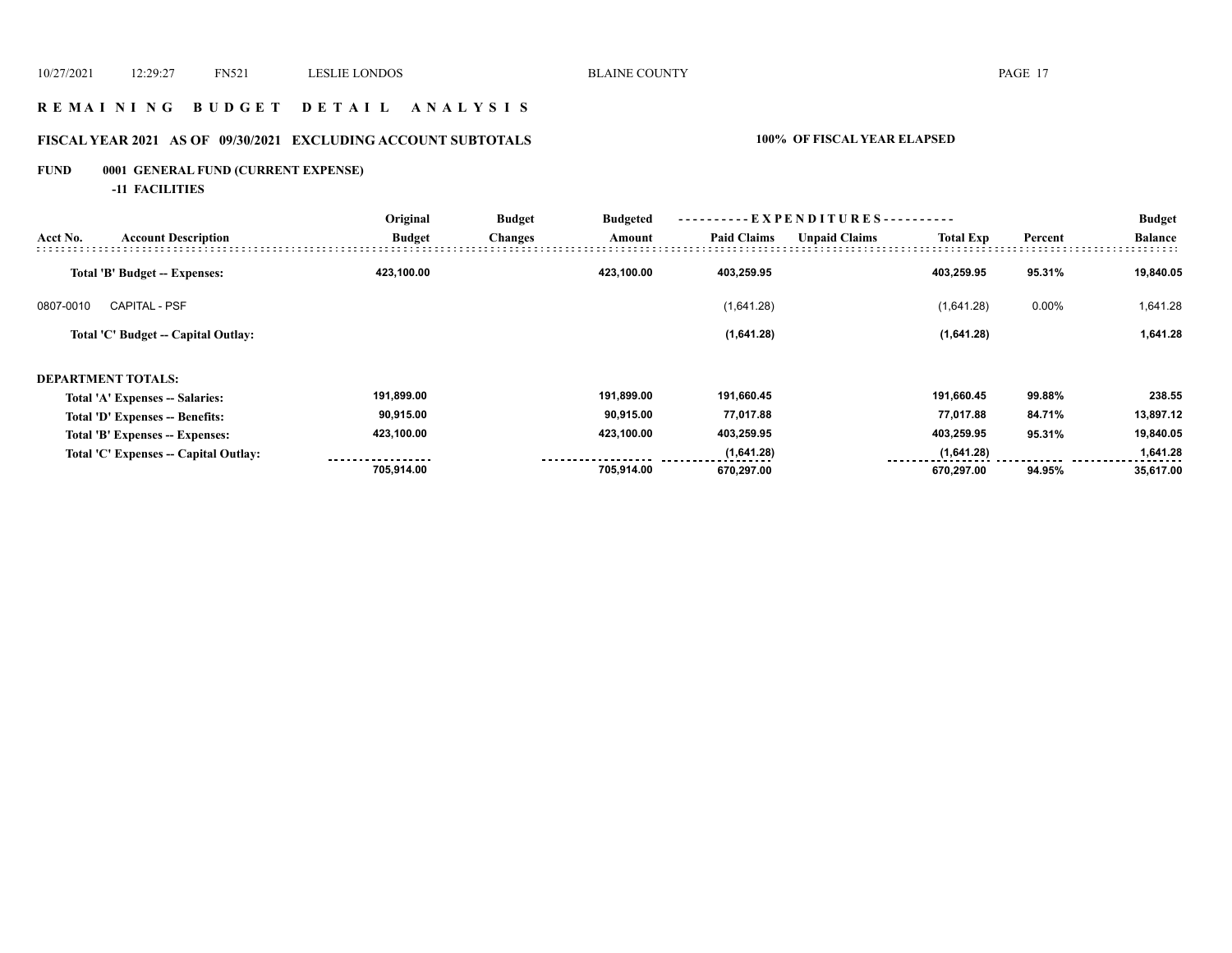## REMAINING BUDGET DETAIL ANALYSIS

### FISCAL YEAR 2021 AS OF 09/30/2021 EXCLUDING ACCOUNT SUBTOTALS

100% OF FISCAL YEAR ELAPSED

**FUND 0001 GENERAL FUND (CURRENT EXPENSE)**

**-11 FACILITIES**

| Acct No. | Account Description | Original Budget | Budget Changes | Budgeted Amount | EXPENDITURES Paid Claims | Unpaid Claims | Total Exp | Percent | Budget Balance |
|---|---|---|---|---|---|---|---|---|---|
| | **Total 'B' Budget -- Expenses:** | **423,100.00** | | **423,100.00** | **403,259.95** | | **403,259.95** | **95.31%** | **19,840.05** |
| 0807-0010 | CAPITAL - PSF | | | | (1,641.28) | | (1,641.28) | 0.00% | 1,641.28 |
| | **Total 'C' Budget -- Capital Outlay:** | | | | **(1,641.28)** | | **(1,641.28)** | | **1,641.28** |
| | **DEPARTMENT TOTALS:** | | | | | | | | |
| | **Total 'A' Expenses -- Salaries:** | **191,899.00** | | **191,899.00** | **191,660.45** | | **191,660.45** | **99.88%** | **238.55** |
| | **Total 'D' Expenses -- Benefits:** | **90,915.00** | | **90,915.00** | **77,017.88** | | **77,017.88** | **84.71%** | **13,897.12** |
| | **Total 'B' Expenses -- Expenses:** | **423,100.00** | | **423,100.00** | **403,259.95** | | **403,259.95** | **95.31%** | **19,840.05** |
| | **Total 'C' Expenses -- Capital Outlay:** | | | | **(1,641.28)** | | **(1,641.28)** | | **1,641.28** |
| | | **705,914.00** | | **705,914.00** | **670,297.00** | | **670,297.00** | **94.95%** | **35,617.00** |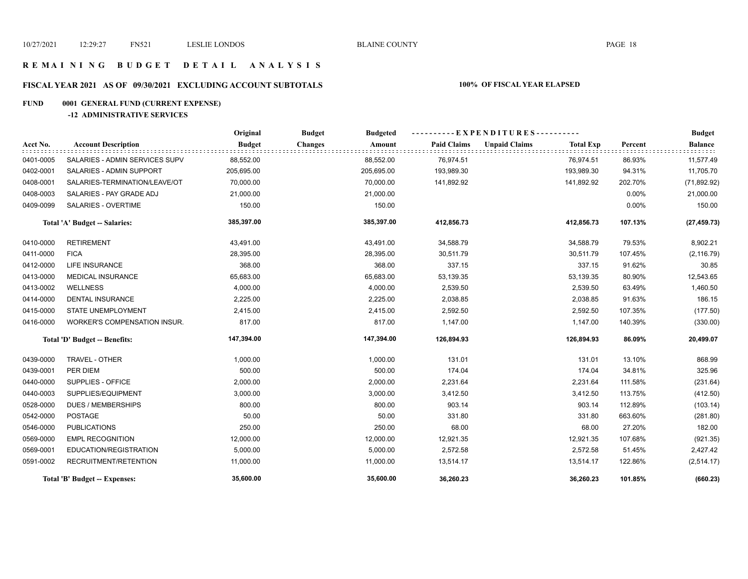# REMAINING BUDGET DETAIL ANALYSIS

## FISCAL YEAR 2021 AS OF 09/30/2021 EXCLUDING ACCOUNT SUBTOTALS

**100% OF FISCAL YEAR ELAPSED**

### FUND 0001 GENERAL FUND (CURRENT EXPENSE)

#### -12 ADMINISTRATIVE SERVICES

| Acct No. | Account Description | Original Budget | Budget Changes | Budgeted Amount | Paid Claims | Unpaid Claims | Total Exp | Percent | Budget Balance |
|---|---|---|---|---|---|---|---|---|---|
| 0401-0005 | SALARIES - ADMIN SERVICES SUPV | 88,552.00 | | 88,552.00 | 76,974.51 | | 76,974.51 | 86.93% | 11,577.49 |
| 0402-0001 | SALARIES - ADMIN SUPPORT | 205,695.00 | | 205,695.00 | 193,989.30 | | 193,989.30 | 94.31% | 11,705.70 |
| 0408-0001 | SALARIES-TERMINATION/LEAVE/OT | 70,000.00 | | 70,000.00 | 141,892.92 | | 141,892.92 | 202.70% | (71,892.92) |
| 0408-0003 | SALARIES - PAY GRADE ADJ | 21,000.00 | | 21,000.00 | | | | 0.00% | 21,000.00 |
| 0409-0099 | SALARIES - OVERTIME | 150.00 | | 150.00 | | | | 0.00% | 150.00 |
| | **Total 'A' Budget -- Salaries:** | **385,397.00** | | **385,397.00** | **412,856.73** | | **412,856.73** | **107.13%** | **(27,459.73)** |
| 0410-0000 | RETIREMENT | 43,491.00 | | 43,491.00 | 34,588.79 | | 34,588.79 | 79.53% | 8,902.21 |
| 0411-0000 | FICA | 28,395.00 | | 28,395.00 | 30,511.79 | | 30,511.79 | 107.45% | (2,116.79) |
| 0412-0000 | LIFE INSURANCE | 368.00 | | 368.00 | 337.15 | | 337.15 | 91.62% | 30.85 |
| 0413-0000 | MEDICAL INSURANCE | 65,683.00 | | 65,683.00 | 53,139.35 | | 53,139.35 | 80.90% | 12,543.65 |
| 0413-0002 | WELLNESS | 4,000.00 | | 4,000.00 | 2,539.50 | | 2,539.50 | 63.49% | 1,460.50 |
| 0414-0000 | DENTAL INSURANCE | 2,225.00 | | 2,225.00 | 2,038.85 | | 2,038.85 | 91.63% | 186.15 |
| 0415-0000 | STATE UNEMPLOYMENT | 2,415.00 | | 2,415.00 | 2,592.50 | | 2,592.50 | 107.35% | (177.50) |
| 0416-0000 | WORKER'S COMPENSATION INSUR. | 817.00 | | 817.00 | 1,147.00 | | 1,147.00 | 140.39% | (330.00) |
| | **Total 'D' Budget -- Benefits:** | **147,394.00** | | **147,394.00** | **126,894.93** | | **126,894.93** | **86.09%** | **20,499.07** |
| 0439-0000 | TRAVEL - OTHER | 1,000.00 | | 1,000.00 | 131.01 | | 131.01 | 13.10% | 868.99 |
| 0439-0001 | PER DIEM | 500.00 | | 500.00 | 174.04 | | 174.04 | 34.81% | 325.96 |
| 0440-0000 | SUPPLIES - OFFICE | 2,000.00 | | 2,000.00 | 2,231.64 | | 2,231.64 | 111.58% | (231.64) |
| 0440-0003 | SUPPLIES/EQUIPMENT | 3,000.00 | | 3,000.00 | 3,412.50 | | 3,412.50 | 113.75% | (412.50) |
| 0528-0000 | DUES / MEMBERSHIPS | 800.00 | | 800.00 | 903.14 | | 903.14 | 112.89% | (103.14) |
| 0542-0000 | POSTAGE | 50.00 | | 50.00 | 331.80 | | 331.80 | 663.60% | (281.80) |
| 0546-0000 | PUBLICATIONS | 250.00 | | 250.00 | 68.00 | | 68.00 | 27.20% | 182.00 |
| 0569-0000 | EMPL RECOGNITION | 12,000.00 | | 12,000.00 | 12,921.35 | | 12,921.35 | 107.68% | (921.35) |
| 0569-0001 | EDUCATION/REGISTRATION | 5,000.00 | | 5,000.00 | 2,572.58 | | 2,572.58 | 51.45% | 2,427.42 |
| 0591-0002 | RECRUITMENT/RETENTION | 11,000.00 | | 11,000.00 | 13,514.17 | | 13,514.17 | 122.86% | (2,514.17) |
| | **Total 'B' Budget -- Expenses:** | **35,600.00** | | **35,600.00** | **36,260.23** | | **36,260.23** | **101.85%** | **(660.23)** |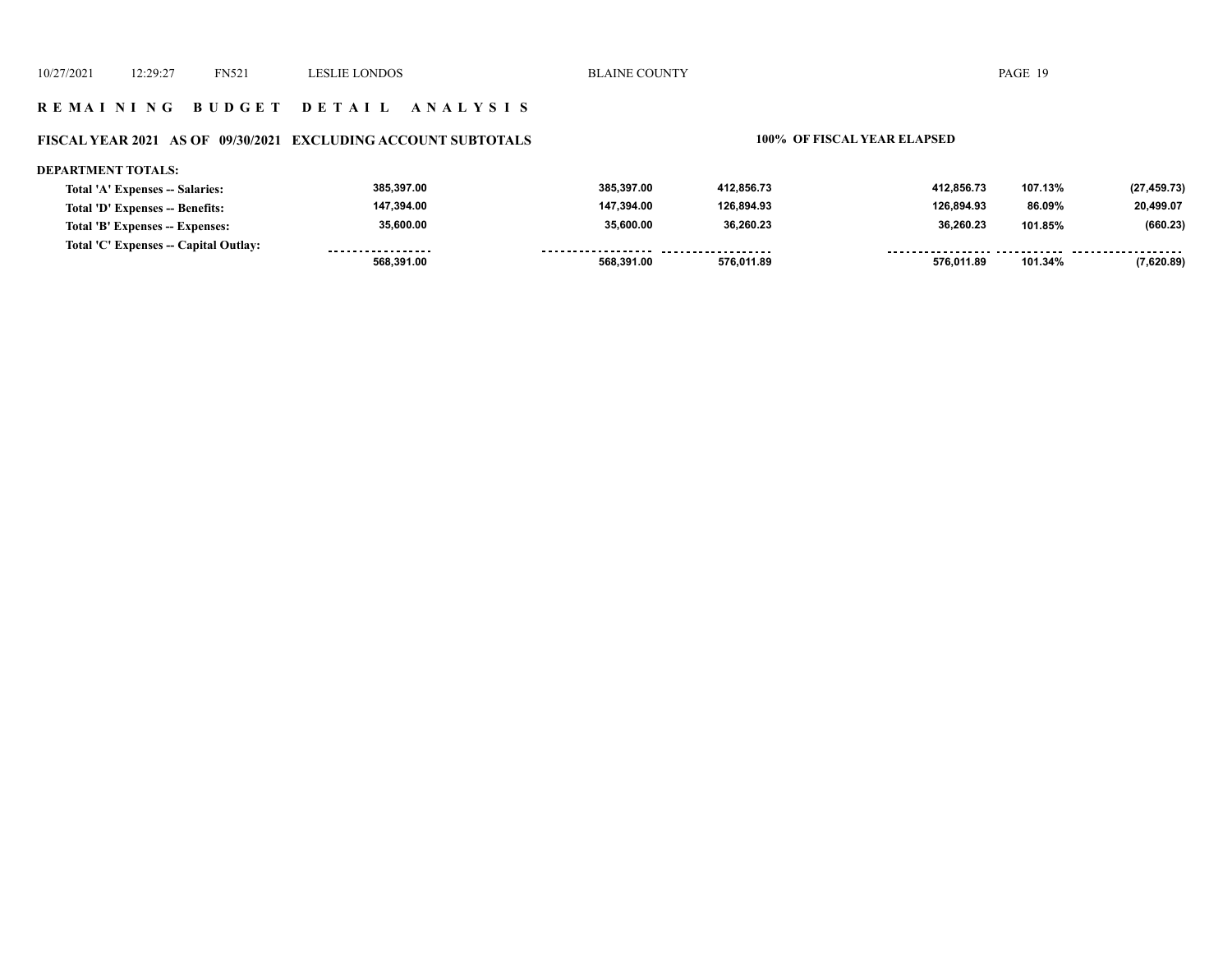## REMAINING BUDGET DETAIL ANALYSIS

### FISCAL YEAR 2021 AS OF 09/30/2021 EXCLUDING ACCOUNT SUBTOTALS

**100% OF FISCAL YEAR ELAPSED**

**DEPARTMENT TOTALS:**

| | | | | | | |
|---|---|---|---|---|---|---|
| Total 'A' Expenses -- Salaries: | 385,397.00 | 385,397.00 | 412,856.73 | 412,856.73 | 107.13% | (27,459.73) |
| Total 'D' Expenses -- Benefits: | 147,394.00 | 147,394.00 | 126,894.93 | 126,894.93 | 86.09% | 20,499.07 |
| Total 'B' Expenses -- Expenses: | 35,600.00 | 35,600.00 | 36,260.23 | 36,260.23 | 101.85% | (660.23) |
| Total 'C' Expenses -- Capital Outlay: | | | | | | |
| | 568,391.00 | 568,391.00 | 576,011.89 | 576,011.89 | 101.34% | (7,620.89) |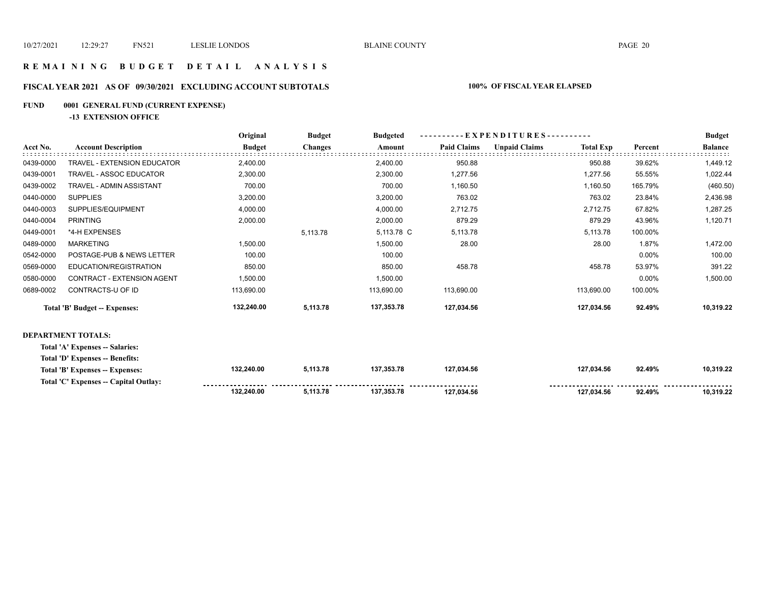# REMAINING BUDGET DETAIL ANALYSIS

## FISCAL YEAR 2021 AS OF 09/30/2021 EXCLUDING ACCOUNT SUBTOTALS — 100% OF FISCAL YEAR ELAPSED

### FUND 0001 GENERAL FUND (CURRENT EXPENSE)

**-13 EXTENSION OFFICE**

| Acct No. | Account Description | Original Budget | Budget Changes | Budgeted Amount | EXPENDITURES Paid Claims | Unpaid Claims | Total Exp | Percent | Budget Balance |
|---|---|---|---|---|---|---|---|---|---|
| 0439-0000 | TRAVEL - EXTENSION EDUCATOR | 2,400.00 | | 2,400.00 | 950.88 | | 950.88 | 39.62% | 1,449.12 |
| 0439-0001 | TRAVEL - ASSOC EDUCATOR | 2,300.00 | | 2,300.00 | 1,277.56 | | 1,277.56 | 55.55% | 1,022.44 |
| 0439-0002 | TRAVEL - ADMIN ASSISTANT | 700.00 | | 700.00 | 1,160.50 | | 1,160.50 | 165.79% | (460.50) |
| 0440-0000 | SUPPLIES | 3,200.00 | | 3,200.00 | 763.02 | | 763.02 | 23.84% | 2,436.98 |
| 0440-0003 | SUPPLIES/EQUIPMENT | 4,000.00 | | 4,000.00 | 2,712.75 | | 2,712.75 | 67.82% | 1,287.25 |
| 0440-0004 | PRINTING | 2,000.00 | | 2,000.00 | 879.29 | | 879.29 | 43.96% | 1,120.71 |
| 0449-0001 | *4-H EXPENSES | | 5,113.78 | 5,113.78 C | 5,113.78 | | 5,113.78 | 100.00% | |
| 0489-0000 | MARKETING | 1,500.00 | | 1,500.00 | 28.00 | | 28.00 | 1.87% | 1,472.00 |
| 0542-0000 | POSTAGE-PUB & NEWS LETTER | 100.00 | | 100.00 | | | | 0.00% | 100.00 |
| 0569-0000 | EDUCATION/REGISTRATION | 850.00 | | 850.00 | 458.78 | | 458.78 | 53.97% | 391.22 |
| 0580-0000 | CONTRACT - EXTENSION AGENT | 1,500.00 | | 1,500.00 | | | | 0.00% | 1,500.00 |
| 0689-0002 | CONTRACTS-U OF ID | 113,690.00 | | 113,690.00 | 113,690.00 | | 113,690.00 | 100.00% | |
| | **Total 'B' Budget -- Expenses:** | **132,240.00** | **5,113.78** | **137,353.78** | **127,034.56** | | **127,034.56** | **92.49%** | **10,319.22** |

**DEPARTMENT TOTALS:**

| | Original Budget | Budget Changes | Budgeted Amount | Paid Claims | Unpaid Claims | Total Exp | Percent | Budget Balance |
|---|---|---|---|---|---|---|---|---|
| Total 'A' Expenses -- Salaries: | | | | | | | | |
| Total 'D' Expenses -- Benefits: | | | | | | | | |
| Total 'B' Expenses -- Expenses: | 132,240.00 | 5,113.78 | 137,353.78 | 127,034.56 | | 127,034.56 | 92.49% | 10,319.22 |
| Total 'C' Expenses -- Capital Outlay: | | | | | | | | |
| | **132,240.00** | **5,113.78** | **137,353.78** | **127,034.56** | | **127,034.56** | **92.49%** | **10,319.22** |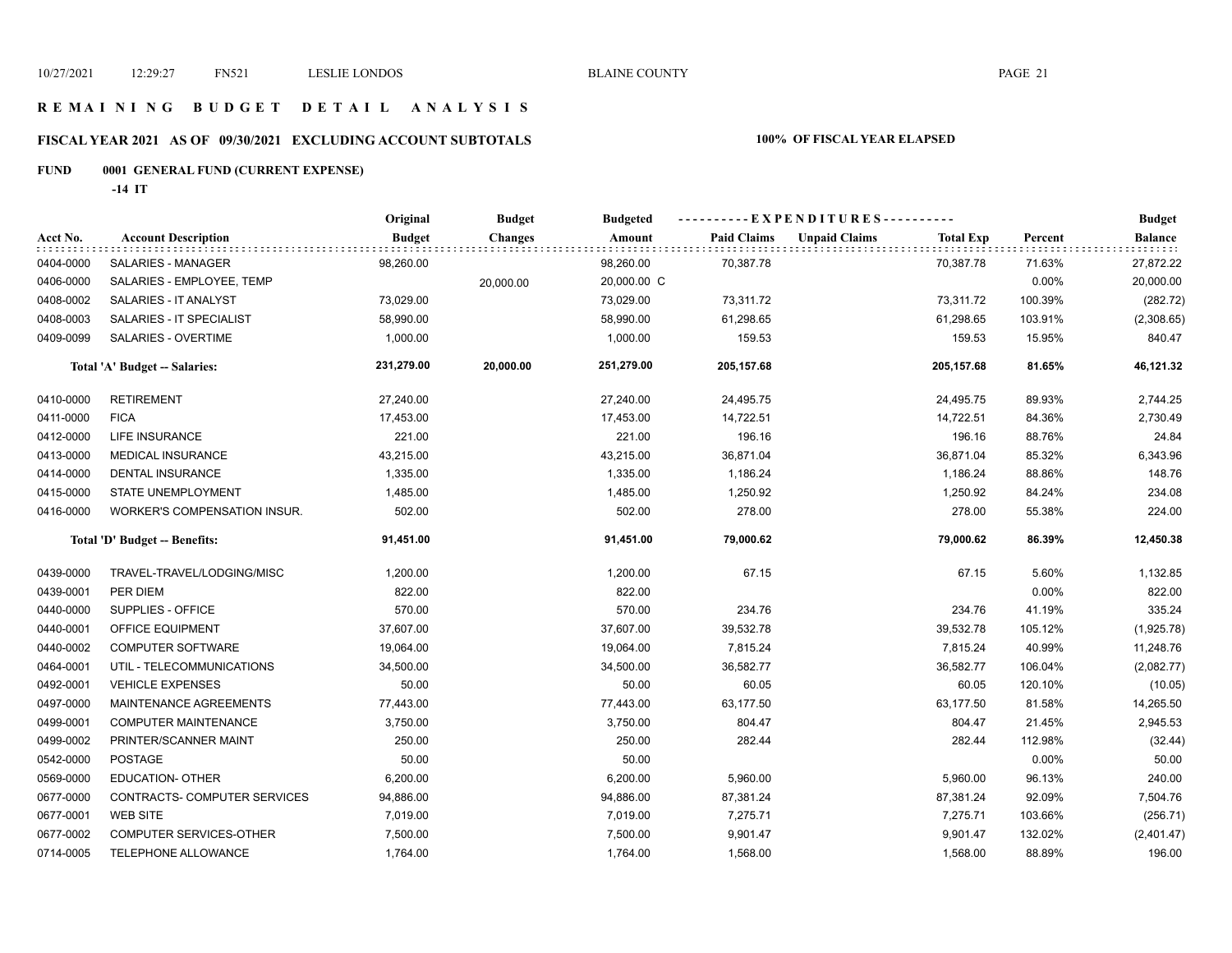## R E M A I N I N G B U D G E T D E T A I L A N A L Y S I S

### FISCAL YEAR 2021 AS OF 09/30/2021 EXCLUDING ACCOUNT SUBTOTALS — 100% OF FISCAL YEAR ELAPSED

**FUND 0001 GENERAL FUND (CURRENT EXPENSE)**

**-14 IT**

| Acct No. | Account Description | Original Budget | Budget Changes | Budgeted Amount | Paid Claims | Unpaid Claims | Total Exp | Percent | Budget Balance |
|---|---|---|---|---|---|---|---|---|---|
| 0404-0000 | SALARIES - MANAGER | 98,260.00 | | 98,260.00 | 70,387.78 | | 70,387.78 | 71.63% | 27,872.22 |
| 0406-0000 | SALARIES - EMPLOYEE, TEMP | | 20,000.00 | 20,000.00 C | | | | 0.00% | 20,000.00 |
| 0408-0002 | SALARIES - IT ANALYST | 73,029.00 | | 73,029.00 | 73,311.72 | | 73,311.72 | 100.39% | (282.72) |
| 0408-0003 | SALARIES - IT SPECIALIST | 58,990.00 | | 58,990.00 | 61,298.65 | | 61,298.65 | 103.91% | (2,308.65) |
| 0409-0099 | SALARIES - OVERTIME | 1,000.00 | | 1,000.00 | 159.53 | | 159.53 | 15.95% | 840.47 |
| | **Total 'A' Budget -- Salaries:** | **231,279.00** | **20,000.00** | **251,279.00** | **205,157.68** | | **205,157.68** | **81.65%** | **46,121.32** |
| 0410-0000 | RETIREMENT | 27,240.00 | | 27,240.00 | 24,495.75 | | 24,495.75 | 89.93% | 2,744.25 |
| 0411-0000 | FICA | 17,453.00 | | 17,453.00 | 14,722.51 | | 14,722.51 | 84.36% | 2,730.49 |
| 0412-0000 | LIFE INSURANCE | 221.00 | | 221.00 | 196.16 | | 196.16 | 88.76% | 24.84 |
| 0413-0000 | MEDICAL INSURANCE | 43,215.00 | | 43,215.00 | 36,871.04 | | 36,871.04 | 85.32% | 6,343.96 |
| 0414-0000 | DENTAL INSURANCE | 1,335.00 | | 1,335.00 | 1,186.24 | | 1,186.24 | 88.86% | 148.76 |
| 0415-0000 | STATE UNEMPLOYMENT | 1,485.00 | | 1,485.00 | 1,250.92 | | 1,250.92 | 84.24% | 234.08 |
| 0416-0000 | WORKER'S COMPENSATION INSUR. | 502.00 | | 502.00 | 278.00 | | 278.00 | 55.38% | 224.00 |
| | **Total 'D' Budget -- Benefits:** | **91,451.00** | | **91,451.00** | **79,000.62** | | **79,000.62** | **86.39%** | **12,450.38** |
| 0439-0000 | TRAVEL-TRAVEL/LODGING/MISC | 1,200.00 | | 1,200.00 | 67.15 | | 67.15 | 5.60% | 1,132.85 |
| 0439-0001 | PER DIEM | 822.00 | | 822.00 | | | | 0.00% | 822.00 |
| 0440-0000 | SUPPLIES - OFFICE | 570.00 | | 570.00 | 234.76 | | 234.76 | 41.19% | 335.24 |
| 0440-0001 | OFFICE EQUIPMENT | 37,607.00 | | 37,607.00 | 39,532.78 | | 39,532.78 | 105.12% | (1,925.78) |
| 0440-0002 | COMPUTER SOFTWARE | 19,064.00 | | 19,064.00 | 7,815.24 | | 7,815.24 | 40.99% | 11,248.76 |
| 0464-0001 | UTIL - TELECOMMUNICATIONS | 34,500.00 | | 34,500.00 | 36,582.77 | | 36,582.77 | 106.04% | (2,082.77) |
| 0492-0001 | VEHICLE EXPENSES | 50.00 | | 50.00 | 60.05 | | 60.05 | 120.10% | (10.05) |
| 0497-0000 | MAINTENANCE AGREEMENTS | 77,443.00 | | 77,443.00 | 63,177.50 | | 63,177.50 | 81.58% | 14,265.50 |
| 0499-0001 | COMPUTER MAINTENANCE | 3,750.00 | | 3,750.00 | 804.47 | | 804.47 | 21.45% | 2,945.53 |
| 0499-0002 | PRINTER/SCANNER MAINT | 250.00 | | 250.00 | 282.44 | | 282.44 | 112.98% | (32.44) |
| 0542-0000 | POSTAGE | 50.00 | | 50.00 | | | | 0.00% | 50.00 |
| 0569-0000 | EDUCATION- OTHER | 6,200.00 | | 6,200.00 | 5,960.00 | | 5,960.00 | 96.13% | 240.00 |
| 0677-0000 | CONTRACTS- COMPUTER SERVICES | 94,886.00 | | 94,886.00 | 87,381.24 | | 87,381.24 | 92.09% | 7,504.76 |
| 0677-0001 | WEB SITE | 7,019.00 | | 7,019.00 | 7,275.71 | | 7,275.71 | 103.66% | (256.71) |
| 0677-0002 | COMPUTER SERVICES-OTHER | 7,500.00 | | 7,500.00 | 9,901.47 | | 9,901.47 | 132.02% | (2,401.47) |
| 0714-0005 | TELEPHONE ALLOWANCE | 1,764.00 | | 1,764.00 | 1,568.00 | | 1,568.00 | 88.89% | 196.00 |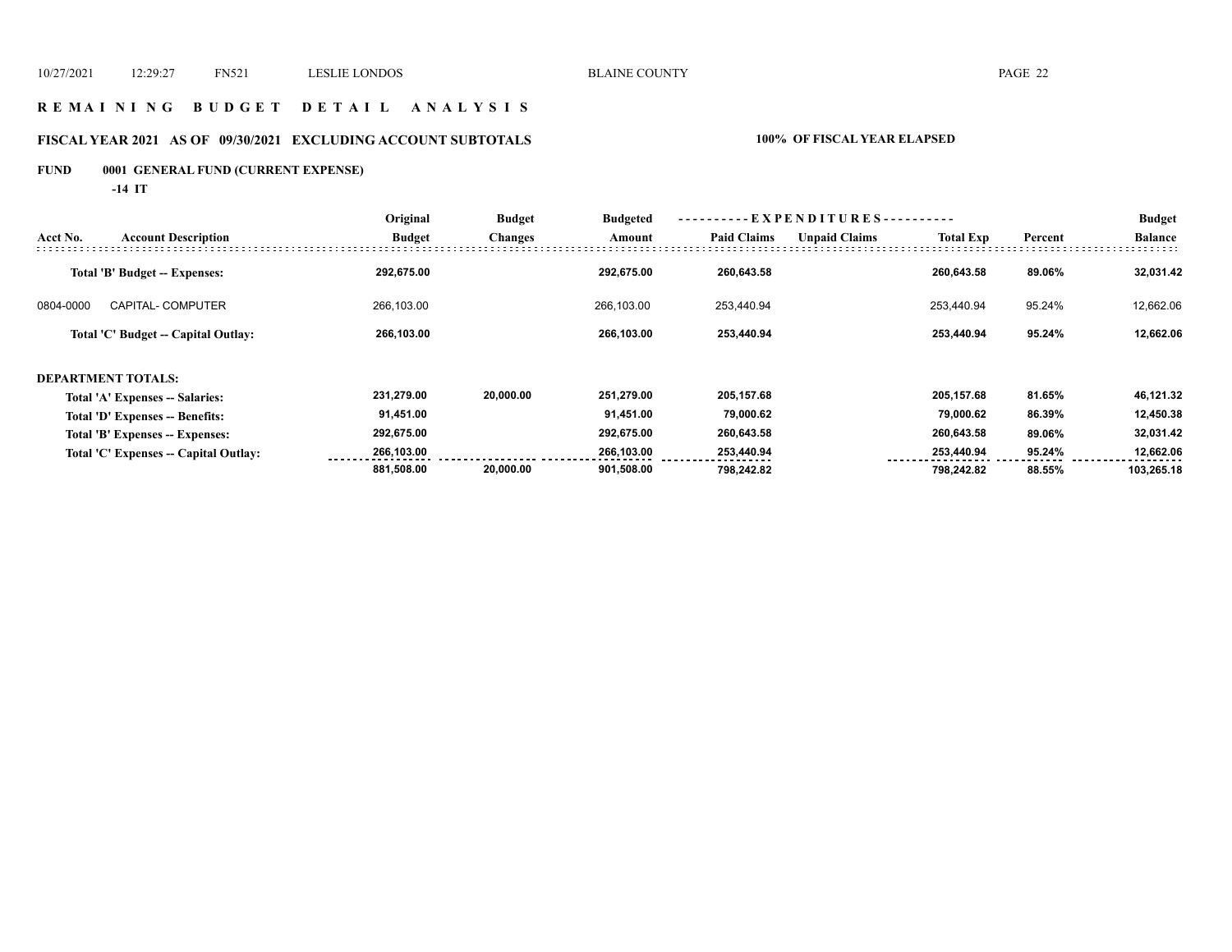# R E M A I N I N G   B U D G E T   D E T A I L   A N A L Y S I S

## FISCAL YEAR 2021   AS OF  09/30/2021   EXCLUDING ACCOUNT SUBTOTALS

**100% OF FISCAL YEAR ELAPSED**

**FUND    0001  GENERAL FUND (CURRENT EXPENSE)**

**-14  IT**

| Acct No. | Account Description | Original Budget | Budget Changes | Budgeted Amount | Paid Claims | Unpaid Claims | Total Exp | Percent | Budget Balance |
|---|---|---|---|---|---|---|---|---|---|
| | **Total 'B' Budget -- Expenses:** | **292,675.00** | | **292,675.00** | **260,643.58** | | **260,643.58** | **89.06%** | **32,031.42** |
| 0804-0000 | CAPITAL- COMPUTER | 266,103.00 | | 266,103.00 | 253,440.94 | | 253,440.94 | 95.24% | 12,662.06 |
| | **Total 'C' Budget -- Capital Outlay:** | **266,103.00** | | **266,103.00** | **253,440.94** | | **253,440.94** | **95.24%** | **12,662.06** |
| **DEPARTMENT TOTALS:** | | | | | | | | | |
| | **Total 'A' Expenses -- Salaries:** | **231,279.00** | **20,000.00** | **251,279.00** | **205,157.68** | | **205,157.68** | **81.65%** | **46,121.32** |
| | **Total 'D' Expenses -- Benefits:** | **91,451.00** | | **91,451.00** | **79,000.62** | | **79,000.62** | **86.39%** | **12,450.38** |
| | **Total 'B' Expenses -- Expenses:** | **292,675.00** | | **292,675.00** | **260,643.58** | | **260,643.58** | **89.06%** | **32,031.42** |
| | **Total 'C' Expenses -- Capital Outlay:** | **266,103.00** | | **266,103.00** | **253,440.94** | | **253,440.94** | **95.24%** | **12,662.06** |
| | | **881,508.00** | **20,000.00** | **901,508.00** | **798,242.82** | | **798,242.82** | **88.55%** | **103,265.18** |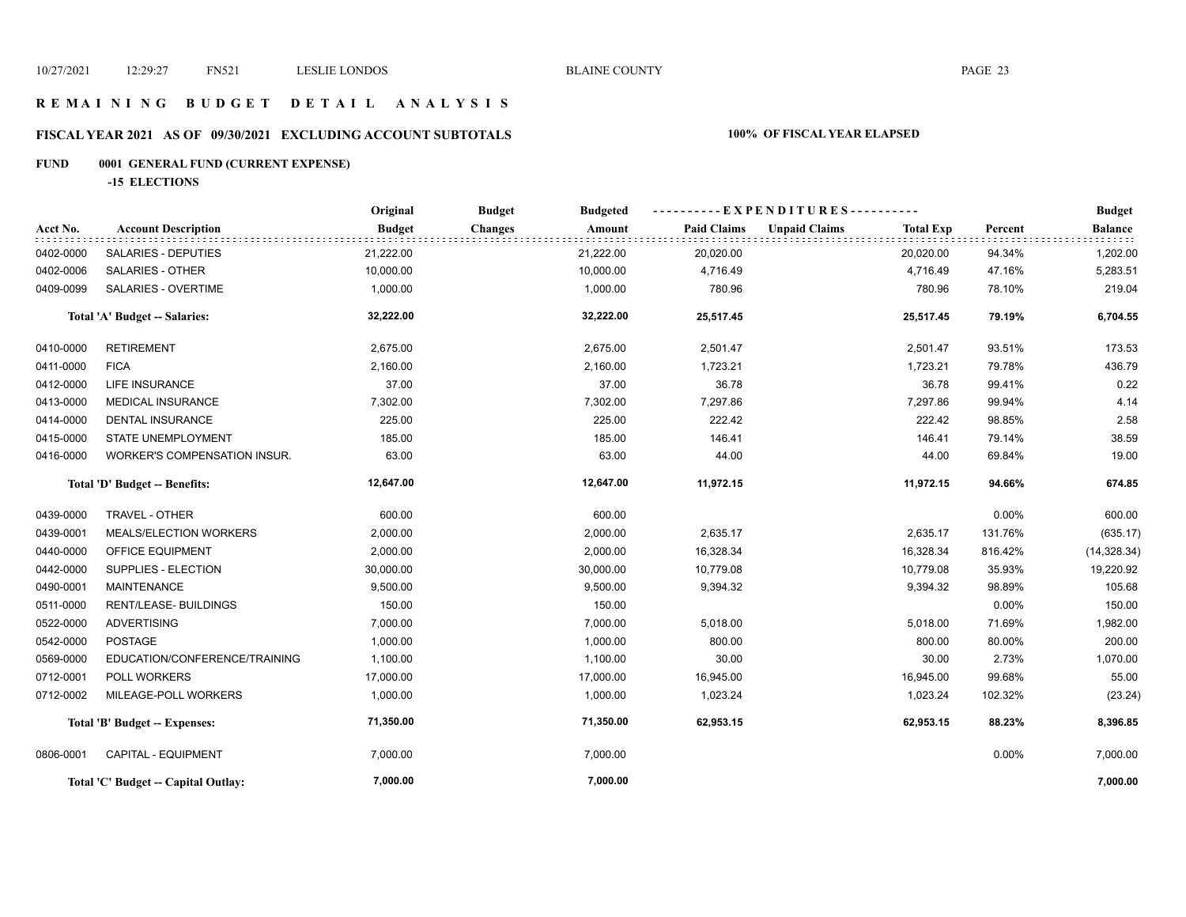# REMAINING BUDGET DETAIL ANALYSIS

## FISCAL YEAR 2021 AS OF 09/30/2021 EXCLUDING ACCOUNT SUBTOTALS

**100% OF FISCAL YEAR ELAPSED**

### FUND 0001 GENERAL FUND (CURRENT EXPENSE)

**-15 ELECTIONS**

| Acct No. | Account Description | Original Budget | Budget Changes | Budgeted Amount | Paid Claims | Unpaid Claims | Total Exp | Percent | Budget Balance |
|---|---|---|---|---|---|---|---|---|---|
| 0402-0000 | SALARIES - DEPUTIES | 21,222.00 | | 21,222.00 | 20,020.00 | | 20,020.00 | 94.34% | 1,202.00 |
| 0402-0006 | SALARIES - OTHER | 10,000.00 | | 10,000.00 | 4,716.49 | | 4,716.49 | 47.16% | 5,283.51 |
| 0409-0099 | SALARIES - OVERTIME | 1,000.00 | | 1,000.00 | 780.96 | | 780.96 | 78.10% | 219.04 |
| | **Total 'A' Budget -- Salaries:** | **32,222.00** | | **32,222.00** | **25,517.45** | | **25,517.45** | **79.19%** | **6,704.55** |
| 0410-0000 | RETIREMENT | 2,675.00 | | 2,675.00 | 2,501.47 | | 2,501.47 | 93.51% | 173.53 |
| 0411-0000 | FICA | 2,160.00 | | 2,160.00 | 1,723.21 | | 1,723.21 | 79.78% | 436.79 |
| 0412-0000 | LIFE INSURANCE | 37.00 | | 37.00 | 36.78 | | 36.78 | 99.41% | 0.22 |
| 0413-0000 | MEDICAL INSURANCE | 7,302.00 | | 7,302.00 | 7,297.86 | | 7,297.86 | 99.94% | 4.14 |
| 0414-0000 | DENTAL INSURANCE | 225.00 | | 225.00 | 222.42 | | 222.42 | 98.85% | 2.58 |
| 0415-0000 | STATE UNEMPLOYMENT | 185.00 | | 185.00 | 146.41 | | 146.41 | 79.14% | 38.59 |
| 0416-0000 | WORKER'S COMPENSATION INSUR. | 63.00 | | 63.00 | 44.00 | | 44.00 | 69.84% | 19.00 |
| | **Total 'D' Budget -- Benefits:** | **12,647.00** | | **12,647.00** | **11,972.15** | | **11,972.15** | **94.66%** | **674.85** |
| 0439-0000 | TRAVEL - OTHER | 600.00 | | 600.00 | | | | 0.00% | 600.00 |
| 0439-0001 | MEALS/ELECTION WORKERS | 2,000.00 | | 2,000.00 | 2,635.17 | | 2,635.17 | 131.76% | (635.17) |
| 0440-0000 | OFFICE EQUIPMENT | 2,000.00 | | 2,000.00 | 16,328.34 | | 16,328.34 | 816.42% | (14,328.34) |
| 0442-0000 | SUPPLIES - ELECTION | 30,000.00 | | 30,000.00 | 10,779.08 | | 10,779.08 | 35.93% | 19,220.92 |
| 0490-0001 | MAINTENANCE | 9,500.00 | | 9,500.00 | 9,394.32 | | 9,394.32 | 98.89% | 105.68 |
| 0511-0000 | RENT/LEASE- BUILDINGS | 150.00 | | 150.00 | | | | 0.00% | 150.00 |
| 0522-0000 | ADVERTISING | 7,000.00 | | 7,000.00 | 5,018.00 | | 5,018.00 | 71.69% | 1,982.00 |
| 0542-0000 | POSTAGE | 1,000.00 | | 1,000.00 | 800.00 | | 800.00 | 80.00% | 200.00 |
| 0569-0000 | EDUCATION/CONFERENCE/TRAINING | 1,100.00 | | 1,100.00 | 30.00 | | 30.00 | 2.73% | 1,070.00 |
| 0712-0001 | POLL WORKERS | 17,000.00 | | 17,000.00 | 16,945.00 | | 16,945.00 | 99.68% | 55.00 |
| 0712-0002 | MILEAGE-POLL WORKERS | 1,000.00 | | 1,000.00 | 1,023.24 | | 1,023.24 | 102.32% | (23.24) |
| | **Total 'B' Budget -- Expenses:** | **71,350.00** | | **71,350.00** | **62,953.15** | | **62,953.15** | **88.23%** | **8,396.85** |
| 0806-0001 | CAPITAL - EQUIPMENT | 7,000.00 | | 7,000.00 | | | | 0.00% | 7,000.00 |
| | **Total 'C' Budget -- Capital Outlay:** | **7,000.00** | | **7,000.00** | | | | | **7,000.00** |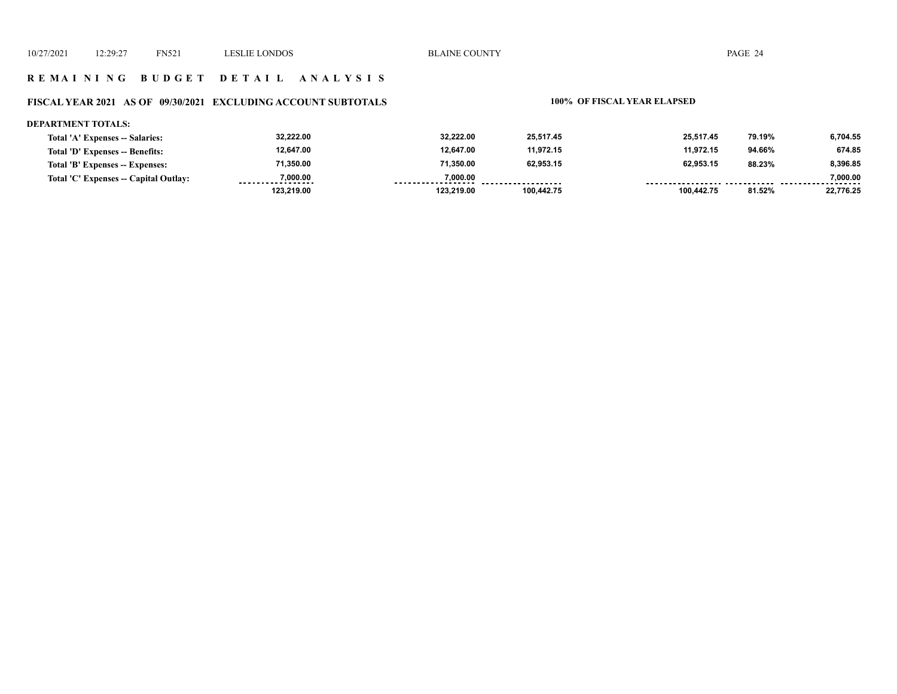# REMAINING BUDGET DETAIL ANALYSIS

## FISCAL YEAR 2021 AS OF 09/30/2021 EXCLUDING ACCOUNT SUBTOTALS — 100% OF FISCAL YEAR ELAPSED

**DEPARTMENT TOTALS:**

| | | | | | | |
|---|---|---|---|---|---|---|
| Total 'A' Expenses -- Salaries: | 32,222.00 | 32,222.00 | 25,517.45 | 25,517.45 | 79.19% | 6,704.55 |
| Total 'D' Expenses -- Benefits: | 12,647.00 | 12,647.00 | 11,972.15 | 11,972.15 | 94.66% | 674.85 |
| Total 'B' Expenses -- Expenses: | 71,350.00 | 71,350.00 | 62,953.15 | 62,953.15 | 88.23% | 8,396.85 |
| Total 'C' Expenses -- Capital Outlay: | 7,000.00 | 7,000.00 | | | | 7,000.00 |
| | 123,219.00 | 123,219.00 | 100,442.75 | 100,442.75 | 81.52% | 22,776.25 |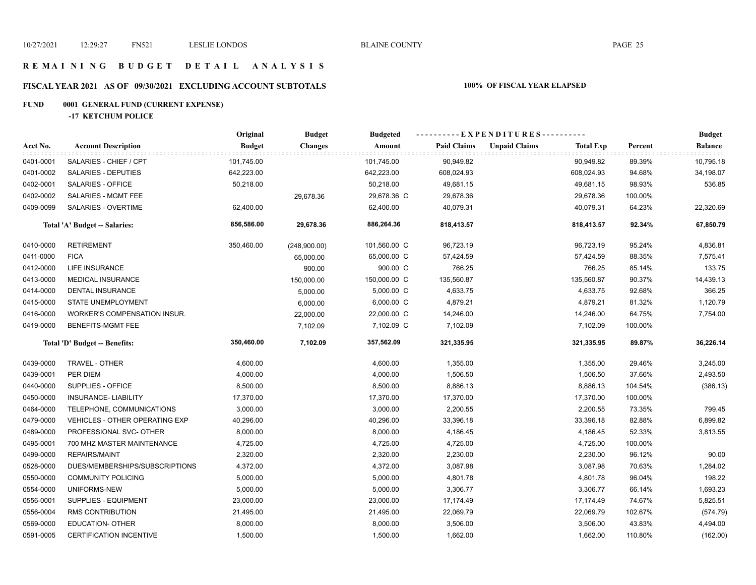# REMAINING BUDGET DETAIL ANALYSIS

## FISCAL YEAR 2021 AS OF 09/30/2021 EXCLUDING ACCOUNT SUBTOTALS

**100% OF FISCAL YEAR ELAPSED**

**FUND 0001 GENERAL FUND (CURRENT EXPENSE)**

**-17 KETCHUM POLICE**

| Acct No. | Account Description | Original Budget | Budget Changes | Budgeted Amount | Paid Claims | Unpaid Claims | Total Exp | Percent | Budget Balance |
|---|---|---|---|---|---|---|---|---|---|
| 0401-0001 | SALARIES - CHIEF / CPT | 101,745.00 | | 101,745.00 | 90,949.82 | | 90,949.82 | 89.39% | 10,795.18 |
| 0401-0002 | SALARIES - DEPUTIES | 642,223.00 | | 642,223.00 | 608,024.93 | | 608,024.93 | 94.68% | 34,198.07 |
| 0402-0001 | SALARIES - OFFICE | 50,218.00 | | 50,218.00 | 49,681.15 | | 49,681.15 | 98.93% | 536.85 |
| 0402-0002 | SALARIES - MGMT FEE | | 29,678.36 | 29,678.36 C | 29,678.36 | | 29,678.36 | 100.00% | |
| 0409-0099 | SALARIES - OVERTIME | 62,400.00 | | 62,400.00 | 40,079.31 | | 40,079.31 | 64.23% | 22,320.69 |
| | **Total 'A' Budget -- Salaries:** | **856,586.00** | **29,678.36** | **886,264.36** | **818,413.57** | | **818,413.57** | **92.34%** | **67,850.79** |
| 0410-0000 | RETIREMENT | 350,460.00 | (248,900.00) | 101,560.00 C | 96,723.19 | | 96,723.19 | 95.24% | 4,836.81 |
| 0411-0000 | FICA | | 65,000.00 | 65,000.00 C | 57,424.59 | | 57,424.59 | 88.35% | 7,575.41 |
| 0412-0000 | LIFE INSURANCE | | 900.00 | 900.00 C | 766.25 | | 766.25 | 85.14% | 133.75 |
| 0413-0000 | MEDICAL INSURANCE | | 150,000.00 | 150,000.00 C | 135,560.87 | | 135,560.87 | 90.37% | 14,439.13 |
| 0414-0000 | DENTAL INSURANCE | | 5,000.00 | 5,000.00 C | 4,633.75 | | 4,633.75 | 92.68% | 366.25 |
| 0415-0000 | STATE UNEMPLOYMENT | | 6,000.00 | 6,000.00 C | 4,879.21 | | 4,879.21 | 81.32% | 1,120.79 |
| 0416-0000 | WORKER'S COMPENSATION INSUR. | | 22,000.00 | 22,000.00 C | 14,246.00 | | 14,246.00 | 64.75% | 7,754.00 |
| 0419-0000 | BENEFITS-MGMT FEE | | 7,102.09 | 7,102.09 C | 7,102.09 | | 7,102.09 | 100.00% | |
| | **Total 'D' Budget -- Benefits:** | **350,460.00** | **7,102.09** | **357,562.09** | **321,335.95** | | **321,335.95** | **89.87%** | **36,226.14** |
| 0439-0000 | TRAVEL - OTHER | 4,600.00 | | 4,600.00 | 1,355.00 | | 1,355.00 | 29.46% | 3,245.00 |
| 0439-0001 | PER DIEM | 4,000.00 | | 4,000.00 | 1,506.50 | | 1,506.50 | 37.66% | 2,493.50 |
| 0440-0000 | SUPPLIES - OFFICE | 8,500.00 | | 8,500.00 | 8,886.13 | | 8,886.13 | 104.54% | (386.13) |
| 0450-0000 | INSURANCE- LIABILITY | 17,370.00 | | 17,370.00 | 17,370.00 | | 17,370.00 | 100.00% | |
| 0464-0000 | TELEPHONE, COMMUNICATIONS | 3,000.00 | | 3,000.00 | 2,200.55 | | 2,200.55 | 73.35% | 799.45 |
| 0479-0000 | VEHICLES - OTHER OPERATING EXP | 40,296.00 | | 40,296.00 | 33,396.18 | | 33,396.18 | 82.88% | 6,899.82 |
| 0489-0000 | PROFESSIONAL SVC- OTHER | 8,000.00 | | 8,000.00 | 4,186.45 | | 4,186.45 | 52.33% | 3,813.55 |
| 0495-0001 | 700 MHZ MASTER MAINTENANCE | 4,725.00 | | 4,725.00 | 4,725.00 | | 4,725.00 | 100.00% | |
| 0499-0000 | REPAIRS/MAINT | 2,320.00 | | 2,320.00 | 2,230.00 | | 2,230.00 | 96.12% | 90.00 |
| 0528-0000 | DUES/MEMBERSHIPS/SUBSCRIPTIONS | 4,372.00 | | 4,372.00 | 3,087.98 | | 3,087.98 | 70.63% | 1,284.02 |
| 0550-0000 | COMMUNITY POLICING | 5,000.00 | | 5,000.00 | 4,801.78 | | 4,801.78 | 96.04% | 198.22 |
| 0554-0000 | UNIFORMS-NEW | 5,000.00 | | 5,000.00 | 3,306.77 | | 3,306.77 | 66.14% | 1,693.23 |
| 0556-0001 | SUPPLIES - EQUIPMENT | 23,000.00 | | 23,000.00 | 17,174.49 | | 17,174.49 | 74.67% | 5,825.51 |
| 0556-0004 | RMS CONTRIBUTION | 21,495.00 | | 21,495.00 | 22,069.79 | | 22,069.79 | 102.67% | (574.79) |
| 0569-0000 | EDUCATION- OTHER | 8,000.00 | | 8,000.00 | 3,506.00 | | 3,506.00 | 43.83% | 4,494.00 |
| 0591-0005 | CERTIFICATION INCENTIVE | 1,500.00 | | 1,500.00 | 1,662.00 | | 1,662.00 | 110.80% | (162.00) |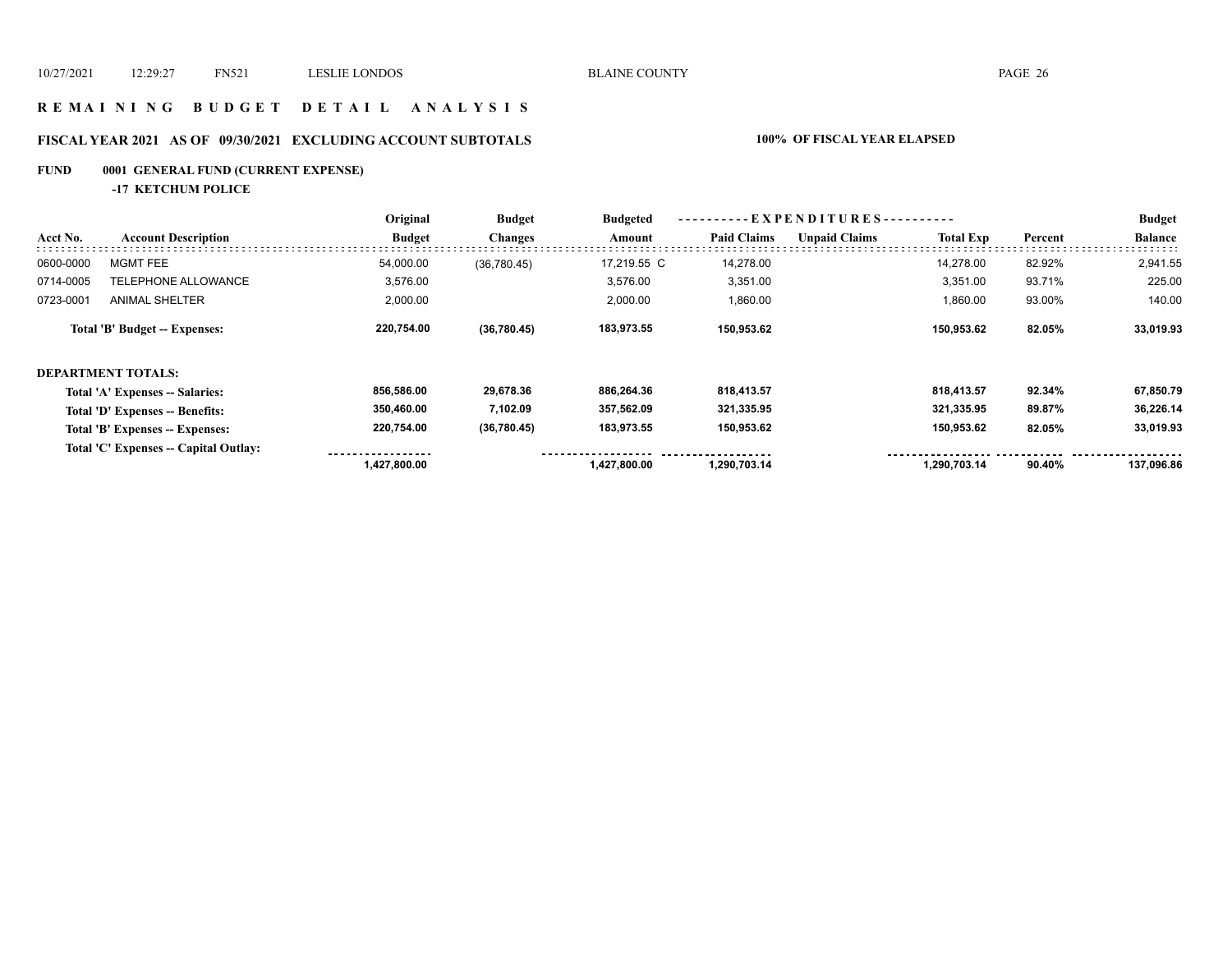# R E M A I N I N G   B U D G E T   D E T A I L   A N A L Y S I S

## FISCAL YEAR 2021   AS OF 09/30/2021   EXCLUDING ACCOUNT SUBTOTALS

**100% OF FISCAL YEAR ELAPSED**

**FUND 0001 GENERAL FUND (CURRENT EXPENSE)**

**-17 KETCHUM POLICE**

| Acct No. | Account Description | Original Budget | Budget Changes | Budgeted Amount | Paid Claims | Unpaid Claims | Total Exp | Percent | Budget Balance |
|---|---|---|---|---|---|---|---|---|---|
| 0600-0000 | MGMT FEE | 54,000.00 | (36,780.45) | 17,219.55 C | 14,278.00 | | 14,278.00 | 82.92% | 2,941.55 |
| 0714-0005 | TELEPHONE ALLOWANCE | 3,576.00 | | 3,576.00 | 3,351.00 | | 3,351.00 | 93.71% | 225.00 |
| 0723-0001 | ANIMAL SHELTER | 2,000.00 | | 2,000.00 | 1,860.00 | | 1,860.00 | 93.00% | 140.00 |
| | **Total 'B' Budget -- Expenses:** | **220,754.00** | **(36,780.45)** | **183,973.55** | **150,953.62** | | **150,953.62** | **82.05%** | **33,019.93** |
| **DEPARTMENT TOTALS:** | | | | | | | | | |
| | **Total 'A' Expenses -- Salaries:** | **856,586.00** | **29,678.36** | **886,264.36** | **818,413.57** | | **818,413.57** | **92.34%** | **67,850.79** |
| | **Total 'D' Expenses -- Benefits:** | **350,460.00** | **7,102.09** | **357,562.09** | **321,335.95** | | **321,335.95** | **89.87%** | **36,226.14** |
| | **Total 'B' Expenses -- Expenses:** | **220,754.00** | **(36,780.45)** | **183,973.55** | **150,953.62** | | **150,953.62** | **82.05%** | **33,019.93** |
| | **Total 'C' Expenses -- Capital Outlay:** | | | | | | | | |
| | | **1,427,800.00** | | **1,427,800.00** | **1,290,703.14** | | **1,290,703.14** | **90.40%** | **137,096.86** |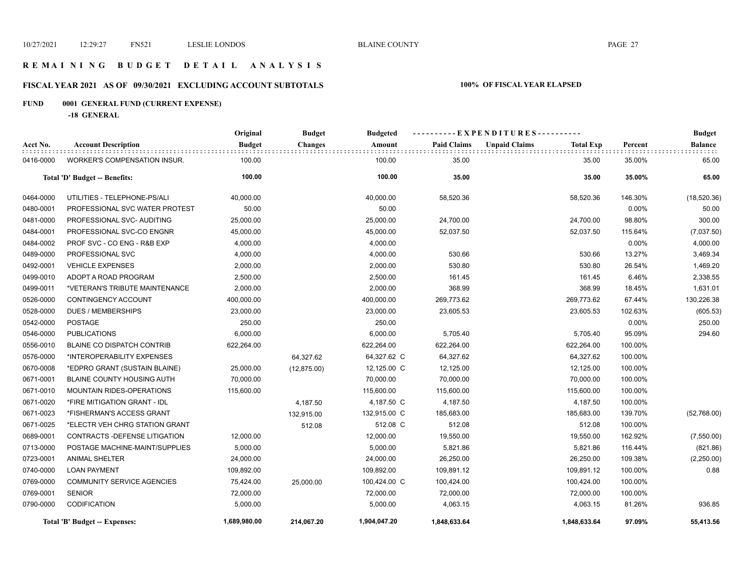# R E M A I N I N G   B U D G E T   D E T A I L   A N A L Y S I S

## FISCAL YEAR 2021 AS OF 09/30/2021 EXCLUDING ACCOUNT SUBTOTALS — 100% OF FISCAL YEAR ELAPSED

### FUND 0001 GENERAL FUND (CURRENT EXPENSE)

**-18 GENERAL**

| Acct No. | Account Description | Original Budget | Budget Changes | Budgeted Amount | Paid Claims | Unpaid Claims | Total Exp | Percent | Budget Balance |
|---|---|---|---|---|---|---|---|---|---|
| 0416-0000 | WORKER'S COMPENSATION INSUR. | 100.00 | | 100.00 | 35.00 | | 35.00 | 35.00% | 65.00 |
| | **Total 'D' Budget -- Benefits:** | **100.00** | | **100.00** | **35.00** | | **35.00** | **35.00%** | **65.00** |
| 0464-0000 | UTILITIES - TELEPHONE-PS/ALI | 40,000.00 | | 40,000.00 | 58,520.36 | | 58,520.36 | 146.30% | (18,520.36) |
| 0480-0001 | PROFESSIONAL SVC WATER PROTEST | 50.00 | | 50.00 | | | | 0.00% | 50.00 |
| 0481-0000 | PROFESSIONAL SVC- AUDITING | 25,000.00 | | 25,000.00 | 24,700.00 | | 24,700.00 | 98.80% | 300.00 |
| 0484-0001 | PROFESSIONAL SVC-CO ENGNR | 45,000.00 | | 45,000.00 | 52,037.50 | | 52,037.50 | 115.64% | (7,037.50) |
| 0484-0002 | PROF SVC - CO ENG - R&B EXP | 4,000.00 | | 4,000.00 | | | | 0.00% | 4,000.00 |
| 0489-0000 | PROFESSIONAL SVC | 4,000.00 | | 4,000.00 | 530.66 | | 530.66 | 13.27% | 3,469.34 |
| 0492-0001 | VEHICLE EXPENSES | 2,000.00 | | 2,000.00 | 530.80 | | 530.80 | 26.54% | 1,469.20 |
| 0499-0010 | ADOPT A ROAD PROGRAM | 2,500.00 | | 2,500.00 | 161.45 | | 161.45 | 6.46% | 2,338.55 |
| 0499-0011 | *VETERAN'S TRIBUTE MAINTENANCE | 2,000.00 | | 2,000.00 | 368.99 | | 368.99 | 18.45% | 1,631.01 |
| 0526-0000 | CONTINGENCY ACCOUNT | 400,000.00 | | 400,000.00 | 269,773.62 | | 269,773.62 | 67.44% | 130,226.38 |
| 0528-0000 | DUES / MEMBERSHIPS | 23,000.00 | | 23,000.00 | 23,605.53 | | 23,605.53 | 102.63% | (605.53) |
| 0542-0000 | POSTAGE | 250.00 | | 250.00 | | | | 0.00% | 250.00 |
| 0546-0000 | PUBLICATIONS | 6,000.00 | | 6,000.00 | 5,705.40 | | 5,705.40 | 95.09% | 294.60 |
| 0556-0010 | BLAINE CO DISPATCH CONTRIB | 622,264.00 | | 622,264.00 | 622,264.00 | | 622,264.00 | 100.00% | |
| 0576-0000 | *INTEROPERABILITY EXPENSES | | 64,327.62 | 64,327.62 C | 64,327.62 | | 64,327.62 | 100.00% | |
| 0670-0008 | *EDPRO GRANT (SUSTAIN BLAINE) | 25,000.00 | (12,875.00) | 12,125.00 C | 12,125.00 | | 12,125.00 | 100.00% | |
| 0671-0001 | BLAINE COUNTY HOUSING AUTH | 70,000.00 | | 70,000.00 | 70,000.00 | | 70,000.00 | 100.00% | |
| 0671-0010 | MOUNTAIN RIDES-OPERATIONS | 115,600.00 | | 115,600.00 | 115,600.00 | | 115,600.00 | 100.00% | |
| 0671-0020 | *FIRE MITIGATION GRANT - IDL | | 4,187.50 | 4,187.50 C | 4,187.50 | | 4,187.50 | 100.00% | |
| 0671-0023 | *FISHERMAN'S ACCESS GRANT | | 132,915.00 | 132,915.00 C | 185,683.00 | | 185,683.00 | 139.70% | (52,768.00) |
| 0671-0025 | *ELECTR VEH CHRG STATION GRANT | | 512.08 | 512.08 C | 512.08 | | 512.08 | 100.00% | |
| 0689-0001 | CONTRACTS -DEFENSE LITIGATION | 12,000.00 | | 12,000.00 | 19,550.00 | | 19,550.00 | 162.92% | (7,550.00) |
| 0713-0000 | POSTAGE MACHINE-MAINT/SUPPLIES | 5,000.00 | | 5,000.00 | 5,821.86 | | 5,821.86 | 116.44% | (821.86) |
| 0723-0001 | ANIMAL SHELTER | 24,000.00 | | 24,000.00 | 26,250.00 | | 26,250.00 | 109.38% | (2,250.00) |
| 0740-0000 | LOAN PAYMENT | 109,892.00 | | 109,892.00 | 109,891.12 | | 109,891.12 | 100.00% | 0.88 |
| 0769-0000 | COMMUNITY SERVICE AGENCIES | 75,424.00 | 25,000.00 | 100,424.00 C | 100,424.00 | | 100,424.00 | 100.00% | |
| 0769-0001 | SENIOR | 72,000.00 | | 72,000.00 | 72,000.00 | | 72,000.00 | 100.00% | |
| 0790-0000 | CODIFICATION | 5,000.00 | | 5,000.00 | 4,063.15 | | 4,063.15 | 81.26% | 936.85 |
| | **Total 'B' Budget -- Expenses:** | **1,689,980.00** | **214,067.20** | **1,904,047.20** | **1,848,633.64** | | **1,848,633.64** | **97.09%** | **55,413.56** |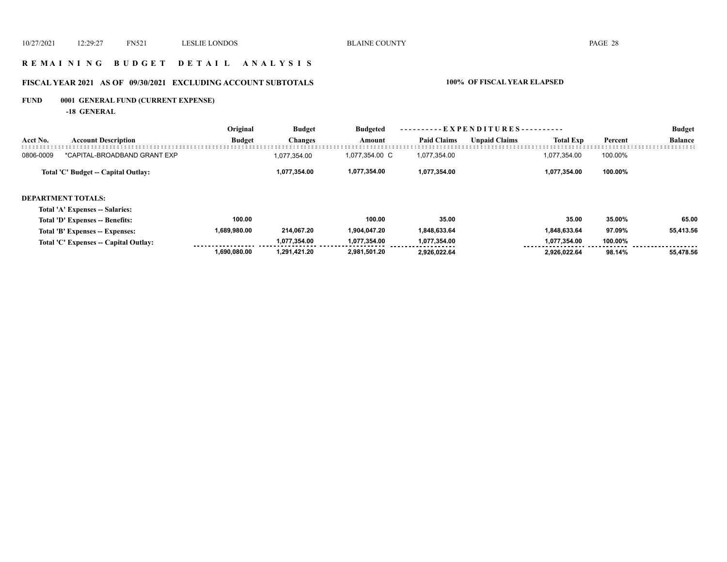# R E M A I N I N G   B U D G E T   D E T A I L   A N A L Y S I S

## FISCAL YEAR 2021 AS OF 09/30/2021 EXCLUDING ACCOUNT SUBTOTALS — 100% OF FISCAL YEAR ELAPSED

**FUND 0001 GENERAL FUND (CURRENT EXPENSE)**

**-18 GENERAL**

| Acct No. | Account Description | Original Budget | Budget Changes | Budgeted Amount | Paid Claims | Unpaid Claims | Total Exp | Percent | Budget Balance |
|---|---|---|---|---|---|---|---|---|---|
| 0806-0009 | *CAPITAL-BROADBAND GRANT EXP | | 1,077,354.00 | 1,077,354.00 C | 1,077,354.00 | | 1,077,354.00 | 100.00% | |
| | **Total 'C' Budget -- Capital Outlay:** | | **1,077,354.00** | **1,077,354.00** | **1,077,354.00** | | **1,077,354.00** | **100.00%** | |

**DEPARTMENT TOTALS:**

| | Original Budget | Budget Changes | Budgeted Amount | Paid Claims | Unpaid Claims | Total Exp | Percent | Budget Balance |
|---|---|---|---|---|---|---|---|---|
| **Total 'A' Expenses -- Salaries:** | | | | | | | | |
| **Total 'D' Expenses -- Benefits:** | **100.00** | | **100.00** | **35.00** | | **35.00** | **35.00%** | **65.00** |
| **Total 'B' Expenses -- Expenses:** | **1,689,980.00** | **214,067.20** | **1,904,047.20** | **1,848,633.64** | | **1,848,633.64** | **97.09%** | **55,413.56** |
| **Total 'C' Expenses -- Capital Outlay:** | | **1,077,354.00** | **1,077,354.00** | **1,077,354.00** | | **1,077,354.00** | **100.00%** | |
| | **1,690,080.00** | **1,291,421.20** | **2,981,501.20** | **2,926,022.64** | | **2,926,022.64** | **98.14%** | **55,478.56** |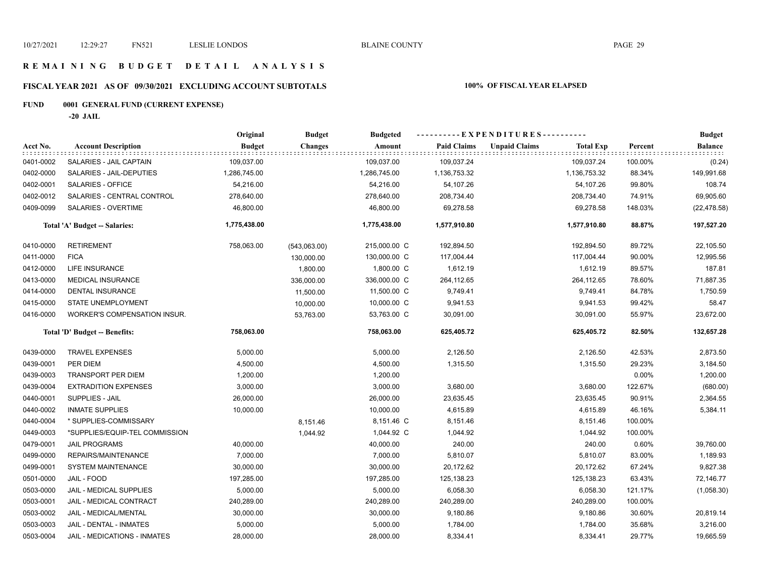# R E M A I N I N G   B U D G E T   D E T A I L   A N A L Y S I S

## FISCAL YEAR 2021 AS OF 09/30/2021 EXCLUDING ACCOUNT SUBTOTALS

**100% OF FISCAL YEAR ELAPSED**

### FUND 0001 GENERAL FUND (CURRENT EXPENSE)

**-20 JAIL**

| Acct No. | Account Description | Original Budget | Budget Changes | Budgeted Amount | Paid Claims | Unpaid Claims | Total Exp | Percent | Budget Balance |
|---|---|---|---|---|---|---|---|---|---|
| 0401-0002 | SALARIES - JAIL CAPTAIN | 109,037.00 | | 109,037.00 | 109,037.24 | | 109,037.24 | 100.00% | (0.24) |
| 0402-0000 | SALARIES - JAIL-DEPUTIES | 1,286,745.00 | | 1,286,745.00 | 1,136,753.32 | | 1,136,753.32 | 88.34% | 149,991.68 |
| 0402-0001 | SALARIES - OFFICE | 54,216.00 | | 54,216.00 | 54,107.26 | | 54,107.26 | 99.80% | 108.74 |
| 0402-0012 | SALARIES - CENTRAL CONTROL | 278,640.00 | | 278,640.00 | 208,734.40 | | 208,734.40 | 74.91% | 69,905.60 |
| 0409-0099 | SALARIES - OVERTIME | 46,800.00 | | 46,800.00 | 69,278.58 | | 69,278.58 | 148.03% | (22,478.58) |
| | **Total 'A' Budget -- Salaries:** | **1,775,438.00** | | **1,775,438.00** | **1,577,910.80** | | **1,577,910.80** | **88.87%** | **197,527.20** |
| 0410-0000 | RETIREMENT | 758,063.00 | (543,063.00) | 215,000.00 C | 192,894.50 | | 192,894.50 | 89.72% | 22,105.50 |
| 0411-0000 | FICA | | 130,000.00 | 130,000.00 C | 117,004.44 | | 117,004.44 | 90.00% | 12,995.56 |
| 0412-0000 | LIFE INSURANCE | | 1,800.00 | 1,800.00 C | 1,612.19 | | 1,612.19 | 89.57% | 187.81 |
| 0413-0000 | MEDICAL INSURANCE | | 336,000.00 | 336,000.00 C | 264,112.65 | | 264,112.65 | 78.60% | 71,887.35 |
| 0414-0000 | DENTAL INSURANCE | | 11,500.00 | 11,500.00 C | 9,749.41 | | 9,749.41 | 84.78% | 1,750.59 |
| 0415-0000 | STATE UNEMPLOYMENT | | 10,000.00 | 10,000.00 C | 9,941.53 | | 9,941.53 | 99.42% | 58.47 |
| 0416-0000 | WORKER'S COMPENSATION INSUR. | | 53,763.00 | 53,763.00 C | 30,091.00 | | 30,091.00 | 55.97% | 23,672.00 |
| | **Total 'D' Budget -- Benefits:** | **758,063.00** | | **758,063.00** | **625,405.72** | | **625,405.72** | **82.50%** | **132,657.28** |
| 0439-0000 | TRAVEL EXPENSES | 5,000.00 | | 5,000.00 | 2,126.50 | | 2,126.50 | 42.53% | 2,873.50 |
| 0439-0001 | PER DIEM | 4,500.00 | | 4,500.00 | 1,315.50 | | 1,315.50 | 29.23% | 3,184.50 |
| 0439-0003 | TRANSPORT PER DIEM | 1,200.00 | | 1,200.00 | | | | 0.00% | 1,200.00 |
| 0439-0004 | EXTRADITION EXPENSES | 3,000.00 | | 3,000.00 | 3,680.00 | | 3,680.00 | 122.67% | (680.00) |
| 0440-0001 | SUPPLIES - JAIL | 26,000.00 | | 26,000.00 | 23,635.45 | | 23,635.45 | 90.91% | 2,364.55 |
| 0440-0002 | INMATE SUPPLIES | 10,000.00 | | 10,000.00 | 4,615.89 | | 4,615.89 | 46.16% | 5,384.11 |
| 0440-0004 | * SUPPLIES-COMMISSARY | | 8,151.46 | 8,151.46 C | 8,151.46 | | 8,151.46 | 100.00% | |
| 0449-0003 | *SUPPLIES/EQUIP-TEL COMMISSION | | 1,044.92 | 1,044.92 C | 1,044.92 | | 1,044.92 | 100.00% | |
| 0479-0001 | JAIL PROGRAMS | 40,000.00 | | 40,000.00 | 240.00 | | 240.00 | 0.60% | 39,760.00 |
| 0499-0000 | REPAIRS/MAINTENANCE | 7,000.00 | | 7,000.00 | 5,810.07 | | 5,810.07 | 83.00% | 1,189.93 |
| 0499-0001 | SYSTEM MAINTENANCE | 30,000.00 | | 30,000.00 | 20,172.62 | | 20,172.62 | 67.24% | 9,827.38 |
| 0501-0000 | JAIL - FOOD | 197,285.00 | | 197,285.00 | 125,138.23 | | 125,138.23 | 63.43% | 72,146.77 |
| 0503-0000 | JAIL - MEDICAL SUPPLIES | 5,000.00 | | 5,000.00 | 6,058.30 | | 6,058.30 | 121.17% | (1,058.30) |
| 0503-0001 | JAIL - MEDICAL CONTRACT | 240,289.00 | | 240,289.00 | 240,289.00 | | 240,289.00 | 100.00% | |
| 0503-0002 | JAIL - MEDICAL/MENTAL | 30,000.00 | | 30,000.00 | 9,180.86 | | 9,180.86 | 30.60% | 20,819.14 |
| 0503-0003 | JAIL - DENTAL - INMATES | 5,000.00 | | 5,000.00 | 1,784.00 | | 1,784.00 | 35.68% | 3,216.00 |
| 0503-0004 | JAIL - MEDICATIONS - INMATES | 28,000.00 | | 28,000.00 | 8,334.41 | | 8,334.41 | 29.77% | 19,665.59 |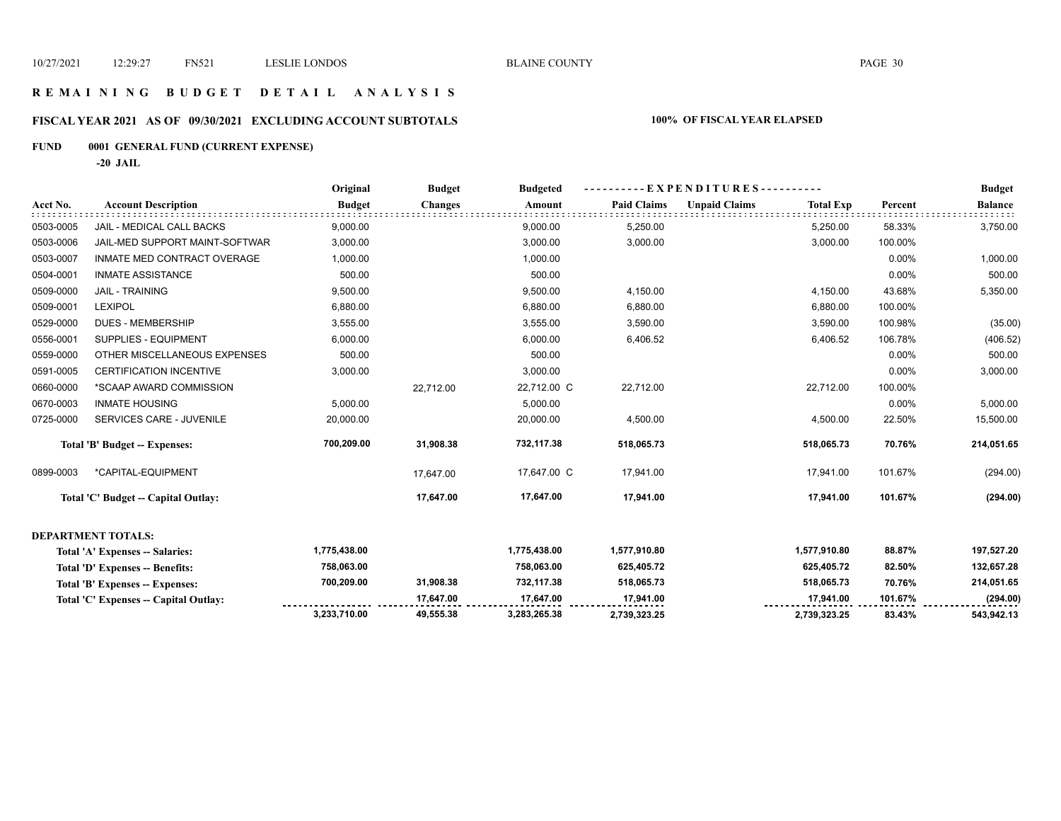# R E M A I N I N G   B U D G E T   D E T A I L   A N A L Y S I S

## FISCAL YEAR 2021 AS OF 09/30/2021 EXCLUDING ACCOUNT SUBTOTALS — 100% OF FISCAL YEAR ELAPSED

### FUND 0001 GENERAL FUND (CURRENT EXPENSE)

**-20 JAIL**

| Acct No. | Account Description | Original Budget | Budget Changes | Budgeted Amount | Paid Claims | Unpaid Claims | Total Exp | Percent | Budget Balance |
|---|---|---|---|---|---|---|---|---|---|
| 0503-0005 | JAIL - MEDICAL CALL BACKS | 9,000.00 | | 9,000.00 | 5,250.00 | | 5,250.00 | 58.33% | 3,750.00 |
| 0503-0006 | JAIL-MED SUPPORT MAINT-SOFTWAR | 3,000.00 | | 3,000.00 | 3,000.00 | | 3,000.00 | 100.00% | |
| 0503-0007 | INMATE MED CONTRACT OVERAGE | 1,000.00 | | 1,000.00 | | | | 0.00% | 1,000.00 |
| 0504-0001 | INMATE ASSISTANCE | 500.00 | | 500.00 | | | | 0.00% | 500.00 |
| 0509-0000 | JAIL - TRAINING | 9,500.00 | | 9,500.00 | 4,150.00 | | 4,150.00 | 43.68% | 5,350.00 |
| 0509-0001 | LEXIPOL | 6,880.00 | | 6,880.00 | 6,880.00 | | 6,880.00 | 100.00% | |
| 0529-0000 | DUES - MEMBERSHIP | 3,555.00 | | 3,555.00 | 3,590.00 | | 3,590.00 | 100.98% | (35.00) |
| 0556-0001 | SUPPLIES - EQUIPMENT | 6,000.00 | | 6,000.00 | 6,406.52 | | 6,406.52 | 106.78% | (406.52) |
| 0559-0000 | OTHER MISCELLANEOUS EXPENSES | 500.00 | | 500.00 | | | | 0.00% | 500.00 |
| 0591-0005 | CERTIFICATION INCENTIVE | 3,000.00 | | 3,000.00 | | | | 0.00% | 3,000.00 |
| 0660-0000 | *SCAAP AWARD COMMISSION | | 22,712.00 | 22,712.00 C | 22,712.00 | | 22,712.00 | 100.00% | |
| 0670-0003 | INMATE HOUSING | 5,000.00 | | 5,000.00 | | | | 0.00% | 5,000.00 |
| 0725-0000 | SERVICES CARE - JUVENILE | 20,000.00 | | 20,000.00 | 4,500.00 | | 4,500.00 | 22.50% | 15,500.00 |
| | **Total 'B' Budget -- Expenses:** | **700,209.00** | **31,908.38** | **732,117.38** | **518,065.73** | | **518,065.73** | **70.76%** | **214,051.65** |
| 0899-0003 | *CAPITAL-EQUIPMENT | | 17,647.00 | 17,647.00 C | 17,941.00 | | 17,941.00 | 101.67% | (294.00) |
| | **Total 'C' Budget -- Capital Outlay:** | | **17,647.00** | **17,647.00** | **17,941.00** | | **17,941.00** | **101.67%** | **(294.00)** |

**DEPARTMENT TOTALS:**

| | Original Budget | Budget Changes | Budgeted Amount | Paid Claims | Unpaid Claims | Total Exp | Percent | Budget Balance |
|---|---|---|---|---|---|---|---|---|
| **Total 'A' Expenses -- Salaries:** | **1,775,438.00** | | **1,775,438.00** | **1,577,910.80** | | **1,577,910.80** | **88.87%** | **197,527.20** |
| **Total 'D' Expenses -- Benefits:** | **758,063.00** | | **758,063.00** | **625,405.72** | | **625,405.72** | **82.50%** | **132,657.28** |
| **Total 'B' Expenses -- Expenses:** | **700,209.00** | **31,908.38** | **732,117.38** | **518,065.73** | | **518,065.73** | **70.76%** | **214,051.65** |
| **Total 'C' Expenses -- Capital Outlay:** | | **17,647.00** | **17,647.00** | **17,941.00** | | **17,941.00** | **101.67%** | **(294.00)** |
| | **3,233,710.00** | **49,555.38** | **3,283,265.38** | **2,739,323.25** | | **2,739,323.25** | **83.43%** | **543,942.13** |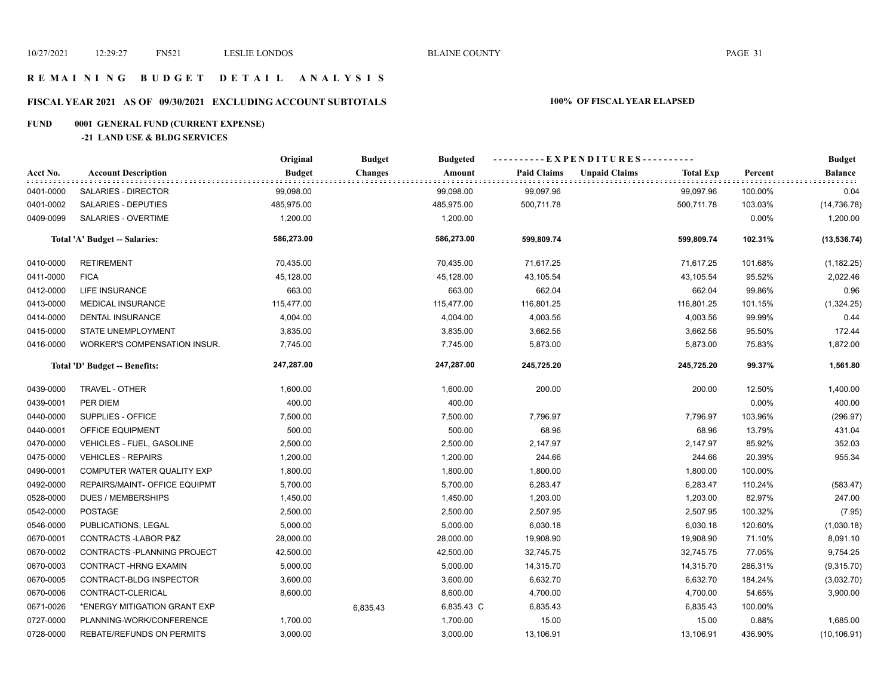## REMAINING BUDGET DETAIL ANALYSIS

### FISCAL YEAR 2021 AS OF 09/30/2021 EXCLUDING ACCOUNT SUBTOTALS — 100% OF FISCAL YEAR ELAPSED

### FUND 0001 GENERAL FUND (CURRENT EXPENSE)

#### -21 LAND USE & BLDG SERVICES

| Acct No. | Account Description | Original Budget | Budget Changes | Budgeted Amount | Paid Claims | Unpaid Claims | Total Exp | Percent | Budget Balance |
|---|---|---|---|---|---|---|---|---|---|
| 0401-0000 | SALARIES - DIRECTOR | 99,098.00 | | 99,098.00 | 99,097.96 | | 99,097.96 | 100.00% | 0.04 |
| 0401-0002 | SALARIES - DEPUTIES | 485,975.00 | | 485,975.00 | 500,711.78 | | 500,711.78 | 103.03% | (14,736.78) |
| 0409-0099 | SALARIES - OVERTIME | 1,200.00 | | 1,200.00 | | | | 0.00% | 1,200.00 |
| | **Total 'A' Budget -- Salaries:** | **586,273.00** | | **586,273.00** | **599,809.74** | | **599,809.74** | **102.31%** | **(13,536.74)** |
| 0410-0000 | RETIREMENT | 70,435.00 | | 70,435.00 | 71,617.25 | | 71,617.25 | 101.68% | (1,182.25) |
| 0411-0000 | FICA | 45,128.00 | | 45,128.00 | 43,105.54 | | 43,105.54 | 95.52% | 2,022.46 |
| 0412-0000 | LIFE INSURANCE | 663.00 | | 663.00 | 662.04 | | 662.04 | 99.86% | 0.96 |
| 0413-0000 | MEDICAL INSURANCE | 115,477.00 | | 115,477.00 | 116,801.25 | | 116,801.25 | 101.15% | (1,324.25) |
| 0414-0000 | DENTAL INSURANCE | 4,004.00 | | 4,004.00 | 4,003.56 | | 4,003.56 | 99.99% | 0.44 |
| 0415-0000 | STATE UNEMPLOYMENT | 3,835.00 | | 3,835.00 | 3,662.56 | | 3,662.56 | 95.50% | 172.44 |
| 0416-0000 | WORKER'S COMPENSATION INSUR. | 7,745.00 | | 7,745.00 | 5,873.00 | | 5,873.00 | 75.83% | 1,872.00 |
| | **Total 'D' Budget -- Benefits:** | **247,287.00** | | **247,287.00** | **245,725.20** | | **245,725.20** | **99.37%** | **1,561.80** |
| 0439-0000 | TRAVEL - OTHER | 1,600.00 | | 1,600.00 | 200.00 | | 200.00 | 12.50% | 1,400.00 |
| 0439-0001 | PER DIEM | 400.00 | | 400.00 | | | | 0.00% | 400.00 |
| 0440-0000 | SUPPLIES - OFFICE | 7,500.00 | | 7,500.00 | 7,796.97 | | 7,796.97 | 103.96% | (296.97) |
| 0440-0001 | OFFICE EQUIPMENT | 500.00 | | 500.00 | 68.96 | | 68.96 | 13.79% | 431.04 |
| 0470-0000 | VEHICLES - FUEL, GASOLINE | 2,500.00 | | 2,500.00 | 2,147.97 | | 2,147.97 | 85.92% | 352.03 |
| 0475-0000 | VEHICLES - REPAIRS | 1,200.00 | | 1,200.00 | 244.66 | | 244.66 | 20.39% | 955.34 |
| 0490-0001 | COMPUTER WATER QUALITY EXP | 1,800.00 | | 1,800.00 | 1,800.00 | | 1,800.00 | 100.00% | |
| 0492-0000 | REPAIRS/MAINT- OFFICE EQUIPMT | 5,700.00 | | 5,700.00 | 6,283.47 | | 6,283.47 | 110.24% | (583.47) |
| 0528-0000 | DUES / MEMBERSHIPS | 1,450.00 | | 1,450.00 | 1,203.00 | | 1,203.00 | 82.97% | 247.00 |
| 0542-0000 | POSTAGE | 2,500.00 | | 2,500.00 | 2,507.95 | | 2,507.95 | 100.32% | (7.95) |
| 0546-0000 | PUBLICATIONS, LEGAL | 5,000.00 | | 5,000.00 | 6,030.18 | | 6,030.18 | 120.60% | (1,030.18) |
| 0670-0001 | CONTRACTS -LABOR P&Z | 28,000.00 | | 28,000.00 | 19,908.90 | | 19,908.90 | 71.10% | 8,091.10 |
| 0670-0002 | CONTRACTS -PLANNING PROJECT | 42,500.00 | | 42,500.00 | 32,745.75 | | 32,745.75 | 77.05% | 9,754.25 |
| 0670-0003 | CONTRACT -HRNG EXAMIN | 5,000.00 | | 5,000.00 | 14,315.70 | | 14,315.70 | 286.31% | (9,315.70) |
| 0670-0005 | CONTRACT-BLDG INSPECTOR | 3,600.00 | | 3,600.00 | 6,632.70 | | 6,632.70 | 184.24% | (3,032.70) |
| 0670-0006 | CONTRACT-CLERICAL | 8,600.00 | | 8,600.00 | 4,700.00 | | 4,700.00 | 54.65% | 3,900.00 |
| 0671-0026 | *ENERGY MITIGATION GRANT EXP | | 6,835.43 | 6,835.43 C | 6,835.43 | | 6,835.43 | 100.00% | |
| 0727-0000 | PLANNING-WORK/CONFERENCE | 1,700.00 | | 1,700.00 | 15.00 | | 15.00 | 0.88% | 1,685.00 |
| 0728-0000 | REBATE/REFUNDS ON PERMITS | 3,000.00 | | 3,000.00 | 13,106.91 | | 13,106.91 | 436.90% | (10,106.91) |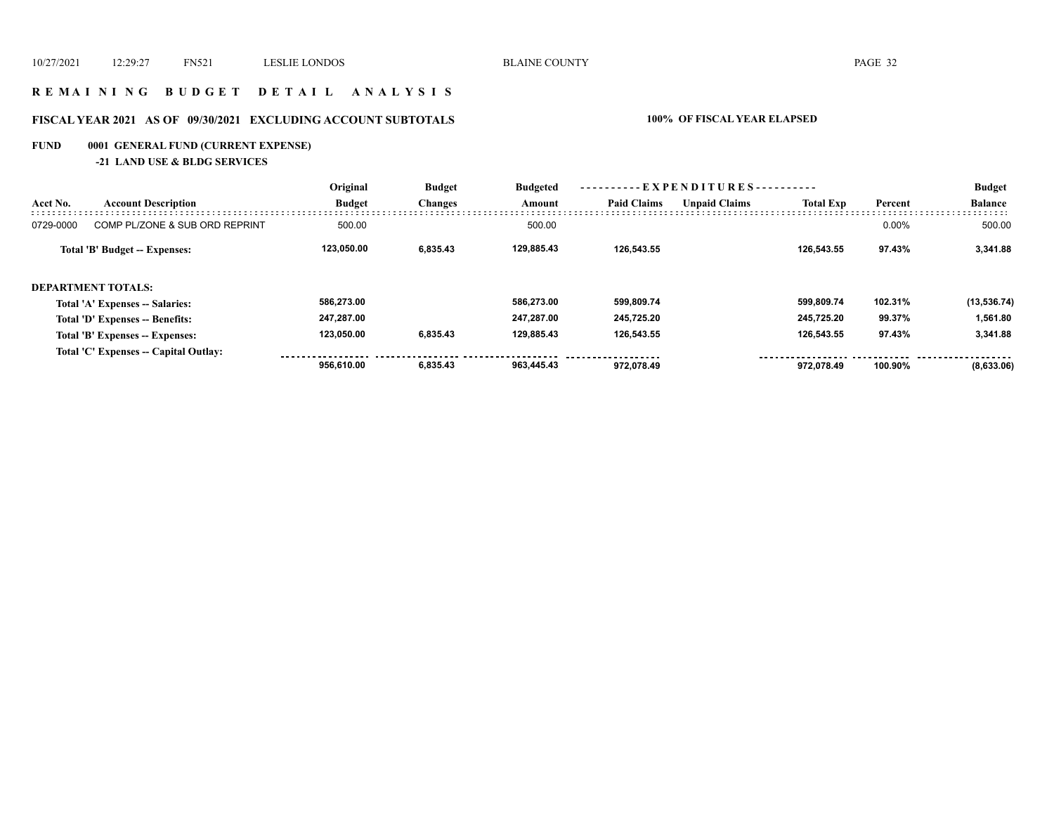## REMAINING BUDGET DETAIL ANALYSIS

### FISCAL YEAR 2021 AS OF 09/30/2021 EXCLUDING ACCOUNT SUBTOTALS — 100% OF FISCAL YEAR ELAPSED

**FUND 0001 GENERAL FUND (CURRENT EXPENSE)**

**-21 LAND USE & BLDG SERVICES**

| Acct No. | Account Description | Original Budget | Budget Changes | Budgeted Amount | Paid Claims | Unpaid Claims | Total Exp | Percent | Budget Balance |
|---|---|---|---|---|---|---|---|---|---|
| 0729-0000 | COMP PL/ZONE & SUB ORD REPRINT | 500.00 | | 500.00 | | | | 0.00% | 500.00 |
| | **Total 'B' Budget -- Expenses:** | **123,050.00** | **6,835.43** | **129,885.43** | **126,543.55** | | **126,543.55** | **97.43%** | **3,341.88** |
| | **DEPARTMENT TOTALS:** | | | | | | | | |
| | **Total 'A' Expenses -- Salaries:** | **586,273.00** | | **586,273.00** | **599,809.74** | | **599,809.74** | **102.31%** | **(13,536.74)** |
| | **Total 'D' Expenses -- Benefits:** | **247,287.00** | | **247,287.00** | **245,725.20** | | **245,725.20** | **99.37%** | **1,561.80** |
| | **Total 'B' Expenses -- Expenses:** | **123,050.00** | **6,835.43** | **129,885.43** | **126,543.55** | | **126,543.55** | **97.43%** | **3,341.88** |
| | **Total 'C' Expenses -- Capital Outlay:** | | | | | | | | |
| | | **956,610.00** | **6,835.43** | **963,445.43** | **972,078.49** | | **972,078.49** | **100.90%** | **(8,633.06)** |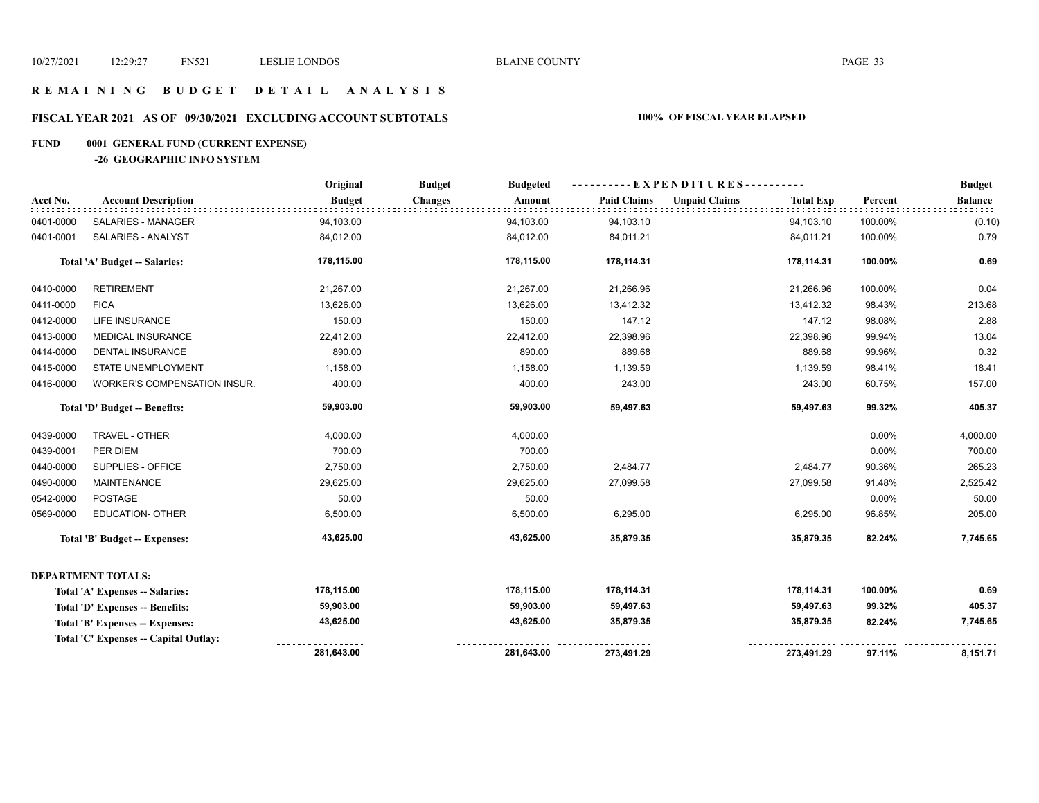# R E M A I N I N G   B U D G E T   D E T A I L   A N A L Y S I S

## FISCAL YEAR 2021 AS OF 09/30/2021 EXCLUDING ACCOUNT SUBTOTALS — 100% OF FISCAL YEAR ELAPSED

### FUND 0001 GENERAL FUND (CURRENT EXPENSE)

#### -26 GEOGRAPHIC INFO SYSTEM

| Acct No. | Account Description | Original Budget | Budget Changes | Budgeted Amount | EXPENDITURES Paid Claims | Unpaid Claims | Total Exp | Percent | Budget Balance |
|---|---|---|---|---|---|---|---|---|---|
| 0401-0000 | SALARIES - MANAGER | 94,103.00 | | 94,103.00 | 94,103.10 | | 94,103.10 | 100.00% | (0.10) |
| 0401-0001 | SALARIES - ANALYST | 84,012.00 | | 84,012.00 | 84,011.21 | | 84,011.21 | 100.00% | 0.79 |
| | **Total 'A' Budget -- Salaries:** | **178,115.00** | | **178,115.00** | **178,114.31** | | **178,114.31** | **100.00%** | **0.69** |
| 0410-0000 | RETIREMENT | 21,267.00 | | 21,267.00 | 21,266.96 | | 21,266.96 | 100.00% | 0.04 |
| 0411-0000 | FICA | 13,626.00 | | 13,626.00 | 13,412.32 | | 13,412.32 | 98.43% | 213.68 |
| 0412-0000 | LIFE INSURANCE | 150.00 | | 150.00 | 147.12 | | 147.12 | 98.08% | 2.88 |
| 0413-0000 | MEDICAL INSURANCE | 22,412.00 | | 22,412.00 | 22,398.96 | | 22,398.96 | 99.94% | 13.04 |
| 0414-0000 | DENTAL INSURANCE | 890.00 | | 890.00 | 889.68 | | 889.68 | 99.96% | 0.32 |
| 0415-0000 | STATE UNEMPLOYMENT | 1,158.00 | | 1,158.00 | 1,139.59 | | 1,139.59 | 98.41% | 18.41 |
| 0416-0000 | WORKER'S COMPENSATION INSUR. | 400.00 | | 400.00 | 243.00 | | 243.00 | 60.75% | 157.00 |
| | **Total 'D' Budget -- Benefits:** | **59,903.00** | | **59,903.00** | **59,497.63** | | **59,497.63** | **99.32%** | **405.37** |
| 0439-0000 | TRAVEL - OTHER | 4,000.00 | | 4,000.00 | | | | 0.00% | 4,000.00 |
| 0439-0001 | PER DIEM | 700.00 | | 700.00 | | | | 0.00% | 700.00 |
| 0440-0000 | SUPPLIES - OFFICE | 2,750.00 | | 2,750.00 | 2,484.77 | | 2,484.77 | 90.36% | 265.23 |
| 0490-0000 | MAINTENANCE | 29,625.00 | | 29,625.00 | 27,099.58 | | 27,099.58 | 91.48% | 2,525.42 |
| 0542-0000 | POSTAGE | 50.00 | | 50.00 | | | | 0.00% | 50.00 |
| 0569-0000 | EDUCATION- OTHER | 6,500.00 | | 6,500.00 | 6,295.00 | | 6,295.00 | 96.85% | 205.00 |
| | **Total 'B' Budget -- Expenses:** | **43,625.00** | | **43,625.00** | **35,879.35** | | **35,879.35** | **82.24%** | **7,745.65** |

**DEPARTMENT TOTALS:**

| | Original Budget | Budget Changes | Budgeted Amount | Paid Claims | Unpaid Claims | Total Exp | Percent | Budget Balance |
|---|---|---|---|---|---|---|---|---|
| **Total 'A' Expenses -- Salaries:** | **178,115.00** | | **178,115.00** | **178,114.31** | | **178,114.31** | **100.00%** | **0.69** |
| **Total 'D' Expenses -- Benefits:** | **59,903.00** | | **59,903.00** | **59,497.63** | | **59,497.63** | **99.32%** | **405.37** |
| **Total 'B' Expenses -- Expenses:** | **43,625.00** | | **43,625.00** | **35,879.35** | | **35,879.35** | **82.24%** | **7,745.65** |
| **Total 'C' Expenses -- Capital Outlay:** | | | | | | | | |
| | **281,643.00** | | **281,643.00** | **273,491.29** | | **273,491.29** | **97.11%** | **8,151.71** |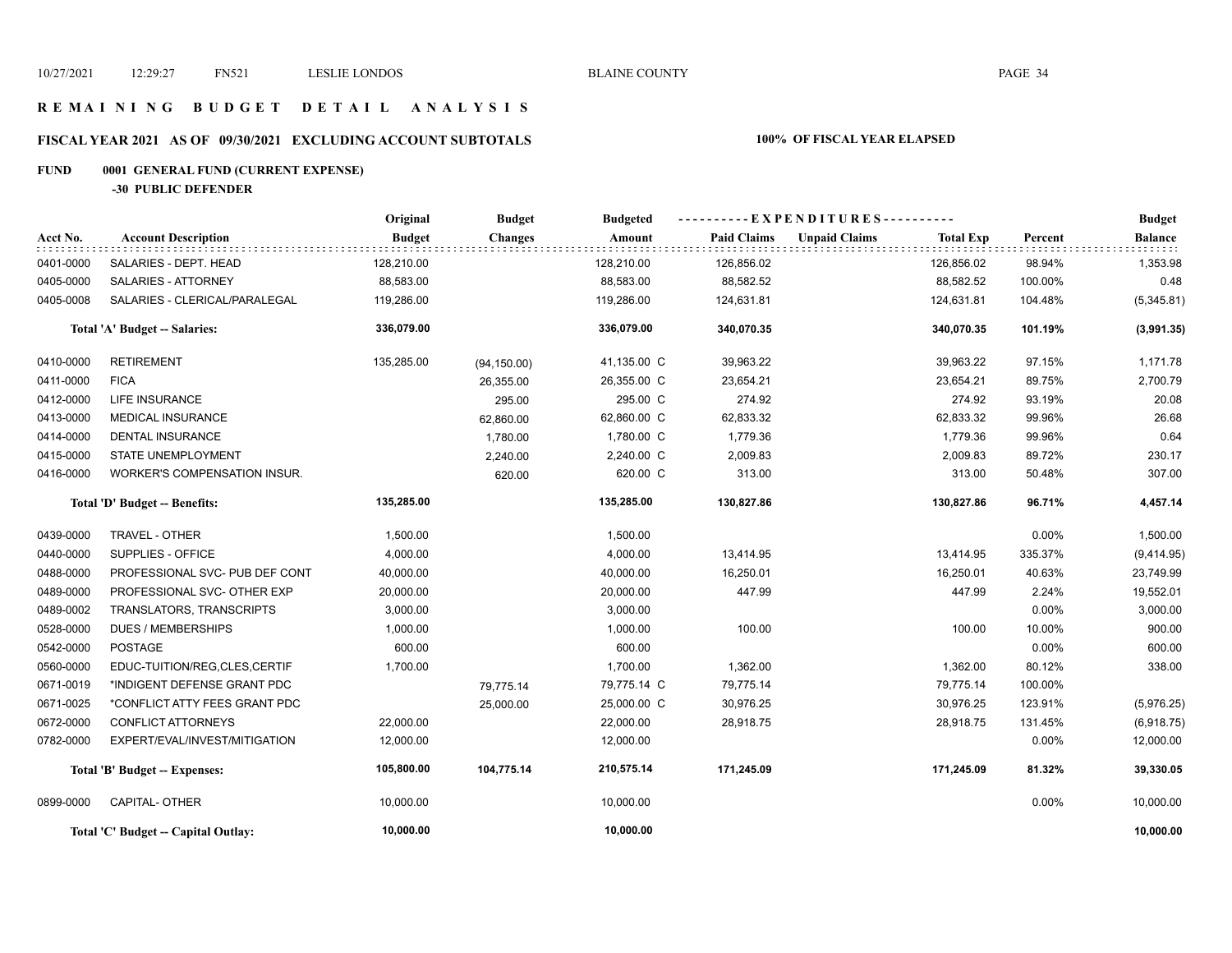# REMAINING BUDGET DETAIL ANALYSIS

## FISCAL YEAR 2021 AS OF 09/30/2021 EXCLUDING ACCOUNT SUBTOTALS — 100% OF FISCAL YEAR ELAPSED

### FUND 0001 GENERAL FUND (CURRENT EXPENSE)

#### -30 PUBLIC DEFENDER

| Acct No. | Account Description | Original Budget | Budget Changes | Budgeted Amount | Paid Claims | Unpaid Claims | Total Exp | Percent | Budget Balance |
|---|---|---|---|---|---|---|---|---|---|
| 0401-0000 | SALARIES - DEPT. HEAD | 128,210.00 | | 128,210.00 | 126,856.02 | | 126,856.02 | 98.94% | 1,353.98 |
| 0405-0000 | SALARIES - ATTORNEY | 88,583.00 | | 88,583.00 | 88,582.52 | | 88,582.52 | 100.00% | 0.48 |
| 0405-0008 | SALARIES - CLERICAL/PARALEGAL | 119,286.00 | | 119,286.00 | 124,631.81 | | 124,631.81 | 104.48% | (5,345.81) |
| | **Total 'A' Budget -- Salaries:** | **336,079.00** | | **336,079.00** | **340,070.35** | | **340,070.35** | **101.19%** | **(3,991.35)** |
| 0410-0000 | RETIREMENT | 135,285.00 | (94,150.00) | 41,135.00 C | 39,963.22 | | 39,963.22 | 97.15% | 1,171.78 |
| 0411-0000 | FICA | | 26,355.00 | 26,355.00 C | 23,654.21 | | 23,654.21 | 89.75% | 2,700.79 |
| 0412-0000 | LIFE INSURANCE | | 295.00 | 295.00 C | 274.92 | | 274.92 | 93.19% | 20.08 |
| 0413-0000 | MEDICAL INSURANCE | | 62,860.00 | 62,860.00 C | 62,833.32 | | 62,833.32 | 99.96% | 26.68 |
| 0414-0000 | DENTAL INSURANCE | | 1,780.00 | 1,780.00 C | 1,779.36 | | 1,779.36 | 99.96% | 0.64 |
| 0415-0000 | STATE UNEMPLOYMENT | | 2,240.00 | 2,240.00 C | 2,009.83 | | 2,009.83 | 89.72% | 230.17 |
| 0416-0000 | WORKER'S COMPENSATION INSUR. | | 620.00 | 620.00 C | 313.00 | | 313.00 | 50.48% | 307.00 |
| | **Total 'D' Budget -- Benefits:** | **135,285.00** | | **135,285.00** | **130,827.86** | | **130,827.86** | **96.71%** | **4,457.14** |
| 0439-0000 | TRAVEL - OTHER | 1,500.00 | | 1,500.00 | | | | 0.00% | 1,500.00 |
| 0440-0000 | SUPPLIES - OFFICE | 4,000.00 | | 4,000.00 | 13,414.95 | | 13,414.95 | 335.37% | (9,414.95) |
| 0488-0000 | PROFESSIONAL SVC- PUB DEF CONT | 40,000.00 | | 40,000.00 | 16,250.01 | | 16,250.01 | 40.63% | 23,749.99 |
| 0489-0000 | PROFESSIONAL SVC- OTHER EXP | 20,000.00 | | 20,000.00 | 447.99 | | 447.99 | 2.24% | 19,552.01 |
| 0489-0002 | TRANSLATORS, TRANSCRIPTS | 3,000.00 | | 3,000.00 | | | | 0.00% | 3,000.00 |
| 0528-0000 | DUES / MEMBERSHIPS | 1,000.00 | | 1,000.00 | 100.00 | | 100.00 | 10.00% | 900.00 |
| 0542-0000 | POSTAGE | 600.00 | | 600.00 | | | | 0.00% | 600.00 |
| 0560-0000 | EDUC-TUITION/REG,CLES,CERTIF | 1,700.00 | | 1,700.00 | 1,362.00 | | 1,362.00 | 80.12% | 338.00 |
| 0671-0019 | *INDIGENT DEFENSE GRANT PDC | | 79,775.14 | 79,775.14 C | 79,775.14 | | 79,775.14 | 100.00% | |
| 0671-0025 | *CONFLICT ATTY FEES GRANT PDC | | 25,000.00 | 25,000.00 C | 30,976.25 | | 30,976.25 | 123.91% | (5,976.25) |
| 0672-0000 | CONFLICT ATTORNEYS | 22,000.00 | | 22,000.00 | 28,918.75 | | 28,918.75 | 131.45% | (6,918.75) |
| 0782-0000 | EXPERT/EVAL/INVEST/MITIGATION | 12,000.00 | | 12,000.00 | | | | 0.00% | 12,000.00 |
| | **Total 'B' Budget -- Expenses:** | **105,800.00** | **104,775.14** | **210,575.14** | **171,245.09** | | **171,245.09** | **81.32%** | **39,330.05** |
| 0899-0000 | CAPITAL- OTHER | 10,000.00 | | 10,000.00 | | | | 0.00% | 10,000.00 |
| | **Total 'C' Budget -- Capital Outlay:** | **10,000.00** | | **10,000.00** | | | | | **10,000.00** |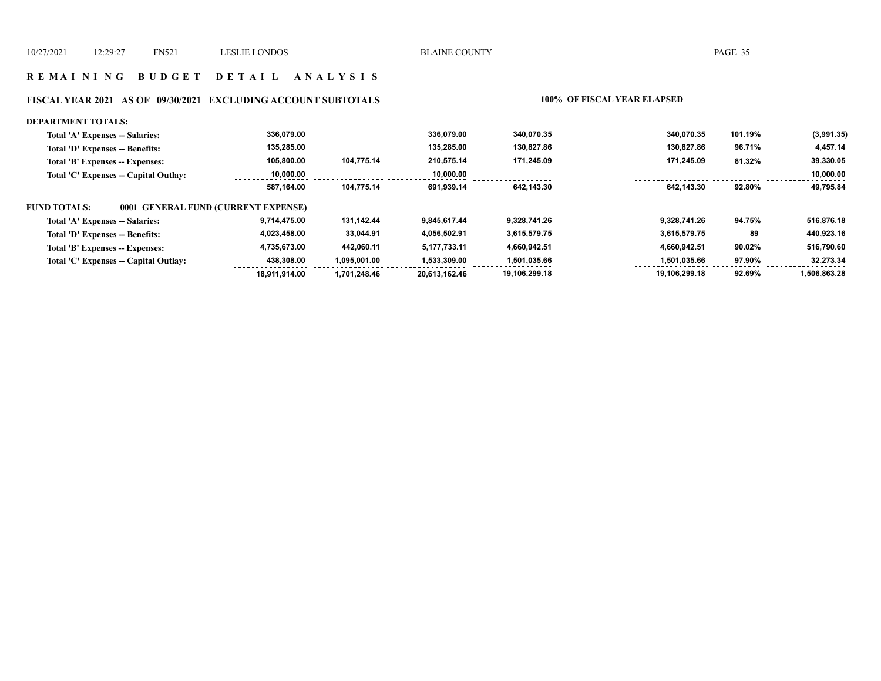## R E M A I N I N G   B U D G E T   D E T A I L   A N A L Y S I S

### FISCAL YEAR 2021 AS OF 09/30/2021 EXCLUDING ACCOUNT SUBTOTALS — 100% OF FISCAL YEAR ELAPSED

**DEPARTMENT TOTALS:**

| | | | | | | | |
|---|---|---|---|---|---|---|---|
| Total 'A' Expenses -- Salaries: | 336,079.00 | | 336,079.00 | 340,070.35 | 340,070.35 | 101.19% | (3,991.35) |
| Total 'D' Expenses -- Benefits: | 135,285.00 | | 135,285.00 | 130,827.86 | 130,827.86 | 96.71% | 4,457.14 |
| Total 'B' Expenses -- Expenses: | 105,800.00 | 104,775.14 | 210,575.14 | 171,245.09 | 171,245.09 | 81.32% | 39,330.05 |
| Total 'C' Expenses -- Capital Outlay: | 10,000.00 | | 10,000.00 | | | | 10,000.00 |
| | 587,164.00 | 104,775.14 | 691,939.14 | 642,143.30 | 642,143.30 | 92.80% | 49,795.84 |

**FUND TOTALS:** 0001 GENERAL FUND (CURRENT EXPENSE)

| | | | | | | | |
|---|---|---|---|---|---|---|---|
| Total 'A' Expenses -- Salaries: | 9,714,475.00 | 131,142.44 | 9,845,617.44 | 9,328,741.26 | 9,328,741.26 | 94.75% | 516,876.18 |
| Total 'D' Expenses -- Benefits: | 4,023,458.00 | 33,044.91 | 4,056,502.91 | 3,615,579.75 | 3,615,579.75 | 89 | 440,923.16 |
| Total 'B' Expenses -- Expenses: | 4,735,673.00 | 442,060.11 | 5,177,733.11 | 4,660,942.51 | 4,660,942.51 | 90.02% | 516,790.60 |
| Total 'C' Expenses -- Capital Outlay: | 438,308.00 | 1,095,001.00 | 1,533,309.00 | 1,501,035.66 | 1,501,035.66 | 97.90% | 32,273.34 |
| | 18,911,914.00 | 1,701,248.46 | 20,613,162.46 | 19,106,299.18 | 19,106,299.18 | 92.69% | 1,506,863.28 |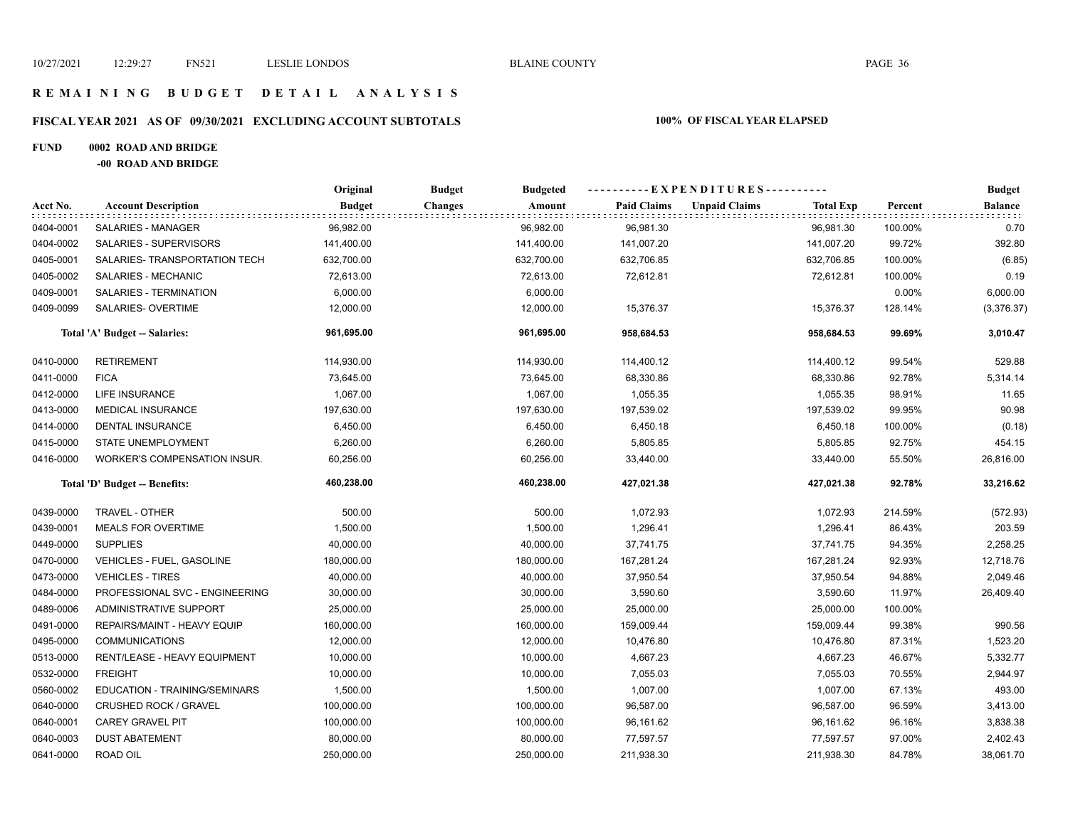# R E M A I N I N G   B U D G E T   D E T A I L   A N A L Y S I S

## FISCAL YEAR 2021 AS OF 09/30/2021 EXCLUDING ACCOUNT SUBTOTALS — 100% OF FISCAL YEAR ELAPSED

**FUND 0002 ROAD AND BRIDGE**

**-00 ROAD AND BRIDGE**

| Acct No. | Account Description | Original Budget | Budget Changes | Budgeted Amount | Paid Claims | Unpaid Claims | Total Exp | Percent | Budget Balance |
|---|---|---|---|---|---|---|---|---|---|
| 0404-0001 | SALARIES - MANAGER | 96,982.00 | | 96,982.00 | 96,981.30 | | 96,981.30 | 100.00% | 0.70 |
| 0404-0002 | SALARIES - SUPERVISORS | 141,400.00 | | 141,400.00 | 141,007.20 | | 141,007.20 | 99.72% | 392.80 |
| 0405-0001 | SALARIES- TRANSPORTATION TECH | 632,700.00 | | 632,700.00 | 632,706.85 | | 632,706.85 | 100.00% | (6.85) |
| 0405-0002 | SALARIES - MECHANIC | 72,613.00 | | 72,613.00 | 72,612.81 | | 72,612.81 | 100.00% | 0.19 |
| 0409-0001 | SALARIES - TERMINATION | 6,000.00 | | 6,000.00 | | | | 0.00% | 6,000.00 |
| 0409-0099 | SALARIES- OVERTIME | 12,000.00 | | 12,000.00 | 15,376.37 | | 15,376.37 | 128.14% | (3,376.37) |
| | **Total 'A' Budget -- Salaries:** | **961,695.00** | | **961,695.00** | **958,684.53** | | **958,684.53** | **99.69%** | **3,010.47** |
| 0410-0000 | RETIREMENT | 114,930.00 | | 114,930.00 | 114,400.12 | | 114,400.12 | 99.54% | 529.88 |
| 0411-0000 | FICA | 73,645.00 | | 73,645.00 | 68,330.86 | | 68,330.86 | 92.78% | 5,314.14 |
| 0412-0000 | LIFE INSURANCE | 1,067.00 | | 1,067.00 | 1,055.35 | | 1,055.35 | 98.91% | 11.65 |
| 0413-0000 | MEDICAL INSURANCE | 197,630.00 | | 197,630.00 | 197,539.02 | | 197,539.02 | 99.95% | 90.98 |
| 0414-0000 | DENTAL INSURANCE | 6,450.00 | | 6,450.00 | 6,450.18 | | 6,450.18 | 100.00% | (0.18) |
| 0415-0000 | STATE UNEMPLOYMENT | 6,260.00 | | 6,260.00 | 5,805.85 | | 5,805.85 | 92.75% | 454.15 |
| 0416-0000 | WORKER'S COMPENSATION INSUR. | 60,256.00 | | 60,256.00 | 33,440.00 | | 33,440.00 | 55.50% | 26,816.00 |
| | **Total 'D' Budget -- Benefits:** | **460,238.00** | | **460,238.00** | **427,021.38** | | **427,021.38** | **92.78%** | **33,216.62** |
| 0439-0000 | TRAVEL - OTHER | 500.00 | | 500.00 | 1,072.93 | | 1,072.93 | 214.59% | (572.93) |
| 0439-0001 | MEALS FOR OVERTIME | 1,500.00 | | 1,500.00 | 1,296.41 | | 1,296.41 | 86.43% | 203.59 |
| 0449-0000 | SUPPLIES | 40,000.00 | | 40,000.00 | 37,741.75 | | 37,741.75 | 94.35% | 2,258.25 |
| 0470-0000 | VEHICLES - FUEL, GASOLINE | 180,000.00 | | 180,000.00 | 167,281.24 | | 167,281.24 | 92.93% | 12,718.76 |
| 0473-0000 | VEHICLES - TIRES | 40,000.00 | | 40,000.00 | 37,950.54 | | 37,950.54 | 94.88% | 2,049.46 |
| 0484-0000 | PROFESSIONAL SVC - ENGINEERING | 30,000.00 | | 30,000.00 | 3,590.60 | | 3,590.60 | 11.97% | 26,409.40 |
| 0489-0006 | ADMINISTRATIVE SUPPORT | 25,000.00 | | 25,000.00 | 25,000.00 | | 25,000.00 | 100.00% | |
| 0491-0000 | REPAIRS/MAINT - HEAVY EQUIP | 160,000.00 | | 160,000.00 | 159,009.44 | | 159,009.44 | 99.38% | 990.56 |
| 0495-0000 | COMMUNICATIONS | 12,000.00 | | 12,000.00 | 10,476.80 | | 10,476.80 | 87.31% | 1,523.20 |
| 0513-0000 | RENT/LEASE - HEAVY EQUIPMENT | 10,000.00 | | 10,000.00 | 4,667.23 | | 4,667.23 | 46.67% | 5,332.77 |
| 0532-0000 | FREIGHT | 10,000.00 | | 10,000.00 | 7,055.03 | | 7,055.03 | 70.55% | 2,944.97 |
| 0560-0002 | EDUCATION - TRAINING/SEMINARS | 1,500.00 | | 1,500.00 | 1,007.00 | | 1,007.00 | 67.13% | 493.00 |
| 0640-0000 | CRUSHED ROCK / GRAVEL | 100,000.00 | | 100,000.00 | 96,587.00 | | 96,587.00 | 96.59% | 3,413.00 |
| 0640-0001 | CAREY GRAVEL PIT | 100,000.00 | | 100,000.00 | 96,161.62 | | 96,161.62 | 96.16% | 3,838.38 |
| 0640-0003 | DUST ABATEMENT | 80,000.00 | | 80,000.00 | 77,597.57 | | 77,597.57 | 97.00% | 2,402.43 |
| 0641-0000 | ROAD OIL | 250,000.00 | | 250,000.00 | 211,938.30 | | 211,938.30 | 84.78% | 38,061.70 |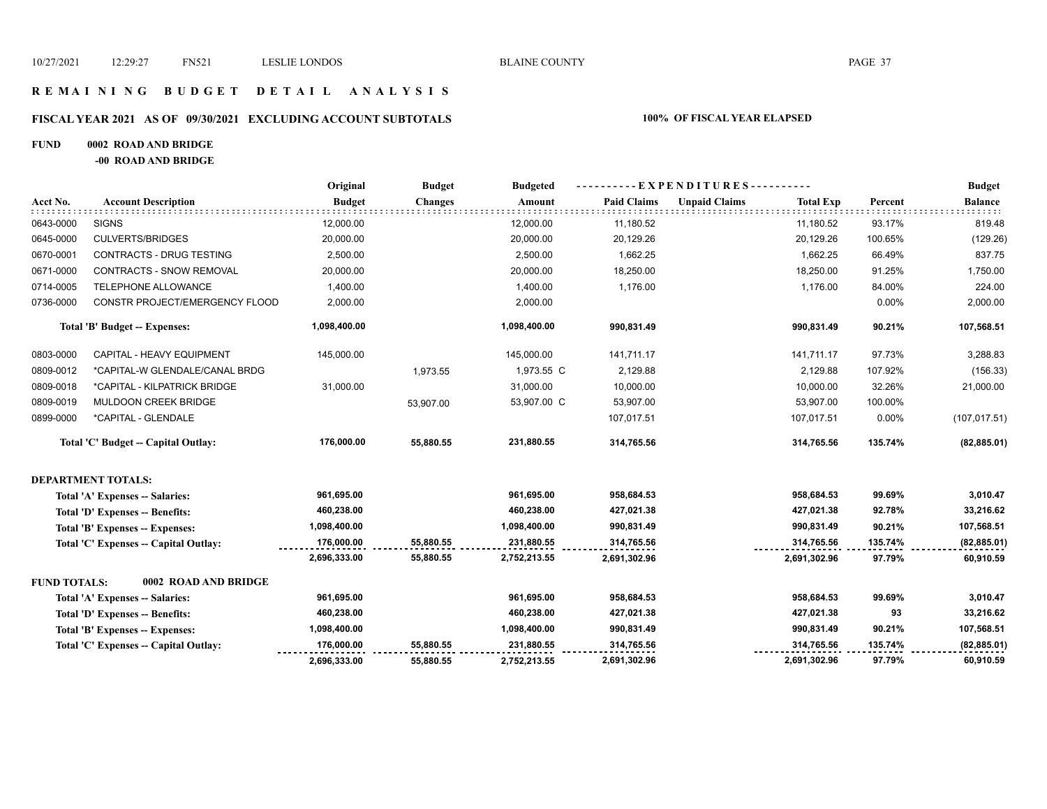# R E M A I N I N G   B U D G E T   D E T A I L   A N A L Y S I S

## FISCAL YEAR 2021 AS OF 09/30/2021 EXCLUDING ACCOUNT SUBTOTALS — 100% OF FISCAL YEAR ELAPSED

**FUND 0002 ROAD AND BRIDGE**

**-00 ROAD AND BRIDGE**

| Acct No. | Account Description | Original Budget | Budget Changes | Budgeted Amount | Paid Claims | Unpaid Claims | Total Exp | Percent | Budget Balance |
|---|---|---|---|---|---|---|---|---|---|
| 0643-0000 | SIGNS | 12,000.00 | | 12,000.00 | 11,180.52 | | 11,180.52 | 93.17% | 819.48 |
| 0645-0000 | CULVERTS/BRIDGES | 20,000.00 | | 20,000.00 | 20,129.26 | | 20,129.26 | 100.65% | (129.26) |
| 0670-0001 | CONTRACTS - DRUG TESTING | 2,500.00 | | 2,500.00 | 1,662.25 | | 1,662.25 | 66.49% | 837.75 |
| 0671-0000 | CONTRACTS - SNOW REMOVAL | 20,000.00 | | 20,000.00 | 18,250.00 | | 18,250.00 | 91.25% | 1,750.00 |
| 0714-0005 | TELEPHONE ALLOWANCE | 1,400.00 | | 1,400.00 | 1,176.00 | | 1,176.00 | 84.00% | 224.00 |
| 0736-0000 | CONSTR PROJECT/EMERGENCY FLOOD | 2,000.00 | | 2,000.00 | | | | 0.00% | 2,000.00 |
| | **Total 'B' Budget -- Expenses:** | **1,098,400.00** | | **1,098,400.00** | **990,831.49** | | **990,831.49** | **90.21%** | **107,568.51** |
| 0803-0000 | CAPITAL - HEAVY EQUIPMENT | 145,000.00 | | 145,000.00 | 141,711.17 | | 141,711.17 | 97.73% | 3,288.83 |
| 0809-0012 | *CAPITAL-W GLENDALE/CANAL BRDG | | 1,973.55 | 1,973.55 C | 2,129.88 | | 2,129.88 | 107.92% | (156.33) |
| 0809-0018 | *CAPITAL - KILPATRICK BRIDGE | 31,000.00 | | 31,000.00 | 10,000.00 | | 10,000.00 | 32.26% | 21,000.00 |
| 0809-0019 | MULDOON CREEK BRIDGE | | 53,907.00 | 53,907.00 C | 53,907.00 | | 53,907.00 | 100.00% | |
| 0899-0000 | *CAPITAL - GLENDALE | | | | 107,017.51 | | 107,017.51 | 0.00% | (107,017.51) |
| | **Total 'C' Budget -- Capital Outlay:** | **176,000.00** | **55,880.55** | **231,880.55** | **314,765.56** | | **314,765.56** | **135.74%** | **(82,885.01)** |
| | **DEPARTMENT TOTALS:** | | | | | | | | |
| | **Total 'A' Expenses -- Salaries:** | **961,695.00** | | **961,695.00** | **958,684.53** | | **958,684.53** | **99.69%** | **3,010.47** |
| | **Total 'D' Expenses -- Benefits:** | **460,238.00** | | **460,238.00** | **427,021.38** | | **427,021.38** | **92.78%** | **33,216.62** |
| | **Total 'B' Expenses -- Expenses:** | **1,098,400.00** | | **1,098,400.00** | **990,831.49** | | **990,831.49** | **90.21%** | **107,568.51** |
| | **Total 'C' Expenses -- Capital Outlay:** | **176,000.00** | **55,880.55** | **231,880.55** | **314,765.56** | | **314,765.56** | **135.74%** | **(82,885.01)** |
| | | **2,696,333.00** | **55,880.55** | **2,752,213.55** | **2,691,302.96** | | **2,691,302.96** | **97.79%** | **60,910.59** |
| **FUND TOTALS:** | **0002 ROAD AND BRIDGE** | | | | | | | | |
| | **Total 'A' Expenses -- Salaries:** | **961,695.00** | | **961,695.00** | **958,684.53** | | **958,684.53** | **99.69%** | **3,010.47** |
| | **Total 'D' Expenses -- Benefits:** | **460,238.00** | | **460,238.00** | **427,021.38** | | **427,021.38** | **93** | **33,216.62** |
| | **Total 'B' Expenses -- Expenses:** | **1,098,400.00** | | **1,098,400.00** | **990,831.49** | | **990,831.49** | **90.21%** | **107,568.51** |
| | **Total 'C' Expenses -- Capital Outlay:** | **176,000.00** | **55,880.55** | **231,880.55** | **314,765.56** | | **314,765.56** | **135.74%** | **(82,885.01)** |
| | | **2,696,333.00** | **55,880.55** | **2,752,213.55** | **2,691,302.96** | | **2,691,302.96** | **97.79%** | **60,910.59** |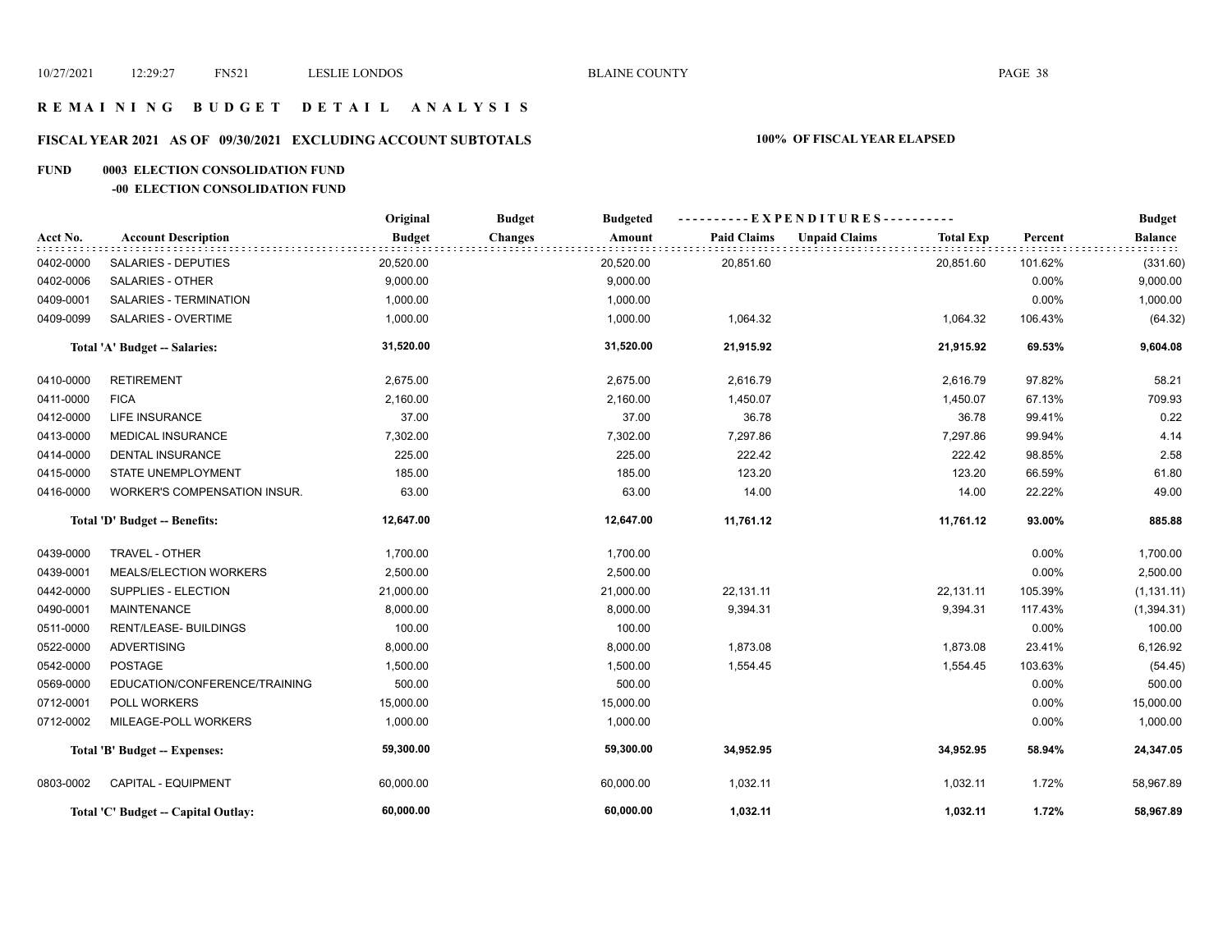# REMAINING BUDGET DETAIL ANALYSIS

## FISCAL YEAR 2021 AS OF 09/30/2021 EXCLUDING ACCOUNT SUBTOTALS

**100% OF FISCAL YEAR ELAPSED**

**FUND 0003 ELECTION CONSOLIDATION FUND**

**-00 ELECTION CONSOLIDATION FUND**

| Acct No. | Account Description | Original Budget | Budget Changes | Budgeted Amount | EXPENDITURES Paid Claims | Unpaid Claims | Total Exp | Percent | Budget Balance |
|---|---|---|---|---|---|---|---|---|---|
| 0402-0000 | SALARIES - DEPUTIES | 20,520.00 | | 20,520.00 | 20,851.60 | | 20,851.60 | 101.62% | (331.60) |
| 0402-0006 | SALARIES - OTHER | 9,000.00 | | 9,000.00 | | | | 0.00% | 9,000.00 |
| 0409-0001 | SALARIES - TERMINATION | 1,000.00 | | 1,000.00 | | | | 0.00% | 1,000.00 |
| 0409-0099 | SALARIES - OVERTIME | 1,000.00 | | 1,000.00 | 1,064.32 | | 1,064.32 | 106.43% | (64.32) |
| | **Total 'A' Budget -- Salaries:** | **31,520.00** | | **31,520.00** | **21,915.92** | | **21,915.92** | **69.53%** | **9,604.08** |
| 0410-0000 | RETIREMENT | 2,675.00 | | 2,675.00 | 2,616.79 | | 2,616.79 | 97.82% | 58.21 |
| 0411-0000 | FICA | 2,160.00 | | 2,160.00 | 1,450.07 | | 1,450.07 | 67.13% | 709.93 |
| 0412-0000 | LIFE INSURANCE | 37.00 | | 37.00 | 36.78 | | 36.78 | 99.41% | 0.22 |
| 0413-0000 | MEDICAL INSURANCE | 7,302.00 | | 7,302.00 | 7,297.86 | | 7,297.86 | 99.94% | 4.14 |
| 0414-0000 | DENTAL INSURANCE | 225.00 | | 225.00 | 222.42 | | 222.42 | 98.85% | 2.58 |
| 0415-0000 | STATE UNEMPLOYMENT | 185.00 | | 185.00 | 123.20 | | 123.20 | 66.59% | 61.80 |
| 0416-0000 | WORKER'S COMPENSATION INSUR. | 63.00 | | 63.00 | 14.00 | | 14.00 | 22.22% | 49.00 |
| | **Total 'D' Budget -- Benefits:** | **12,647.00** | | **12,647.00** | **11,761.12** | | **11,761.12** | **93.00%** | **885.88** |
| 0439-0000 | TRAVEL - OTHER | 1,700.00 | | 1,700.00 | | | | 0.00% | 1,700.00 |
| 0439-0001 | MEALS/ELECTION WORKERS | 2,500.00 | | 2,500.00 | | | | 0.00% | 2,500.00 |
| 0442-0000 | SUPPLIES - ELECTION | 21,000.00 | | 21,000.00 | 22,131.11 | | 22,131.11 | 105.39% | (1,131.11) |
| 0490-0001 | MAINTENANCE | 8,000.00 | | 8,000.00 | 9,394.31 | | 9,394.31 | 117.43% | (1,394.31) |
| 0511-0000 | RENT/LEASE- BUILDINGS | 100.00 | | 100.00 | | | | 0.00% | 100.00 |
| 0522-0000 | ADVERTISING | 8,000.00 | | 8,000.00 | 1,873.08 | | 1,873.08 | 23.41% | 6,126.92 |
| 0542-0000 | POSTAGE | 1,500.00 | | 1,500.00 | 1,554.45 | | 1,554.45 | 103.63% | (54.45) |
| 0569-0000 | EDUCATION/CONFERENCE/TRAINING | 500.00 | | 500.00 | | | | 0.00% | 500.00 |
| 0712-0001 | POLL WORKERS | 15,000.00 | | 15,000.00 | | | | 0.00% | 15,000.00 |
| 0712-0002 | MILEAGE-POLL WORKERS | 1,000.00 | | 1,000.00 | | | | 0.00% | 1,000.00 |
| | **Total 'B' Budget -- Expenses:** | **59,300.00** | | **59,300.00** | **34,952.95** | | **34,952.95** | **58.94%** | **24,347.05** |
| 0803-0002 | CAPITAL - EQUIPMENT | 60,000.00 | | 60,000.00 | 1,032.11 | | 1,032.11 | 1.72% | 58,967.89 |
| | **Total 'C' Budget -- Capital Outlay:** | **60,000.00** | | **60,000.00** | **1,032.11** | | **1,032.11** | **1.72%** | **58,967.89** |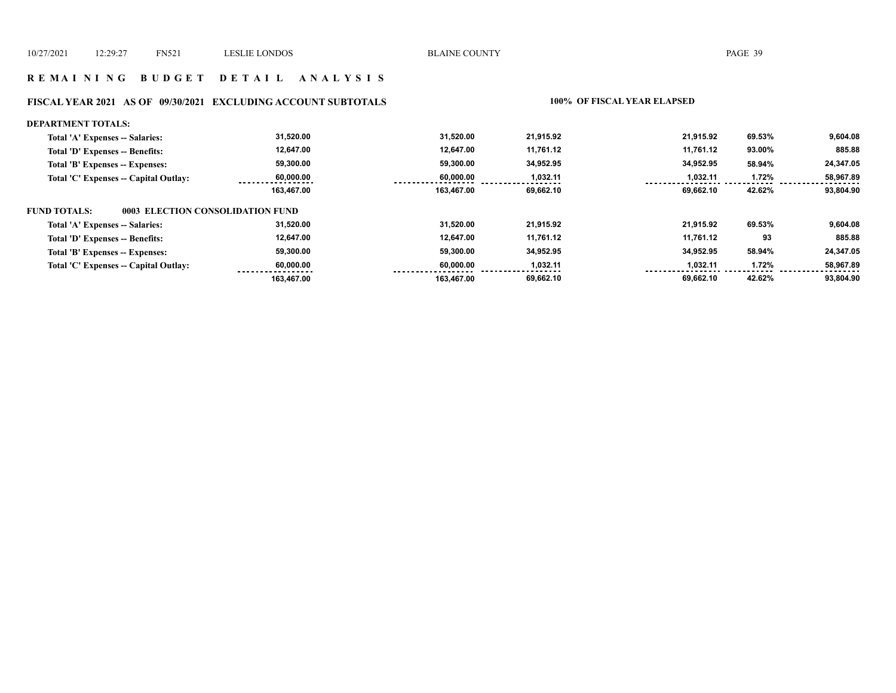## R E M A I N I N G B U D G E T D E T A I L A N A L Y S I S

### FISCAL YEAR 2021 AS OF 09/30/2021 EXCLUDING ACCOUNT SUBTOTALS

**100% OF FISCAL YEAR ELAPSED**

**DEPARTMENT TOTALS:**

| | | | | | | |
|---|---|---|---|---|---|---|
| Total 'A' Expenses -- Salaries: | 31,520.00 | 31,520.00 | 21,915.92 | 21,915.92 | 69.53% | 9,604.08 |
| Total 'D' Expenses -- Benefits: | 12,647.00 | 12,647.00 | 11,761.12 | 11,761.12 | 93.00% | 885.88 |
| Total 'B' Expenses -- Expenses: | 59,300.00 | 59,300.00 | 34,952.95 | 34,952.95 | 58.94% | 24,347.05 |
| Total 'C' Expenses -- Capital Outlay: | 60,000.00 | 60,000.00 | 1,032.11 | 1,032.11 | 1.72% | 58,967.89 |
| | 163,467.00 | 163,467.00 | 69,662.10 | 69,662.10 | 42.62% | 93,804.90 |

**FUND TOTALS: 0003 ELECTION CONSOLIDATION FUND**

| | | | | | | |
|---|---|---|---|---|---|---|
| Total 'A' Expenses -- Salaries: | 31,520.00 | 31,520.00 | 21,915.92 | 21,915.92 | 69.53% | 9,604.08 |
| Total 'D' Expenses -- Benefits: | 12,647.00 | 12,647.00 | 11,761.12 | 11,761.12 | 93 | 885.88 |
| Total 'B' Expenses -- Expenses: | 59,300.00 | 59,300.00 | 34,952.95 | 34,952.95 | 58.94% | 24,347.05 |
| Total 'C' Expenses -- Capital Outlay: | 60,000.00 | 60,000.00 | 1,032.11 | 1,032.11 | 1.72% | 58,967.89 |
| | 163,467.00 | 163,467.00 | 69,662.10 | 69,662.10 | 42.62% | 93,804.90 |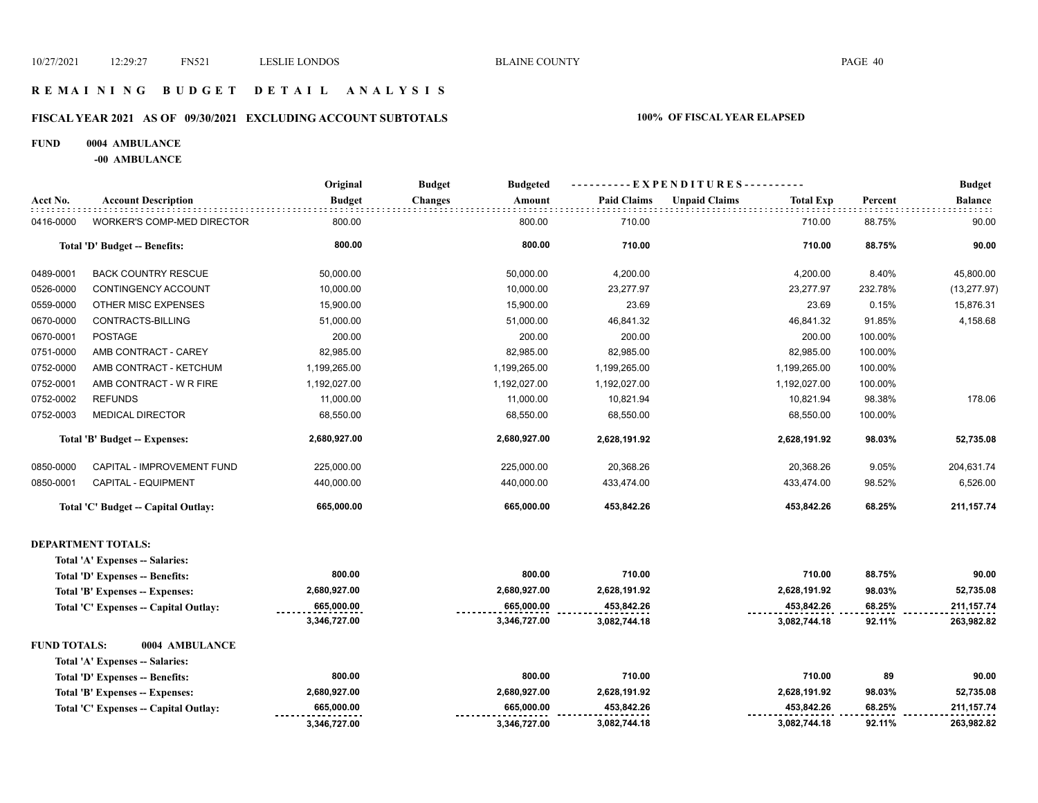# REMAINING BUDGET DETAIL ANALYSIS

## FISCAL YEAR 2021 AS OF 09/30/2021 EXCLUDING ACCOUNT SUBTOTALS — 100% OF FISCAL YEAR ELAPSED

**FUND 0004 AMBULANCE**

**-00 AMBULANCE**

| Acct No. | Account Description | Original Budget | Budget Changes | Budgeted Amount | Paid Claims | Unpaid Claims | Total Exp | Percent | Budget Balance |
|---|---|---|---|---|---|---|---|---|---|
| 0416-0000 | WORKER'S COMP-MED DIRECTOR | 800.00 | | 800.00 | 710.00 | | 710.00 | 88.75% | 90.00 |
| | **Total 'D' Budget -- Benefits:** | **800.00** | | **800.00** | **710.00** | | **710.00** | **88.75%** | **90.00** |
| 0489-0001 | BACK COUNTRY RESCUE | 50,000.00 | | 50,000.00 | 4,200.00 | | 4,200.00 | 8.40% | 45,800.00 |
| 0526-0000 | CONTINGENCY ACCOUNT | 10,000.00 | | 10,000.00 | 23,277.97 | | 23,277.97 | 232.78% | (13,277.97) |
| 0559-0000 | OTHER MISC EXPENSES | 15,900.00 | | 15,900.00 | 23.69 | | 23.69 | 0.15% | 15,876.31 |
| 0670-0000 | CONTRACTS-BILLING | 51,000.00 | | 51,000.00 | 46,841.32 | | 46,841.32 | 91.85% | 4,158.68 |
| 0670-0001 | POSTAGE | 200.00 | | 200.00 | 200.00 | | 200.00 | 100.00% | |
| 0751-0000 | AMB CONTRACT - CAREY | 82,985.00 | | 82,985.00 | 82,985.00 | | 82,985.00 | 100.00% | |
| 0752-0000 | AMB CONTRACT - KETCHUM | 1,199,265.00 | | 1,199,265.00 | 1,199,265.00 | | 1,199,265.00 | 100.00% | |
| 0752-0001 | AMB CONTRACT - W R FIRE | 1,192,027.00 | | 1,192,027.00 | 1,192,027.00 | | 1,192,027.00 | 100.00% | |
| 0752-0002 | REFUNDS | 11,000.00 | | 11,000.00 | 10,821.94 | | 10,821.94 | 98.38% | 178.06 |
| 0752-0003 | MEDICAL DIRECTOR | 68,550.00 | | 68,550.00 | 68,550.00 | | 68,550.00 | 100.00% | |
| | **Total 'B' Budget -- Expenses:** | **2,680,927.00** | | **2,680,927.00** | **2,628,191.92** | | **2,628,191.92** | **98.03%** | **52,735.08** |
| 0850-0000 | CAPITAL - IMPROVEMENT FUND | 225,000.00 | | 225,000.00 | 20,368.26 | | 20,368.26 | 9.05% | 204,631.74 |
| 0850-0001 | CAPITAL - EQUIPMENT | 440,000.00 | | 440,000.00 | 433,474.00 | | 433,474.00 | 98.52% | 6,526.00 |
| | **Total 'C' Budget -- Capital Outlay:** | **665,000.00** | | **665,000.00** | **453,842.26** | | **453,842.26** | **68.25%** | **211,157.74** |

**DEPARTMENT TOTALS:**

| | Original Budget | Budget Changes | Budgeted Amount | Paid Claims | Unpaid Claims | Total Exp | Percent | Budget Balance |
|---|---|---|---|---|---|---|---|---|
| Total 'A' Expenses -- Salaries: | | | | | | | | |
| Total 'D' Expenses -- Benefits: | 800.00 | | 800.00 | 710.00 | | 710.00 | 88.75% | 90.00 |
| Total 'B' Expenses -- Expenses: | 2,680,927.00 | | 2,680,927.00 | 2,628,191.92 | | 2,628,191.92 | 98.03% | 52,735.08 |
| Total 'C' Expenses -- Capital Outlay: | 665,000.00 | | 665,000.00 | 453,842.26 | | 453,842.26 | 68.25% | 211,157.74 |
| | 3,346,727.00 | | 3,346,727.00 | 3,082,744.18 | | 3,082,744.18 | 92.11% | 263,982.82 |

**FUND TOTALS: 0004 AMBULANCE**

| | Original Budget | Budget Changes | Budgeted Amount | Paid Claims | Unpaid Claims | Total Exp | Percent | Budget Balance |
|---|---|---|---|---|---|---|---|---|
| Total 'A' Expenses -- Salaries: | | | | | | | | |
| Total 'D' Expenses -- Benefits: | 800.00 | | 800.00 | 710.00 | | 710.00 | 89 | 90.00 |
| Total 'B' Expenses -- Expenses: | 2,680,927.00 | | 2,680,927.00 | 2,628,191.92 | | 2,628,191.92 | 98.03% | 52,735.08 |
| Total 'C' Expenses -- Capital Outlay: | 665,000.00 | | 665,000.00 | 453,842.26 | | 453,842.26 | 68.25% | 211,157.74 |
| | 3,346,727.00 | | 3,346,727.00 | 3,082,744.18 | | 3,082,744.18 | 92.11% | 263,982.82 |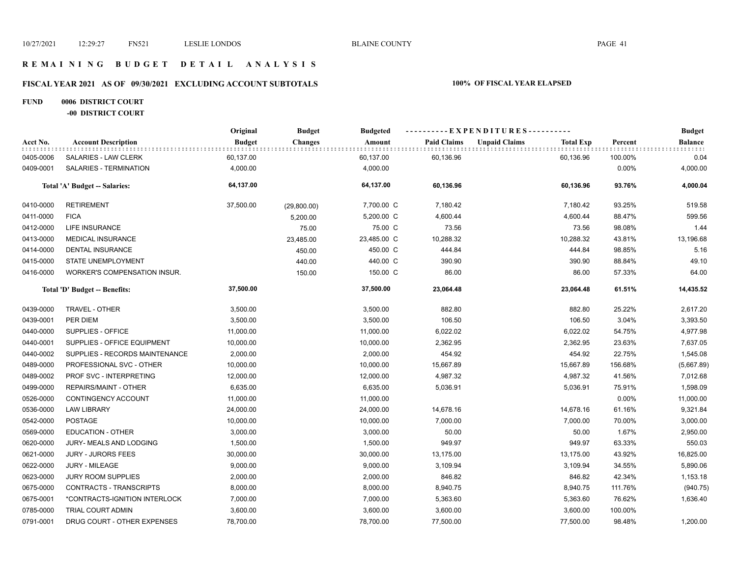# REMAINING BUDGET DETAIL ANALYSIS

## FISCAL YEAR 2021 AS OF 09/30/2021 EXCLUDING ACCOUNT SUBTOTALS

**100% OF FISCAL YEAR ELAPSED**

**FUND 0006 DISTRICT COURT**

**-00 DISTRICT COURT**

| Acct No. | Account Description | Original Budget | Budget Changes | Budgeted Amount | Paid Claims | Unpaid Claims | Total Exp | Percent | Budget Balance |
|---|---|---|---|---|---|---|---|---|---|
| 0405-0006 | SALARIES - LAW CLERK | 60,137.00 | | 60,137.00 | 60,136.96 | | 60,136.96 | 100.00% | 0.04 |
| 0409-0001 | SALARIES - TERMINATION | 4,000.00 | | 4,000.00 | | | | 0.00% | 4,000.00 |
| | **Total 'A' Budget -- Salaries:** | **64,137.00** | | **64,137.00** | **60,136.96** | | **60,136.96** | **93.76%** | **4,000.04** |
| 0410-0000 | RETIREMENT | 37,500.00 | (29,800.00) | 7,700.00 C | 7,180.42 | | 7,180.42 | 93.25% | 519.58 |
| 0411-0000 | FICA | | 5,200.00 | 5,200.00 C | 4,600.44 | | 4,600.44 | 88.47% | 599.56 |
| 0412-0000 | LIFE INSURANCE | | 75.00 | 75.00 C | 73.56 | | 73.56 | 98.08% | 1.44 |
| 0413-0000 | MEDICAL INSURANCE | | 23,485.00 | 23,485.00 C | 10,288.32 | | 10,288.32 | 43.81% | 13,196.68 |
| 0414-0000 | DENTAL INSURANCE | | 450.00 | 450.00 C | 444.84 | | 444.84 | 98.85% | 5.16 |
| 0415-0000 | STATE UNEMPLOYMENT | | 440.00 | 440.00 C | 390.90 | | 390.90 | 88.84% | 49.10 |
| 0416-0000 | WORKER'S COMPENSATION INSUR. | | 150.00 | 150.00 C | 86.00 | | 86.00 | 57.33% | 64.00 |
| | **Total 'D' Budget -- Benefits:** | **37,500.00** | | **37,500.00** | **23,064.48** | | **23,064.48** | **61.51%** | **14,435.52** |
| 0439-0000 | TRAVEL - OTHER | 3,500.00 | | 3,500.00 | 882.80 | | 882.80 | 25.22% | 2,617.20 |
| 0439-0001 | PER DIEM | 3,500.00 | | 3,500.00 | 106.50 | | 106.50 | 3.04% | 3,393.50 |
| 0440-0000 | SUPPLIES - OFFICE | 11,000.00 | | 11,000.00 | 6,022.02 | | 6,022.02 | 54.75% | 4,977.98 |
| 0440-0001 | SUPPLIES - OFFICE EQUIPMENT | 10,000.00 | | 10,000.00 | 2,362.95 | | 2,362.95 | 23.63% | 7,637.05 |
| 0440-0002 | SUPPLIES - RECORDS MAINTENANCE | 2,000.00 | | 2,000.00 | 454.92 | | 454.92 | 22.75% | 1,545.08 |
| 0489-0000 | PROFESSIONAL SVC - OTHER | 10,000.00 | | 10,000.00 | 15,667.89 | | 15,667.89 | 156.68% | (5,667.89) |
| 0489-0002 | PROF SVC - INTERPRETING | 12,000.00 | | 12,000.00 | 4,987.32 | | 4,987.32 | 41.56% | 7,012.68 |
| 0499-0000 | REPAIRS/MAINT - OTHER | 6,635.00 | | 6,635.00 | 5,036.91 | | 5,036.91 | 75.91% | 1,598.09 |
| 0526-0000 | CONTINGENCY ACCOUNT | 11,000.00 | | 11,000.00 | | | | 0.00% | 11,000.00 |
| 0536-0000 | LAW LIBRARY | 24,000.00 | | 24,000.00 | 14,678.16 | | 14,678.16 | 61.16% | 9,321.84 |
| 0542-0000 | POSTAGE | 10,000.00 | | 10,000.00 | 7,000.00 | | 7,000.00 | 70.00% | 3,000.00 |
| 0569-0000 | EDUCATION - OTHER | 3,000.00 | | 3,000.00 | 50.00 | | 50.00 | 1.67% | 2,950.00 |
| 0620-0000 | JURY- MEALS AND LODGING | 1,500.00 | | 1,500.00 | 949.97 | | 949.97 | 63.33% | 550.03 |
| 0621-0000 | JURY - JURORS FEES | 30,000.00 | | 30,000.00 | 13,175.00 | | 13,175.00 | 43.92% | 16,825.00 |
| 0622-0000 | JURY - MILEAGE | 9,000.00 | | 9,000.00 | 3,109.94 | | 3,109.94 | 34.55% | 5,890.06 |
| 0623-0000 | JURY ROOM SUPPLIES | 2,000.00 | | 2,000.00 | 846.82 | | 846.82 | 42.34% | 1,153.18 |
| 0675-0000 | CONTRACTS - TRANSCRIPTS | 8,000.00 | | 8,000.00 | 8,940.75 | | 8,940.75 | 111.76% | (940.75) |
| 0675-0001 | *CONTRACTS-IGNITION INTERLOCK | 7,000.00 | | 7,000.00 | 5,363.60 | | 5,363.60 | 76.62% | 1,636.40 |
| 0785-0000 | TRIAL COURT ADMIN | 3,600.00 | | 3,600.00 | 3,600.00 | | 3,600.00 | 100.00% | |
| 0791-0001 | DRUG COURT - OTHER EXPENSES | 78,700.00 | | 78,700.00 | 77,500.00 | | 77,500.00 | 98.48% | 1,200.00 |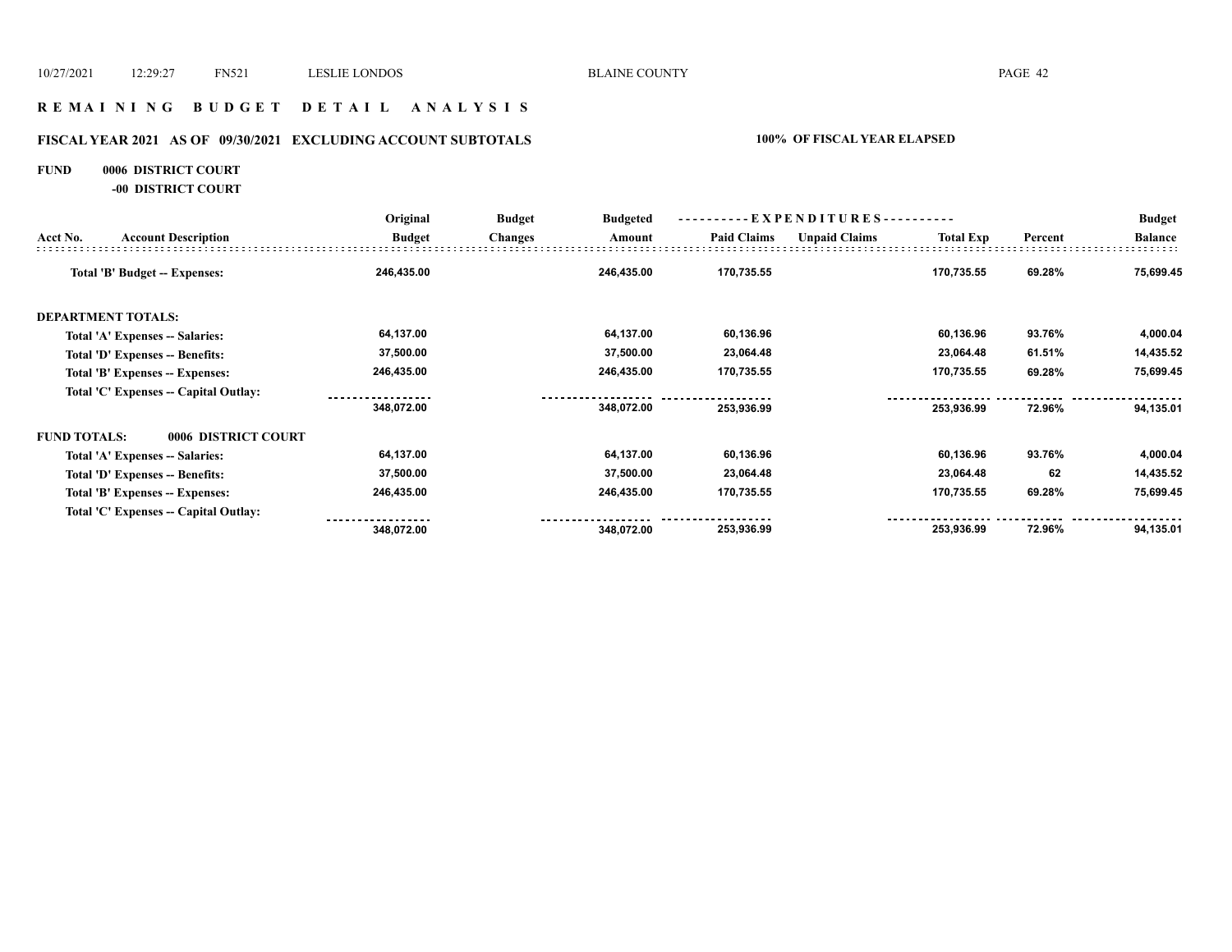# REMAINING BUDGET DETAIL ANALYSIS

## FISCAL YEAR 2021 AS OF 09/30/2021 EXCLUDING ACCOUNT SUBTOTALS

**100% OF FISCAL YEAR ELAPSED**

**FUND 0006 DISTRICT COURT**

**-00 DISTRICT COURT**

| Acct No. | Account Description | Original Budget | Budget Changes | Budgeted Amount | Paid Claims | Unpaid Claims | Total Exp | Percent | Budget Balance |
|---|---|---|---|---|---|---|---|---|---|
| | **Total 'B' Budget -- Expenses:** | 246,435.00 | | 246,435.00 | 170,735.55 | | 170,735.55 | 69.28% | 75,699.45 |
| **DEPARTMENT TOTALS:** | | | | | | | | | |
| | Total 'A' Expenses -- Salaries: | 64,137.00 | | 64,137.00 | 60,136.96 | | 60,136.96 | 93.76% | 4,000.04 |
| | Total 'D' Expenses -- Benefits: | 37,500.00 | | 37,500.00 | 23,064.48 | | 23,064.48 | 61.51% | 14,435.52 |
| | Total 'B' Expenses -- Expenses: | 246,435.00 | | 246,435.00 | 170,735.55 | | 170,735.55 | 69.28% | 75,699.45 |
| | Total 'C' Expenses -- Capital Outlay: | | | | | | | | |
| | | 348,072.00 | | 348,072.00 | 253,936.99 | | 253,936.99 | 72.96% | 94,135.01 |
| **FUND TOTALS:** | **0006 DISTRICT COURT** | | | | | | | | |
| | Total 'A' Expenses -- Salaries: | 64,137.00 | | 64,137.00 | 60,136.96 | | 60,136.96 | 93.76% | 4,000.04 |
| | Total 'D' Expenses -- Benefits: | 37,500.00 | | 37,500.00 | 23,064.48 | | 23,064.48 | 62 | 14,435.52 |
| | Total 'B' Expenses -- Expenses: | 246,435.00 | | 246,435.00 | 170,735.55 | | 170,735.55 | 69.28% | 75,699.45 |
| | Total 'C' Expenses -- Capital Outlay: | | | | | | | | |
| | | 348,072.00 | | 348,072.00 | 253,936.99 | | 253,936.99 | 72.96% | 94,135.01 |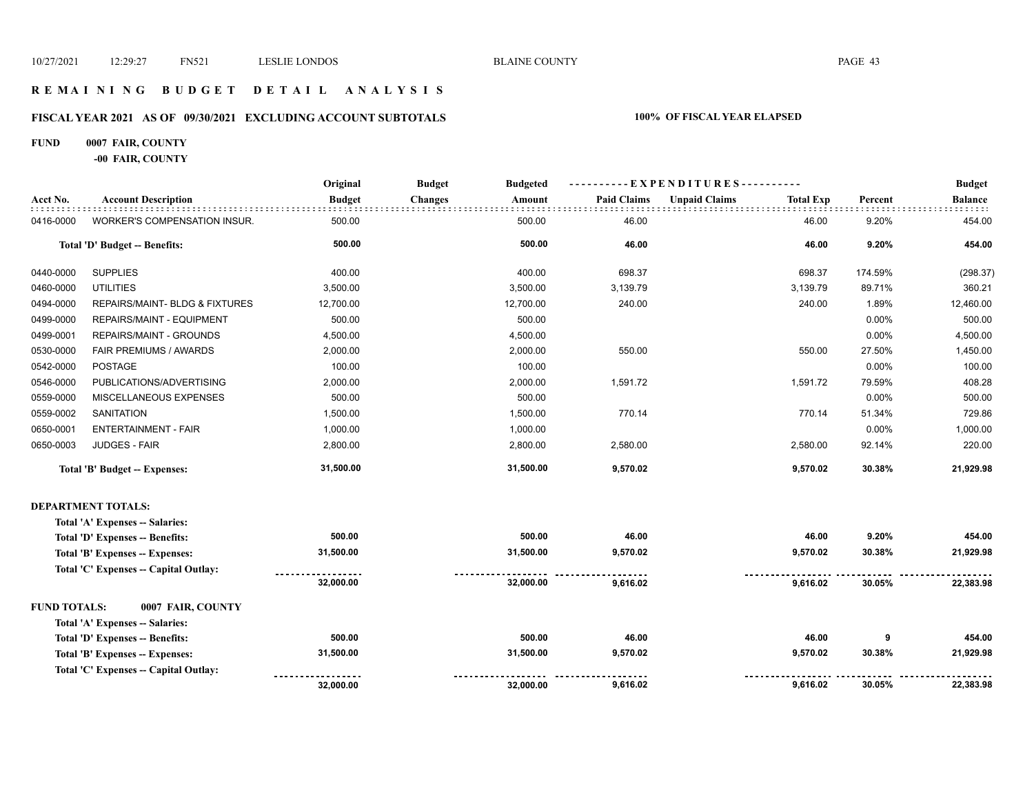# REMAINING BUDGET DETAIL ANALYSIS

## FISCAL YEAR 2021 AS OF 09/30/2021 EXCLUDING ACCOUNT SUBTOTALS — 100% OF FISCAL YEAR ELAPSED

**FUND 0007 FAIR, COUNTY**
**-00 FAIR, COUNTY**

| Acct No. | Account Description | Original Budget | Budget Changes | Budgeted Amount | Paid Claims | Unpaid Claims | Total Exp | Percent | Budget Balance |
|---|---|---|---|---|---|---|---|---|---|
| 0416-0000 | WORKER'S COMPENSATION INSUR. | 500.00 | | 500.00 | 46.00 | | 46.00 | 9.20% | 454.00 |
| | **Total 'D' Budget -- Benefits:** | **500.00** | | **500.00** | **46.00** | | **46.00** | **9.20%** | **454.00** |
| 0440-0000 | SUPPLIES | 400.00 | | 400.00 | 698.37 | | 698.37 | 174.59% | (298.37) |
| 0460-0000 | UTILITIES | 3,500.00 | | 3,500.00 | 3,139.79 | | 3,139.79 | 89.71% | 360.21 |
| 0494-0000 | REPAIRS/MAINT- BLDG & FIXTURES | 12,700.00 | | 12,700.00 | 240.00 | | 240.00 | 1.89% | 12,460.00 |
| 0499-0000 | REPAIRS/MAINT - EQUIPMENT | 500.00 | | 500.00 | | | | 0.00% | 500.00 |
| 0499-0001 | REPAIRS/MAINT - GROUNDS | 4,500.00 | | 4,500.00 | | | | 0.00% | 4,500.00 |
| 0530-0000 | FAIR PREMIUMS / AWARDS | 2,000.00 | | 2,000.00 | 550.00 | | 550.00 | 27.50% | 1,450.00 |
| 0542-0000 | POSTAGE | 100.00 | | 100.00 | | | | 0.00% | 100.00 |
| 0546-0000 | PUBLICATIONS/ADVERTISING | 2,000.00 | | 2,000.00 | 1,591.72 | | 1,591.72 | 79.59% | 408.28 |
| 0559-0000 | MISCELLANEOUS EXPENSES | 500.00 | | 500.00 | | | | 0.00% | 500.00 |
| 0559-0002 | SANITATION | 1,500.00 | | 1,500.00 | 770.14 | | 770.14 | 51.34% | 729.86 |
| 0650-0001 | ENTERTAINMENT - FAIR | 1,000.00 | | 1,000.00 | | | | 0.00% | 1,000.00 |
| 0650-0003 | JUDGES - FAIR | 2,800.00 | | 2,800.00 | 2,580.00 | | 2,580.00 | 92.14% | 220.00 |
| | **Total 'B' Budget -- Expenses:** | **31,500.00** | | **31,500.00** | **9,570.02** | | **9,570.02** | **30.38%** | **21,929.98** |

**DEPARTMENT TOTALS:**

| | Original Budget | Budget Changes | Budgeted Amount | Paid Claims | Unpaid Claims | Total Exp | Percent | Budget Balance |
|---|---|---|---|---|---|---|---|---|
| **Total 'A' Expenses -- Salaries:** | | | | | | | | |
| **Total 'D' Expenses -- Benefits:** | **500.00** | | **500.00** | **46.00** | | **46.00** | **9.20%** | **454.00** |
| **Total 'B' Expenses -- Expenses:** | **31,500.00** | | **31,500.00** | **9,570.02** | | **9,570.02** | **30.38%** | **21,929.98** |
| **Total 'C' Expenses -- Capital Outlay:** | | | | | | | | |
| | **32,000.00** | | **32,000.00** | **9,616.02** | | **9,616.02** | **30.05%** | **22,383.98** |

**FUND TOTALS: 0007 FAIR, COUNTY**

| | Original Budget | Budget Changes | Budgeted Amount | Paid Claims | Unpaid Claims | Total Exp | Percent | Budget Balance |
|---|---|---|---|---|---|---|---|---|
| **Total 'A' Expenses -- Salaries:** | | | | | | | | |
| **Total 'D' Expenses -- Benefits:** | **500.00** | | **500.00** | **46.00** | | **46.00** | **9** | **454.00** |
| **Total 'B' Expenses -- Expenses:** | **31,500.00** | | **31,500.00** | **9,570.02** | | **9,570.02** | **30.38%** | **21,929.98** |
| **Total 'C' Expenses -- Capital Outlay:** | | | | | | | | |
| | **32,000.00** | | **32,000.00** | **9,616.02** | | **9,616.02** | **30.05%** | **22,383.98** |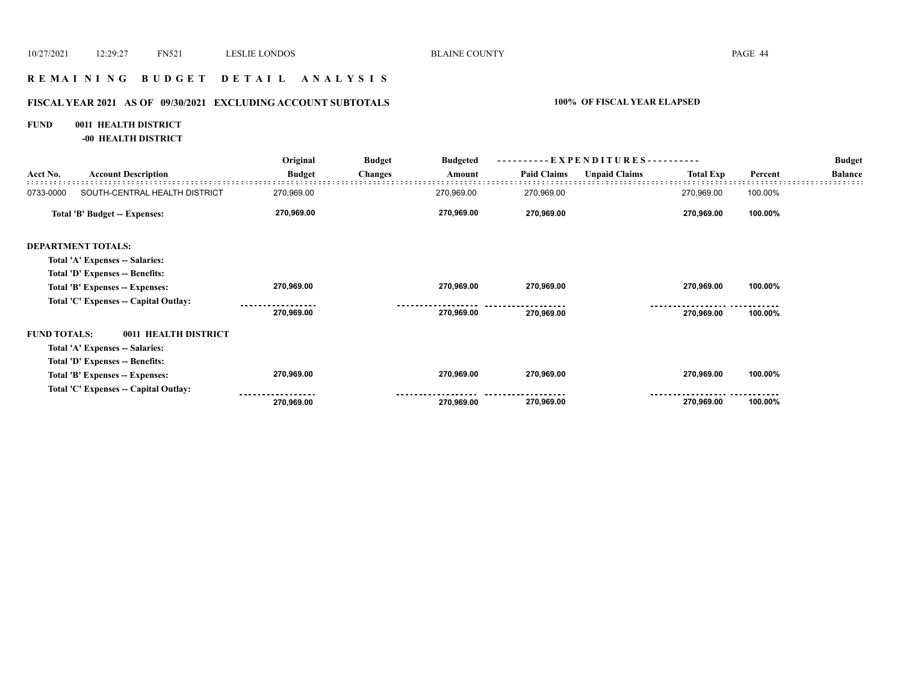# R E M A I N I N G   B U D G E T   D E T A I L   A N A L Y S I S

## FISCAL YEAR 2021 AS OF 09/30/2021 EXCLUDING ACCOUNT SUBTOTALS

**100% OF FISCAL YEAR ELAPSED**

**FUND 0011 HEALTH DISTRICT**

**-00 HEALTH DISTRICT**

| Acct No. | Account Description | Original Budget | Budget Changes | Budgeted Amount | EXPENDITURES Paid Claims | Unpaid Claims | Total Exp | Percent | Budget Balance |
|---|---|---|---|---|---|---|---|---|---|
| 0733-0000 | SOUTH-CENTRAL HEALTH DISTRICT | 270,969.00 | | 270,969.00 | 270,969.00 | | 270,969.00 | 100.00% | |
| | **Total 'B' Budget -- Expenses:** | **270,969.00** | | **270,969.00** | **270,969.00** | | **270,969.00** | **100.00%** | |
| | **DEPARTMENT TOTALS:** | | | | | | | | |
| | **Total 'A' Expenses -- Salaries:** | | | | | | | | |
| | **Total 'D' Expenses -- Benefits:** | | | | | | | | |
| | **Total 'B' Expenses -- Expenses:** | **270,969.00** | | **270,969.00** | **270,969.00** | | **270,969.00** | **100.00%** | |
| | **Total 'C' Expenses -- Capital Outlay:** | | | | | | | | |
| | | **270,969.00** | | **270,969.00** | **270,969.00** | | **270,969.00** | **100.00%** | |
| | **FUND TOTALS: 0011 HEALTH DISTRICT** | | | | | | | | |
| | **Total 'A' Expenses -- Salaries:** | | | | | | | | |
| | **Total 'D' Expenses -- Benefits:** | | | | | | | | |
| | **Total 'B' Expenses -- Expenses:** | **270,969.00** | | **270,969.00** | **270,969.00** | | **270,969.00** | **100.00%** | |
| | **Total 'C' Expenses -- Capital Outlay:** | | | | | | | | |
| | | **270,969.00** | | **270,969.00** | **270,969.00** | | **270,969.00** | **100.00%** | |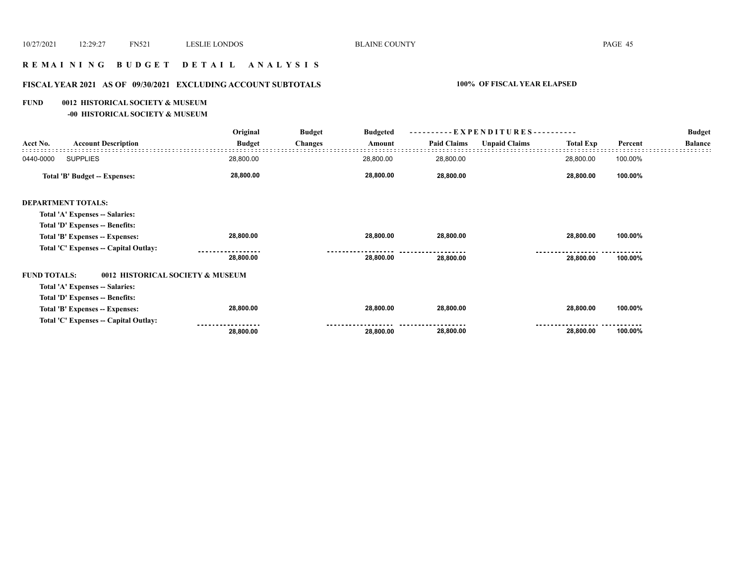10/27/2021 12:29:27 FN521 LESLIE LONDOS BLAINE COUNTY

# R E M A I N I N G B U D G E T D E T A I L A N A L Y S I S

## FISCAL YEAR 2021 AS OF 09/30/2021 EXCLUDING ACCOUNT SUBTOTALS — 100% OF FISCAL YEAR ELAPSED

**FUND 0012 HISTORICAL SOCIETY & MUSEUM**

**-00 HISTORICAL SOCIETY & MUSEUM**

| Acct No. | Account Description | Original Budget | Budget Changes | Budgeted Amount | EXPENDITURES Paid Claims | Unpaid Claims | Total Exp | Percent | Budget Balance |
|---|---|---|---|---|---|---|---|---|---|
| 0440-0000 | SUPPLIES | 28,800.00 | | 28,800.00 | 28,800.00 | | 28,800.00 | 100.00% | |
| | **Total 'B' Budget -- Expenses:** | **28,800.00** | | **28,800.00** | **28,800.00** | | **28,800.00** | **100.00%** | |
| | **DEPARTMENT TOTALS:** | | | | | | | | |
| | **Total 'A' Expenses -- Salaries:** | | | | | | | | |
| | **Total 'D' Expenses -- Benefits:** | | | | | | | | |
| | **Total 'B' Expenses -- Expenses:** | **28,800.00** | | **28,800.00** | **28,800.00** | | **28,800.00** | **100.00%** | |
| | **Total 'C' Expenses -- Capital Outlay:** | | | | | | | | |
| | | **28,800.00** | | **28,800.00** | **28,800.00** | | **28,800.00** | **100.00%** | |
| | **FUND TOTALS: 0012 HISTORICAL SOCIETY & MUSEUM** | | | | | | | | |
| | **Total 'A' Expenses -- Salaries:** | | | | | | | | |
| | **Total 'D' Expenses -- Benefits:** | | | | | | | | |
| | **Total 'B' Expenses -- Expenses:** | **28,800.00** | | **28,800.00** | **28,800.00** | | **28,800.00** | **100.00%** | |
| | **Total 'C' Expenses -- Capital Outlay:** | | | | | | | | |
| | | **28,800.00** | | **28,800.00** | **28,800.00** | | **28,800.00** | **100.00%** | |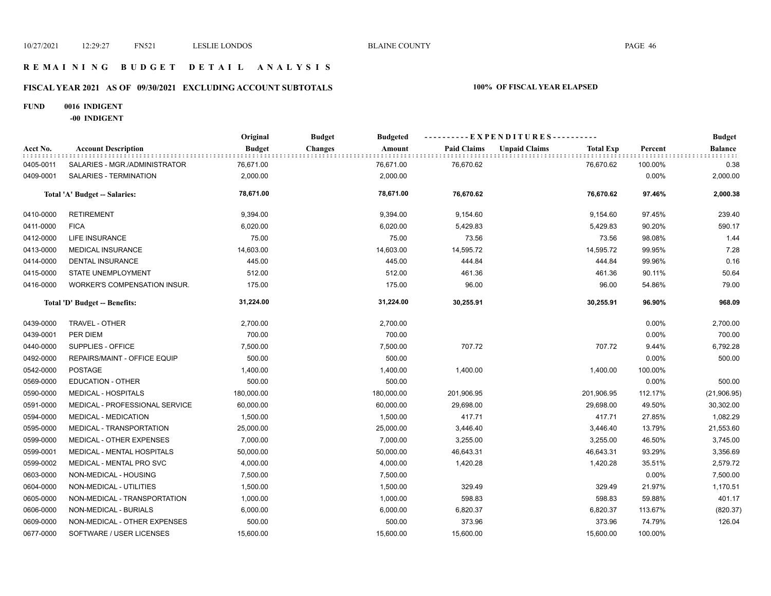# R E M A I N I N G   B U D G E T   D E T A I L   A N A L Y S I S

## FISCAL YEAR 2021 AS OF 09/30/2021 EXCLUDING ACCOUNT SUBTOTALS — 100% OF FISCAL YEAR ELAPSED

**FUND 0016 INDIGENT**

**-00 INDIGENT**

| Acct No. | Account Description | Original Budget | Budget Changes | Budgeted Amount | Paid Claims | Unpaid Claims | Total Exp | Percent | Budget Balance |
|---|---|---|---|---|---|---|---|---|---|
| 0405-0011 | SALARIES - MGR./ADMINISTRATOR | 76,671.00 | | 76,671.00 | 76,670.62 | | 76,670.62 | 100.00% | 0.38 |
| 0409-0001 | SALARIES - TERMINATION | 2,000.00 | | 2,000.00 | | | | 0.00% | 2,000.00 |
| | **Total 'A' Budget -- Salaries:** | **78,671.00** | | **78,671.00** | **76,670.62** | | **76,670.62** | **97.46%** | **2,000.38** |
| 0410-0000 | RETIREMENT | 9,394.00 | | 9,394.00 | 9,154.60 | | 9,154.60 | 97.45% | 239.40 |
| 0411-0000 | FICA | 6,020.00 | | 6,020.00 | 5,429.83 | | 5,429.83 | 90.20% | 590.17 |
| 0412-0000 | LIFE INSURANCE | 75.00 | | 75.00 | 73.56 | | 73.56 | 98.08% | 1.44 |
| 0413-0000 | MEDICAL INSURANCE | 14,603.00 | | 14,603.00 | 14,595.72 | | 14,595.72 | 99.95% | 7.28 |
| 0414-0000 | DENTAL INSURANCE | 445.00 | | 445.00 | 444.84 | | 444.84 | 99.96% | 0.16 |
| 0415-0000 | STATE UNEMPLOYMENT | 512.00 | | 512.00 | 461.36 | | 461.36 | 90.11% | 50.64 |
| 0416-0000 | WORKER'S COMPENSATION INSUR. | 175.00 | | 175.00 | 96.00 | | 96.00 | 54.86% | 79.00 |
| | **Total 'D' Budget -- Benefits:** | **31,224.00** | | **31,224.00** | **30,255.91** | | **30,255.91** | **96.90%** | **968.09** |
| 0439-0000 | TRAVEL - OTHER | 2,700.00 | | 2,700.00 | | | | 0.00% | 2,700.00 |
| 0439-0001 | PER DIEM | 700.00 | | 700.00 | | | | 0.00% | 700.00 |
| 0440-0000 | SUPPLIES - OFFICE | 7,500.00 | | 7,500.00 | 707.72 | | 707.72 | 9.44% | 6,792.28 |
| 0492-0000 | REPAIRS/MAINT - OFFICE EQUIP | 500.00 | | 500.00 | | | | 0.00% | 500.00 |
| 0542-0000 | POSTAGE | 1,400.00 | | 1,400.00 | 1,400.00 | | 1,400.00 | 100.00% | |
| 0569-0000 | EDUCATION - OTHER | 500.00 | | 500.00 | | | | 0.00% | 500.00 |
| 0590-0000 | MEDICAL - HOSPITALS | 180,000.00 | | 180,000.00 | 201,906.95 | | 201,906.95 | 112.17% | (21,906.95) |
| 0591-0000 | MEDICAL - PROFESSIONAL SERVICE | 60,000.00 | | 60,000.00 | 29,698.00 | | 29,698.00 | 49.50% | 30,302.00 |
| 0594-0000 | MEDICAL - MEDICATION | 1,500.00 | | 1,500.00 | 417.71 | | 417.71 | 27.85% | 1,082.29 |
| 0595-0000 | MEDICAL - TRANSPORTATION | 25,000.00 | | 25,000.00 | 3,446.40 | | 3,446.40 | 13.79% | 21,553.60 |
| 0599-0000 | MEDICAL - OTHER EXPENSES | 7,000.00 | | 7,000.00 | 3,255.00 | | 3,255.00 | 46.50% | 3,745.00 |
| 0599-0001 | MEDICAL - MENTAL HOSPITALS | 50,000.00 | | 50,000.00 | 46,643.31 | | 46,643.31 | 93.29% | 3,356.69 |
| 0599-0002 | MEDICAL - MENTAL PRO SVC | 4,000.00 | | 4,000.00 | 1,420.28 | | 1,420.28 | 35.51% | 2,579.72 |
| 0603-0000 | NON-MEDICAL - HOUSING | 7,500.00 | | 7,500.00 | | | | 0.00% | 7,500.00 |
| 0604-0000 | NON-MEDICAL - UTILITIES | 1,500.00 | | 1,500.00 | 329.49 | | 329.49 | 21.97% | 1,170.51 |
| 0605-0000 | NON-MEDICAL - TRANSPORTATION | 1,000.00 | | 1,000.00 | 598.83 | | 598.83 | 59.88% | 401.17 |
| 0606-0000 | NON-MEDICAL - BURIALS | 6,000.00 | | 6,000.00 | 6,820.37 | | 6,820.37 | 113.67% | (820.37) |
| 0609-0000 | NON-MEDICAL - OTHER EXPENSES | 500.00 | | 500.00 | 373.96 | | 373.96 | 74.79% | 126.04 |
| 0677-0000 | SOFTWARE / USER LICENSES | 15,600.00 | | 15,600.00 | 15,600.00 | | 15,600.00 | 100.00% | |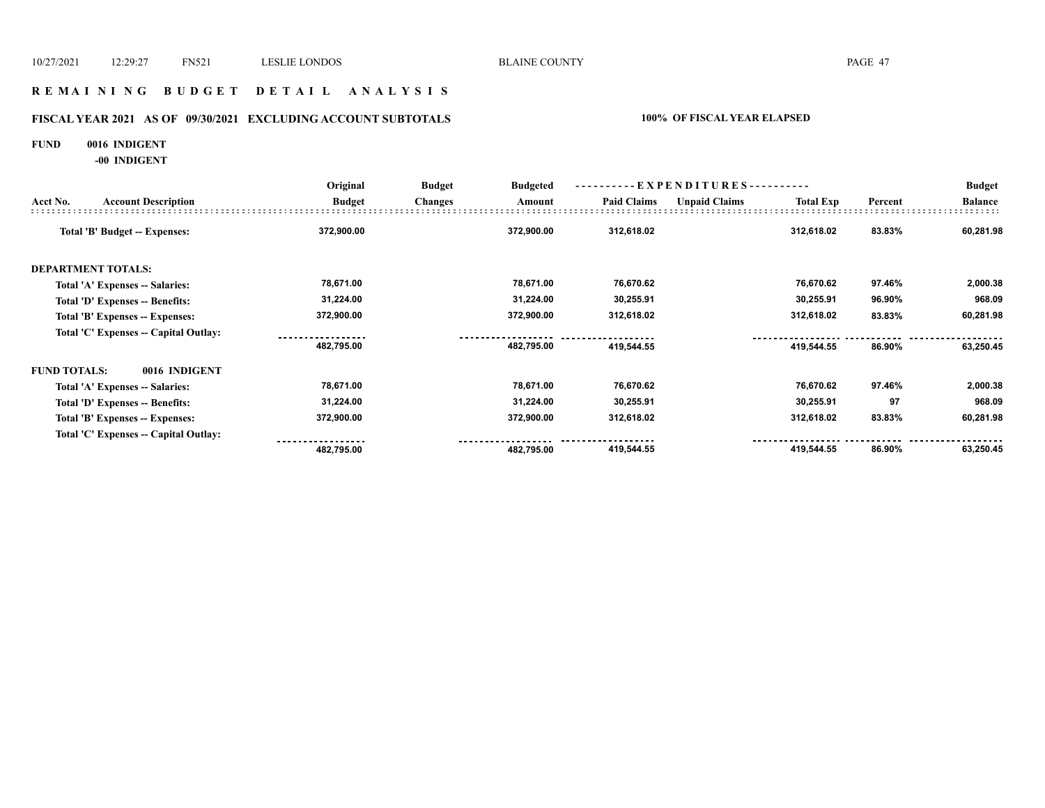# R E M A I N I N G   B U D G E T   D E T A I L   A N A L Y S I S

## FISCAL YEAR 2021 AS OF 09/30/2021 EXCLUDING ACCOUNT SUBTOTALS — 100% OF FISCAL YEAR ELAPSED

**FUND 0016 INDIGENT**

**-00 INDIGENT**

| Acct No. | Account Description | Original Budget | Budget Changes | Budgeted Amount | Paid Claims | Unpaid Claims | Total Exp | Percent | Budget Balance |
|---|---|---|---|---|---|---|---|---|---|
| | **Total 'B' Budget -- Expenses:** | 372,900.00 | | 372,900.00 | 312,618.02 | | 312,618.02 | 83.83% | 60,281.98 |
| **DEPARTMENT TOTALS:** | | | | | | | | | |
| | Total 'A' Expenses -- Salaries: | 78,671.00 | | 78,671.00 | 76,670.62 | | 76,670.62 | 97.46% | 2,000.38 |
| | Total 'D' Expenses -- Benefits: | 31,224.00 | | 31,224.00 | 30,255.91 | | 30,255.91 | 96.90% | 968.09 |
| | Total 'B' Expenses -- Expenses: | 372,900.00 | | 372,900.00 | 312,618.02 | | 312,618.02 | 83.83% | 60,281.98 |
| | Total 'C' Expenses -- Capital Outlay: | | | | | | | | |
| | | 482,795.00 | | 482,795.00 | 419,544.55 | | 419,544.55 | 86.90% | 63,250.45 |
| **FUND TOTALS:** | **0016 INDIGENT** | | | | | | | | |
| | Total 'A' Expenses -- Salaries: | 78,671.00 | | 78,671.00 | 76,670.62 | | 76,670.62 | 97.46% | 2,000.38 |
| | Total 'D' Expenses -- Benefits: | 31,224.00 | | 31,224.00 | 30,255.91 | | 30,255.91 | 97 | 968.09 |
| | Total 'B' Expenses -- Expenses: | 372,900.00 | | 372,900.00 | 312,618.02 | | 312,618.02 | 83.83% | 60,281.98 |
| | Total 'C' Expenses -- Capital Outlay: | | | | | | | | |
| | | 482,795.00 | | 482,795.00 | 419,544.55 | | 419,544.55 | 86.90% | 63,250.45 |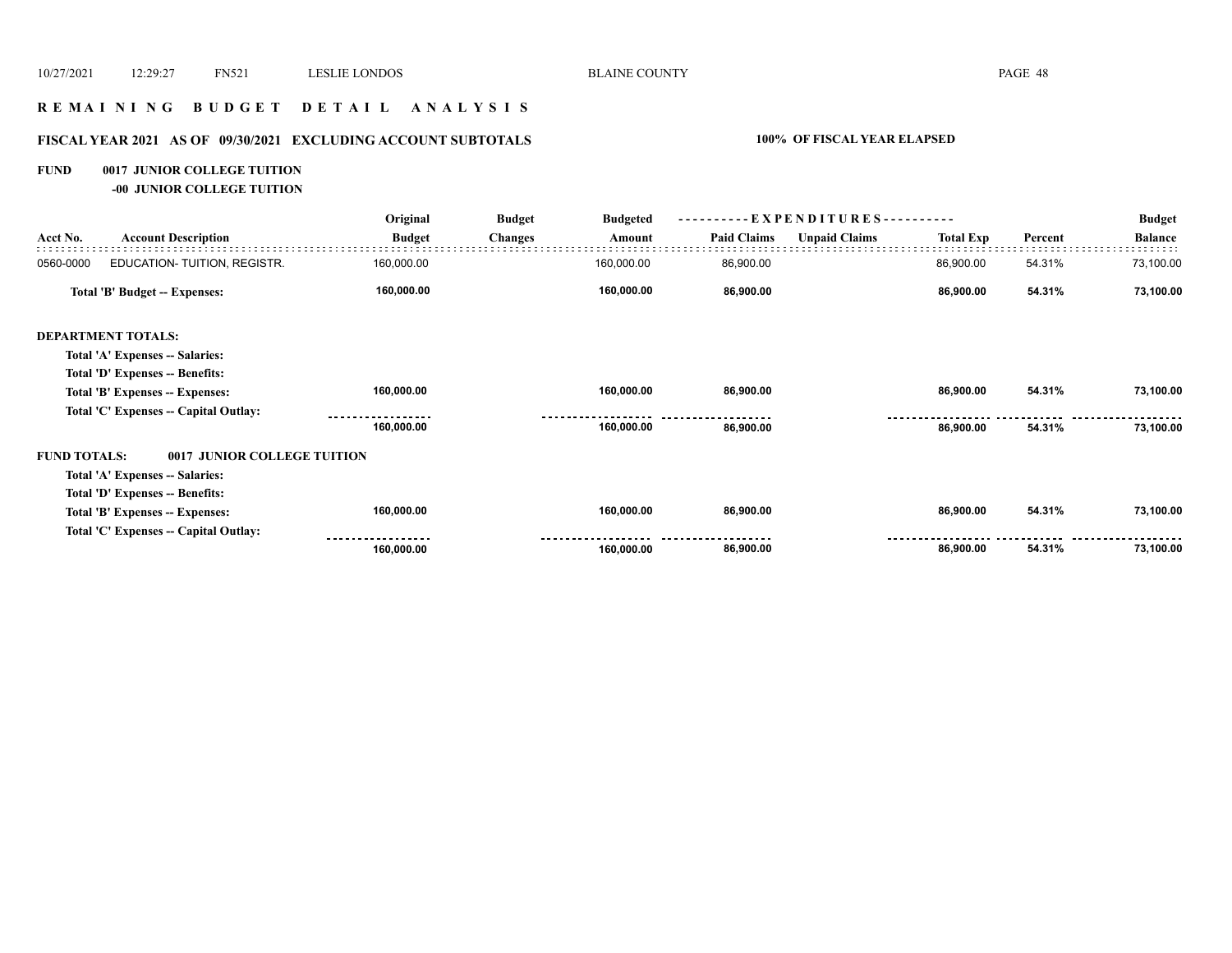# R E M A I N I N G   B U D G E T   D E T A I L   A N A L Y S I S

## FISCAL YEAR 2021 AS OF 09/30/2021 EXCLUDING ACCOUNT SUBTOTALS — 100% OF FISCAL YEAR ELAPSED

**FUND 0017 JUNIOR COLLEGE TUITION**

**-00 JUNIOR COLLEGE TUITION**

| Acct No. | Account Description | Original Budget | Budget Changes | Budgeted Amount | Paid Claims | Unpaid Claims | Total Exp | Percent | Budget Balance |
|---|---|---|---|---|---|---|---|---|---|
| 0560-0000 | EDUCATION- TUITION, REGISTR. | 160,000.00 | | 160,000.00 | 86,900.00 | | 86,900.00 | 54.31% | 73,100.00 |
| | **Total 'B' Budget -- Expenses:** | **160,000.00** | | **160,000.00** | **86,900.00** | | **86,900.00** | **54.31%** | **73,100.00** |
| **DEPARTMENT TOTALS:** | | | | | | | | | |
| | **Total 'A' Expenses -- Salaries:** | | | | | | | | |
| | **Total 'D' Expenses -- Benefits:** | | | | | | | | |
| | **Total 'B' Expenses -- Expenses:** | **160,000.00** | | **160,000.00** | **86,900.00** | | **86,900.00** | **54.31%** | **73,100.00** |
| | **Total 'C' Expenses -- Capital Outlay:** | | | | | | | | |
| | | **160,000.00** | | **160,000.00** | **86,900.00** | | **86,900.00** | **54.31%** | **73,100.00** |
| **FUND TOTALS:** | **0017 JUNIOR COLLEGE TUITION** | | | | | | | | |
| | **Total 'A' Expenses -- Salaries:** | | | | | | | | |
| | **Total 'D' Expenses -- Benefits:** | | | | | | | | |
| | **Total 'B' Expenses -- Expenses:** | **160,000.00** | | **160,000.00** | **86,900.00** | | **86,900.00** | **54.31%** | **73,100.00** |
| | **Total 'C' Expenses -- Capital Outlay:** | | | | | | | | |
| | | **160,000.00** | | **160,000.00** | **86,900.00** | | **86,900.00** | **54.31%** | **73,100.00** |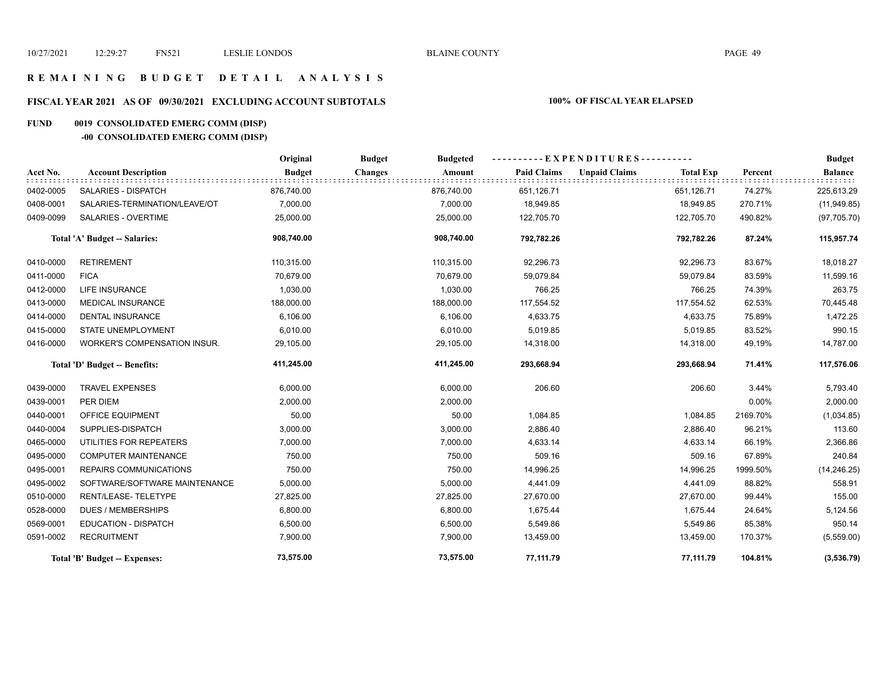# REMAINING BUDGET DETAIL ANALYSIS

## FISCAL YEAR 2021 AS OF 09/30/2021 EXCLUDING ACCOUNT SUBTOTALS — 100% OF FISCAL YEAR ELAPSED

### FUND 0019 CONSOLIDATED EMERG COMM (DISP)

#### -00 CONSOLIDATED EMERG COMM (DISP)

| Acct No. | Account Description | Original Budget | Budget Changes | Budgeted Amount | Paid Claims | Unpaid Claims | Total Exp | Percent | Budget Balance |
|---|---|---|---|---|---|---|---|---|---|
| 0402-0005 | SALARIES - DISPATCH | 876,740.00 | | 876,740.00 | 651,126.71 | | 651,126.71 | 74.27% | 225,613.29 |
| 0408-0001 | SALARIES-TERMINATION/LEAVE/OT | 7,000.00 | | 7,000.00 | 18,949.85 | | 18,949.85 | 270.71% | (11,949.85) |
| 0409-0099 | SALARIES - OVERTIME | 25,000.00 | | 25,000.00 | 122,705.70 | | 122,705.70 | 490.82% | (97,705.70) |
| | **Total 'A' Budget -- Salaries:** | **908,740.00** | | **908,740.00** | **792,782.26** | | **792,782.26** | **87.24%** | **115,957.74** |
| 0410-0000 | RETIREMENT | 110,315.00 | | 110,315.00 | 92,296.73 | | 92,296.73 | 83.67% | 18,018.27 |
| 0411-0000 | FICA | 70,679.00 | | 70,679.00 | 59,079.84 | | 59,079.84 | 83.59% | 11,599.16 |
| 0412-0000 | LIFE INSURANCE | 1,030.00 | | 1,030.00 | 766.25 | | 766.25 | 74.39% | 263.75 |
| 0413-0000 | MEDICAL INSURANCE | 188,000.00 | | 188,000.00 | 117,554.52 | | 117,554.52 | 62.53% | 70,445.48 |
| 0414-0000 | DENTAL INSURANCE | 6,106.00 | | 6,106.00 | 4,633.75 | | 4,633.75 | 75.89% | 1,472.25 |
| 0415-0000 | STATE UNEMPLOYMENT | 6,010.00 | | 6,010.00 | 5,019.85 | | 5,019.85 | 83.52% | 990.15 |
| 0416-0000 | WORKER'S COMPENSATION INSUR. | 29,105.00 | | 29,105.00 | 14,318.00 | | 14,318.00 | 49.19% | 14,787.00 |
| | **Total 'D' Budget -- Benefits:** | **411,245.00** | | **411,245.00** | **293,668.94** | | **293,668.94** | **71.41%** | **117,576.06** |
| 0439-0000 | TRAVEL EXPENSES | 6,000.00 | | 6,000.00 | 206.60 | | 206.60 | 3.44% | 5,793.40 |
| 0439-0001 | PER DIEM | 2,000.00 | | 2,000.00 | | | | 0.00% | 2,000.00 |
| 0440-0001 | OFFICE EQUIPMENT | 50.00 | | 50.00 | 1,084.85 | | 1,084.85 | 2169.70% | (1,034.85) |
| 0440-0004 | SUPPLIES-DISPATCH | 3,000.00 | | 3,000.00 | 2,886.40 | | 2,886.40 | 96.21% | 113.60 |
| 0465-0000 | UTILITIES FOR REPEATERS | 7,000.00 | | 7,000.00 | 4,633.14 | | 4,633.14 | 66.19% | 2,366.86 |
| 0495-0000 | COMPUTER MAINTENANCE | 750.00 | | 750.00 | 509.16 | | 509.16 | 67.89% | 240.84 |
| 0495-0001 | REPAIRS COMMUNICATIONS | 750.00 | | 750.00 | 14,996.25 | | 14,996.25 | 1999.50% | (14,246.25) |
| 0495-0002 | SOFTWARE/SOFTWARE MAINTENANCE | 5,000.00 | | 5,000.00 | 4,441.09 | | 4,441.09 | 88.82% | 558.91 |
| 0510-0000 | RENT/LEASE- TELETYPE | 27,825.00 | | 27,825.00 | 27,670.00 | | 27,670.00 | 99.44% | 155.00 |
| 0528-0000 | DUES / MEMBERSHIPS | 6,800.00 | | 6,800.00 | 1,675.44 | | 1,675.44 | 24.64% | 5,124.56 |
| 0569-0001 | EDUCATION - DISPATCH | 6,500.00 | | 6,500.00 | 5,549.86 | | 5,549.86 | 85.38% | 950.14 |
| 0591-0002 | RECRUITMENT | 7,900.00 | | 7,900.00 | 13,459.00 | | 13,459.00 | 170.37% | (5,559.00) |
| | **Total 'B' Budget -- Expenses:** | **73,575.00** | | **73,575.00** | **77,111.79** | | **77,111.79** | **104.81%** | **(3,536.79)** |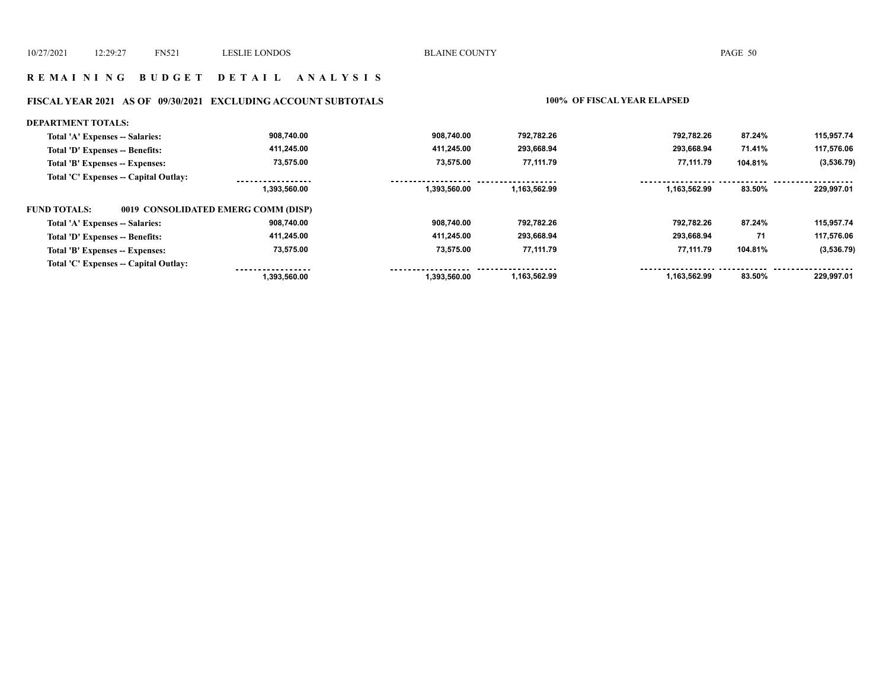## REMAINING BUDGET DETAIL ANALYSIS

### FISCAL YEAR 2021 AS OF 09/30/2021 EXCLUDING ACCOUNT SUBTOTALS — 100% OF FISCAL YEAR ELAPSED

**DEPARTMENT TOTALS:**

| | | | | | | |
|---|---|---|---|---|---|---|
| Total 'A' Expenses -- Salaries: | 908,740.00 | 908,740.00 | 792,782.26 | 792,782.26 | 87.24% | 115,957.74 |
| Total 'D' Expenses -- Benefits: | 411,245.00 | 411,245.00 | 293,668.94 | 293,668.94 | 71.41% | 117,576.06 |
| Total 'B' Expenses -- Expenses: | 73,575.00 | 73,575.00 | 77,111.79 | 77,111.79 | 104.81% | (3,536.79) |
| Total 'C' Expenses -- Capital Outlay: | | | | | | |
| | 1,393,560.00 | 1,393,560.00 | 1,163,562.99 | 1,163,562.99 | 83.50% | 229,997.01 |

**FUND TOTALS: 0019 CONSOLIDATED EMERG COMM (DISP)**

| | | | | | | |
|---|---|---|---|---|---|---|
| Total 'A' Expenses -- Salaries: | 908,740.00 | 908,740.00 | 792,782.26 | 792,782.26 | 87.24% | 115,957.74 |
| Total 'D' Expenses -- Benefits: | 411,245.00 | 411,245.00 | 293,668.94 | 293,668.94 | 71 | 117,576.06 |
| Total 'B' Expenses -- Expenses: | 73,575.00 | 73,575.00 | 77,111.79 | 77,111.79 | 104.81% | (3,536.79) |
| Total 'C' Expenses -- Capital Outlay: | | | | | | |
| | 1,393,560.00 | 1,393,560.00 | 1,163,562.99 | 1,163,562.99 | 83.50% | 229,997.01 |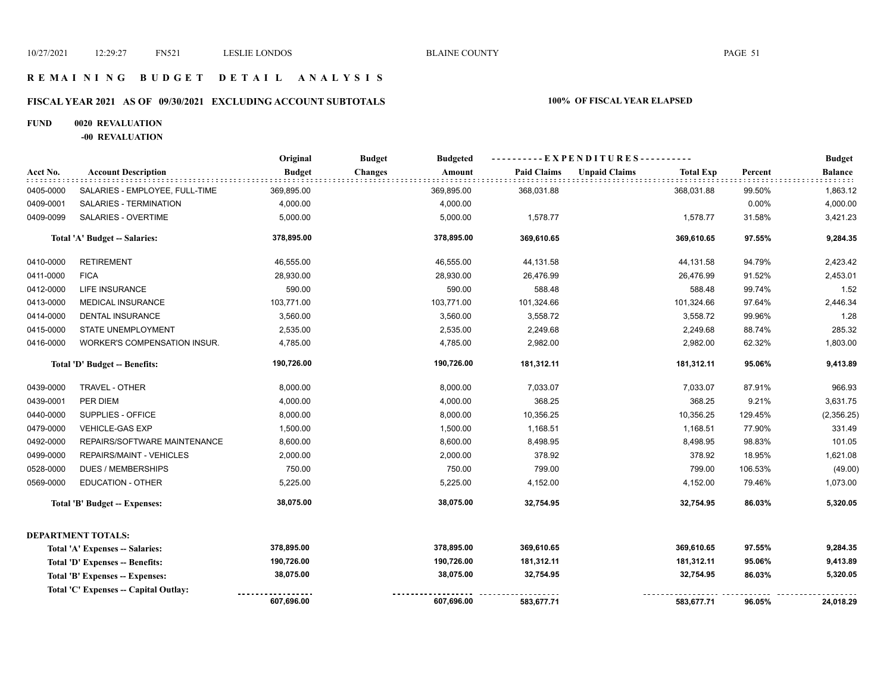# REMAINING BUDGET DETAIL ANALYSIS

## FISCAL YEAR 2021 AS OF 09/30/2021 EXCLUDING ACCOUNT SUBTOTALS

**100% OF FISCAL YEAR ELAPSED**

**FUND 0020 REVALUATION**

**-00 REVALUATION**

| Acct No. | Account Description | Original Budget | Budget Changes | Budgeted Amount | Paid Claims | Unpaid Claims | Total Exp | Percent | Budget Balance |
|---|---|---|---|---|---|---|---|---|---|
| 0405-0000 | SALARIES - EMPLOYEE, FULL-TIME | 369,895.00 | | 369,895.00 | 368,031.88 | | 368,031.88 | 99.50% | 1,863.12 |
| 0409-0001 | SALARIES - TERMINATION | 4,000.00 | | 4,000.00 | | | | 0.00% | 4,000.00 |
| 0409-0099 | SALARIES - OVERTIME | 5,000.00 | | 5,000.00 | 1,578.77 | | 1,578.77 | 31.58% | 3,421.23 |
| | **Total 'A' Budget -- Salaries:** | **378,895.00** | | **378,895.00** | **369,610.65** | | **369,610.65** | **97.55%** | **9,284.35** |
| 0410-0000 | RETIREMENT | 46,555.00 | | 46,555.00 | 44,131.58 | | 44,131.58 | 94.79% | 2,423.42 |
| 0411-0000 | FICA | 28,930.00 | | 28,930.00 | 26,476.99 | | 26,476.99 | 91.52% | 2,453.01 |
| 0412-0000 | LIFE INSURANCE | 590.00 | | 590.00 | 588.48 | | 588.48 | 99.74% | 1.52 |
| 0413-0000 | MEDICAL INSURANCE | 103,771.00 | | 103,771.00 | 101,324.66 | | 101,324.66 | 97.64% | 2,446.34 |
| 0414-0000 | DENTAL INSURANCE | 3,560.00 | | 3,560.00 | 3,558.72 | | 3,558.72 | 99.96% | 1.28 |
| 0415-0000 | STATE UNEMPLOYMENT | 2,535.00 | | 2,535.00 | 2,249.68 | | 2,249.68 | 88.74% | 285.32 |
| 0416-0000 | WORKER'S COMPENSATION INSUR. | 4,785.00 | | 4,785.00 | 2,982.00 | | 2,982.00 | 62.32% | 1,803.00 |
| | **Total 'D' Budget -- Benefits:** | **190,726.00** | | **190,726.00** | **181,312.11** | | **181,312.11** | **95.06%** | **9,413.89** |
| 0439-0000 | TRAVEL - OTHER | 8,000.00 | | 8,000.00 | 7,033.07 | | 7,033.07 | 87.91% | 966.93 |
| 0439-0001 | PER DIEM | 4,000.00 | | 4,000.00 | 368.25 | | 368.25 | 9.21% | 3,631.75 |
| 0440-0000 | SUPPLIES - OFFICE | 8,000.00 | | 8,000.00 | 10,356.25 | | 10,356.25 | 129.45% | (2,356.25) |
| 0479-0000 | VEHICLE-GAS EXP | 1,500.00 | | 1,500.00 | 1,168.51 | | 1,168.51 | 77.90% | 331.49 |
| 0492-0000 | REPAIRS/SOFTWARE MAINTENANCE | 8,600.00 | | 8,600.00 | 8,498.95 | | 8,498.95 | 98.83% | 101.05 |
| 0499-0000 | REPAIRS/MAINT - VEHICLES | 2,000.00 | | 2,000.00 | 378.92 | | 378.92 | 18.95% | 1,621.08 |
| 0528-0000 | DUES / MEMBERSHIPS | 750.00 | | 750.00 | 799.00 | | 799.00 | 106.53% | (49.00) |
| 0569-0000 | EDUCATION - OTHER | 5,225.00 | | 5,225.00 | 4,152.00 | | 4,152.00 | 79.46% | 1,073.00 |
| | **Total 'B' Budget -- Expenses:** | **38,075.00** | | **38,075.00** | **32,754.95** | | **32,754.95** | **86.03%** | **5,320.05** |

**DEPARTMENT TOTALS:**

| | Original Budget | Budget Changes | Budgeted Amount | Paid Claims | Unpaid Claims | Total Exp | Percent | Budget Balance |
|---|---|---|---|---|---|---|---|---|
| **Total 'A' Expenses -- Salaries:** | **378,895.00** | | **378,895.00** | **369,610.65** | | **369,610.65** | **97.55%** | **9,284.35** |
| **Total 'D' Expenses -- Benefits:** | **190,726.00** | | **190,726.00** | **181,312.11** | | **181,312.11** | **95.06%** | **9,413.89** |
| **Total 'B' Expenses -- Expenses:** | **38,075.00** | | **38,075.00** | **32,754.95** | | **32,754.95** | **86.03%** | **5,320.05** |
| **Total 'C' Expenses -- Capital Outlay:** | | | | | | | | |
| | **607,696.00** | | **607,696.00** | **583,677.71** | | **583,677.71** | **96.05%** | **24,018.29** |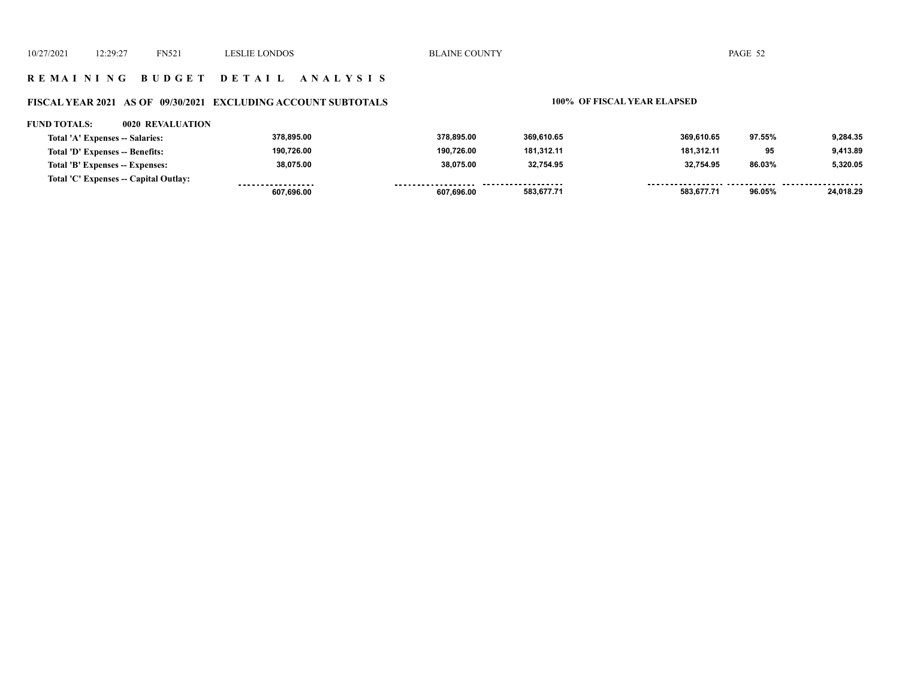## REMAINING BUDGET DETAIL ANALYSIS

### FISCAL YEAR 2021 AS OF 09/30/2021 EXCLUDING ACCOUNT SUBTOTALS — 100% OF FISCAL YEAR ELAPSED

**FUND TOTALS: 0020 REVALUATION**

| | | | | | | |
|---|---|---|---|---|---|---|
| Total 'A' Expenses -- Salaries: | 378,895.00 | 378,895.00 | 369,610.65 | 369,610.65 | 97.55% | 9,284.35 |
| Total 'D' Expenses -- Benefits: | 190,726.00 | 190,726.00 | 181,312.11 | 181,312.11 | 95 | 9,413.89 |
| Total 'B' Expenses -- Expenses: | 38,075.00 | 38,075.00 | 32,754.95 | 32,754.95 | 86.03% | 5,320.05 |
| Total 'C' Expenses -- Capital Outlay: | | | | | | |
| | 607,696.00 | 607,696.00 | 583,677.71 | 583,677.71 | 96.05% | 24,018.29 |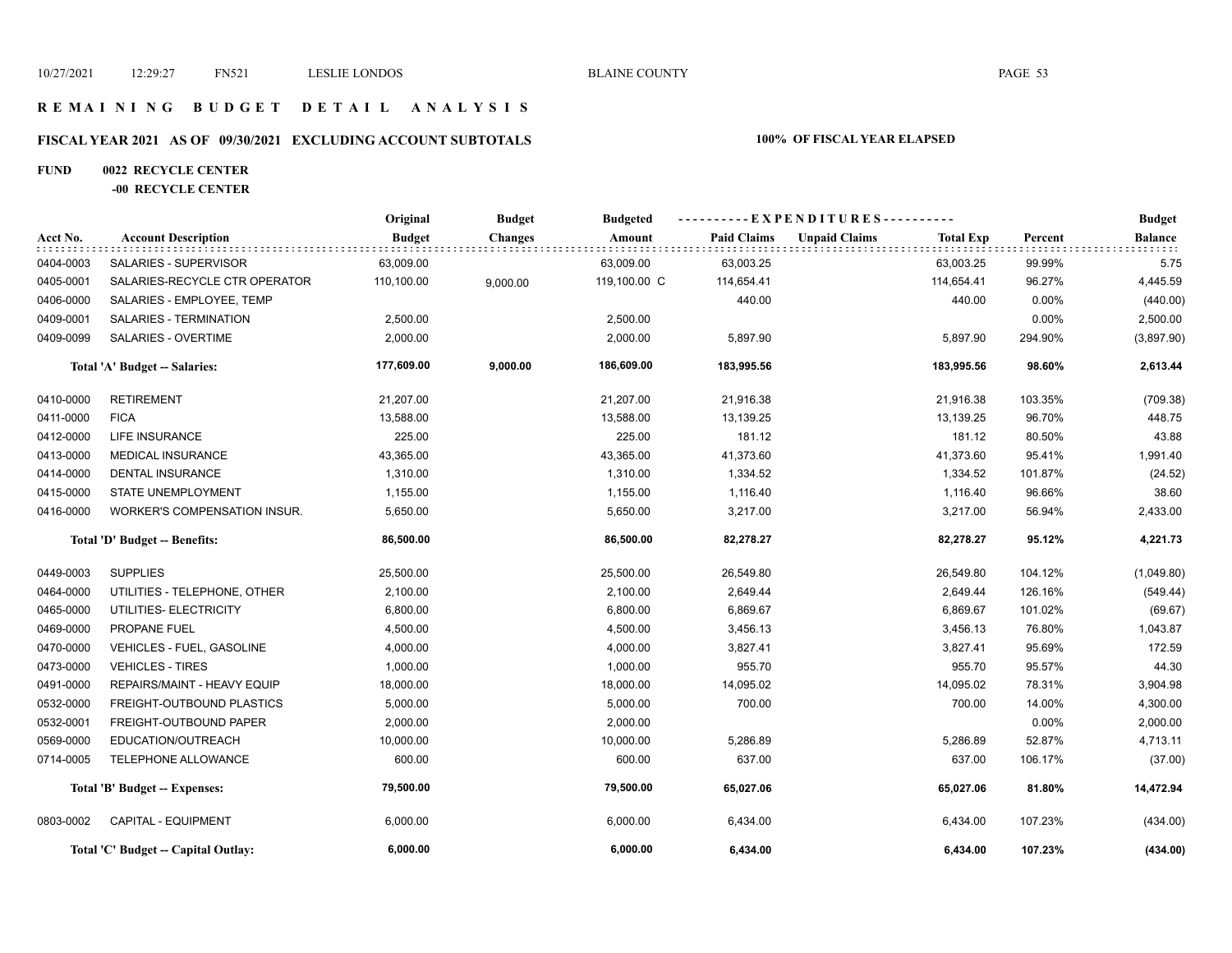# REMAINING BUDGET DETAIL ANALYSIS

## FISCAL YEAR 2021 AS OF 09/30/2021 EXCLUDING ACCOUNT SUBTOTALS

**100% OF FISCAL YEAR ELAPSED**

**FUND 0022 RECYCLE CENTER**

**-00 RECYCLE CENTER**

| Acct No. | Account Description | Original Budget | Budget Changes | Budgeted Amount | Paid Claims | Unpaid Claims | Total Exp | Percent | Budget Balance |
|---|---|---|---|---|---|---|---|---|---|
| 0404-0003 | SALARIES - SUPERVISOR | 63,009.00 | | 63,009.00 | 63,003.25 | | 63,003.25 | 99.99% | 5.75 |
| 0405-0001 | SALARIES-RECYCLE CTR OPERATOR | 110,100.00 | 9,000.00 | 119,100.00 C | 114,654.41 | | 114,654.41 | 96.27% | 4,445.59 |
| 0406-0000 | SALARIES - EMPLOYEE, TEMP | | | | 440.00 | | 440.00 | 0.00% | (440.00) |
| 0409-0001 | SALARIES - TERMINATION | 2,500.00 | | 2,500.00 | | | | 0.00% | 2,500.00 |
| 0409-0099 | SALARIES - OVERTIME | 2,000.00 | | 2,000.00 | 5,897.90 | | 5,897.90 | 294.90% | (3,897.90) |
| | **Total 'A' Budget -- Salaries:** | **177,609.00** | **9,000.00** | **186,609.00** | **183,995.56** | | **183,995.56** | **98.60%** | **2,613.44** |
| 0410-0000 | RETIREMENT | 21,207.00 | | 21,207.00 | 21,916.38 | | 21,916.38 | 103.35% | (709.38) |
| 0411-0000 | FICA | 13,588.00 | | 13,588.00 | 13,139.25 | | 13,139.25 | 96.70% | 448.75 |
| 0412-0000 | LIFE INSURANCE | 225.00 | | 225.00 | 181.12 | | 181.12 | 80.50% | 43.88 |
| 0413-0000 | MEDICAL INSURANCE | 43,365.00 | | 43,365.00 | 41,373.60 | | 41,373.60 | 95.41% | 1,991.40 |
| 0414-0000 | DENTAL INSURANCE | 1,310.00 | | 1,310.00 | 1,334.52 | | 1,334.52 | 101.87% | (24.52) |
| 0415-0000 | STATE UNEMPLOYMENT | 1,155.00 | | 1,155.00 | 1,116.40 | | 1,116.40 | 96.66% | 38.60 |
| 0416-0000 | WORKER'S COMPENSATION INSUR. | 5,650.00 | | 5,650.00 | 3,217.00 | | 3,217.00 | 56.94% | 2,433.00 |
| | **Total 'D' Budget -- Benefits:** | **86,500.00** | | **86,500.00** | **82,278.27** | | **82,278.27** | **95.12%** | **4,221.73** |
| 0449-0003 | SUPPLIES | 25,500.00 | | 25,500.00 | 26,549.80 | | 26,549.80 | 104.12% | (1,049.80) |
| 0464-0000 | UTILITIES - TELEPHONE, OTHER | 2,100.00 | | 2,100.00 | 2,649.44 | | 2,649.44 | 126.16% | (549.44) |
| 0465-0000 | UTILITIES- ELECTRICITY | 6,800.00 | | 6,800.00 | 6,869.67 | | 6,869.67 | 101.02% | (69.67) |
| 0469-0000 | PROPANE FUEL | 4,500.00 | | 4,500.00 | 3,456.13 | | 3,456.13 | 76.80% | 1,043.87 |
| 0470-0000 | VEHICLES - FUEL, GASOLINE | 4,000.00 | | 4,000.00 | 3,827.41 | | 3,827.41 | 95.69% | 172.59 |
| 0473-0000 | VEHICLES - TIRES | 1,000.00 | | 1,000.00 | 955.70 | | 955.70 | 95.57% | 44.30 |
| 0491-0000 | REPAIRS/MAINT - HEAVY EQUIP | 18,000.00 | | 18,000.00 | 14,095.02 | | 14,095.02 | 78.31% | 3,904.98 |
| 0532-0000 | FREIGHT-OUTBOUND PLASTICS | 5,000.00 | | 5,000.00 | 700.00 | | 700.00 | 14.00% | 4,300.00 |
| 0532-0001 | FREIGHT-OUTBOUND PAPER | 2,000.00 | | 2,000.00 | | | | 0.00% | 2,000.00 |
| 0569-0000 | EDUCATION/OUTREACH | 10,000.00 | | 10,000.00 | 5,286.89 | | 5,286.89 | 52.87% | 4,713.11 |
| 0714-0005 | TELEPHONE ALLOWANCE | 600.00 | | 600.00 | 637.00 | | 637.00 | 106.17% | (37.00) |
| | **Total 'B' Budget -- Expenses:** | **79,500.00** | | **79,500.00** | **65,027.06** | | **65,027.06** | **81.80%** | **14,472.94** |
| 0803-0002 | CAPITAL - EQUIPMENT | 6,000.00 | | 6,000.00 | 6,434.00 | | 6,434.00 | 107.23% | (434.00) |
| | **Total 'C' Budget -- Capital Outlay:** | **6,000.00** | | **6,000.00** | **6,434.00** | | **6,434.00** | **107.23%** | **(434.00)** |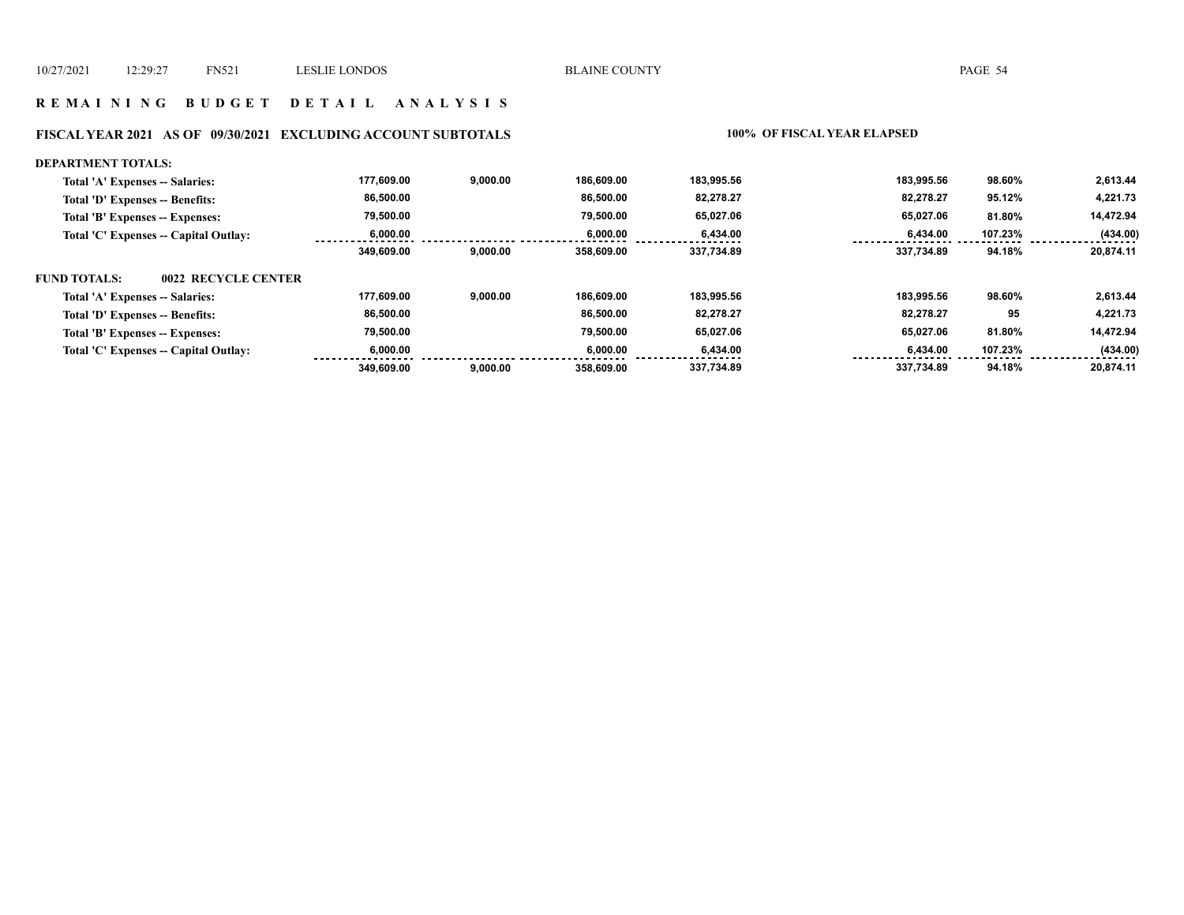# R E M A I N I N G   B U D G E T   D E T A I L   A N A L Y S I S

## FISCAL YEAR 2021   AS OF   09/30/2021   EXCLUDING ACCOUNT SUBTOTALS

**100% OF FISCAL YEAR ELAPSED**

**DEPARTMENT TOTALS:**

| | | | | | | | |
|---|---|---|---|---|---|---|---|
| Total 'A' Expenses -- Salaries: | 177,609.00 | 9,000.00 | 186,609.00 | 183,995.56 | 183,995.56 | 98.60% | 2,613.44 |
| Total 'D' Expenses -- Benefits: | 86,500.00 | | 86,500.00 | 82,278.27 | 82,278.27 | 95.12% | 4,221.73 |
| Total 'B' Expenses -- Expenses: | 79,500.00 | | 79,500.00 | 65,027.06 | 65,027.06 | 81.80% | 14,472.94 |
| Total 'C' Expenses -- Capital Outlay: | 6,000.00 | | 6,000.00 | 6,434.00 | 6,434.00 | 107.23% | (434.00) |
| | 349,609.00 | 9,000.00 | 358,609.00 | 337,734.89 | 337,734.89 | 94.18% | 20,874.11 |

**FUND TOTALS: 0022 RECYCLE CENTER**

| | | | | | | | |
|---|---|---|---|---|---|---|---|
| Total 'A' Expenses -- Salaries: | 177,609.00 | 9,000.00 | 186,609.00 | 183,995.56 | 183,995.56 | 98.60% | 2,613.44 |
| Total 'D' Expenses -- Benefits: | 86,500.00 | | 86,500.00 | 82,278.27 | 82,278.27 | 95 | 4,221.73 |
| Total 'B' Expenses -- Expenses: | 79,500.00 | | 79,500.00 | 65,027.06 | 65,027.06 | 81.80% | 14,472.94 |
| Total 'C' Expenses -- Capital Outlay: | 6,000.00 | | 6,000.00 | 6,434.00 | 6,434.00 | 107.23% | (434.00) |
| | 349,609.00 | 9,000.00 | 358,609.00 | 337,734.89 | 337,734.89 | 94.18% | 20,874.11 |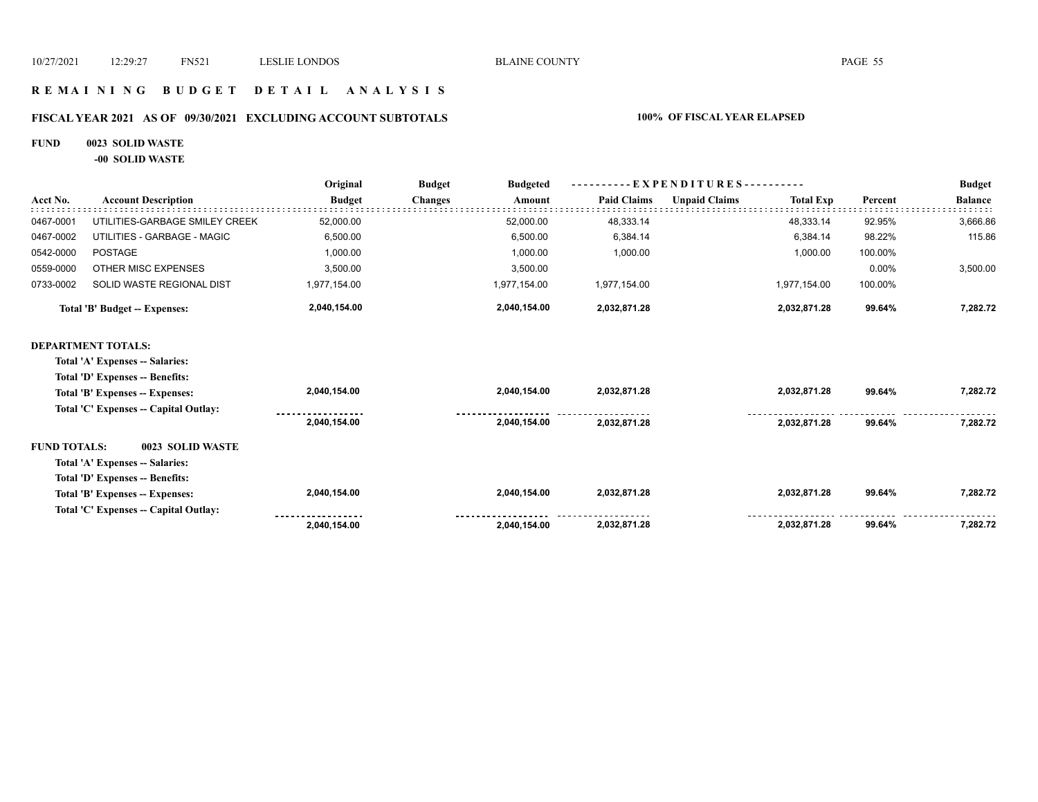# REMAINING BUDGET DETAIL ANALYSIS

## FISCAL YEAR 2021 AS OF 09/30/2021 EXCLUDING ACCOUNT SUBTOTALS — 100% OF FISCAL YEAR ELAPSED

**FUND 0023 SOLID WASTE**

**-00 SOLID WASTE**

| Acct No. | Account Description | Original Budget | Budget Changes | Budgeted Amount | Paid Claims | Unpaid Claims | Total Exp | Percent | Budget Balance |
|---|---|---|---|---|---|---|---|---|---|
| 0467-0001 | UTILITIES-GARBAGE SMILEY CREEK | 52,000.00 | | 52,000.00 | 48,333.14 | | 48,333.14 | 92.95% | 3,666.86 |
| 0467-0002 | UTILITIES - GARBAGE - MAGIC | 6,500.00 | | 6,500.00 | 6,384.14 | | 6,384.14 | 98.22% | 115.86 |
| 0542-0000 | POSTAGE | 1,000.00 | | 1,000.00 | 1,000.00 | | 1,000.00 | 100.00% | |
| 0559-0000 | OTHER MISC EXPENSES | 3,500.00 | | 3,500.00 | | | | 0.00% | 3,500.00 |
| 0733-0002 | SOLID WASTE REGIONAL DIST | 1,977,154.00 | | 1,977,154.00 | 1,977,154.00 | | 1,977,154.00 | 100.00% | |
| | **Total 'B' Budget -- Expenses:** | **2,040,154.00** | | **2,040,154.00** | **2,032,871.28** | | **2,032,871.28** | **99.64%** | **7,282.72** |
| **DEPARTMENT TOTALS:** | | | | | | | | | |
| | **Total 'A' Expenses -- Salaries:** | | | | | | | | |
| | **Total 'D' Expenses -- Benefits:** | | | | | | | | |
| | **Total 'B' Expenses -- Expenses:** | **2,040,154.00** | | **2,040,154.00** | **2,032,871.28** | | **2,032,871.28** | **99.64%** | **7,282.72** |
| | **Total 'C' Expenses -- Capital Outlay:** | | | | | | | | |
| | | **2,040,154.00** | | **2,040,154.00** | **2,032,871.28** | | **2,032,871.28** | **99.64%** | **7,282.72** |
| **FUND TOTALS:** | **0023 SOLID WASTE** | | | | | | | | |
| | **Total 'A' Expenses -- Salaries:** | | | | | | | | |
| | **Total 'D' Expenses -- Benefits:** | | | | | | | | |
| | **Total 'B' Expenses -- Expenses:** | **2,040,154.00** | | **2,040,154.00** | **2,032,871.28** | | **2,032,871.28** | **99.64%** | **7,282.72** |
| | **Total 'C' Expenses -- Capital Outlay:** | | | | | | | | |
| | | **2,040,154.00** | | **2,040,154.00** | **2,032,871.28** | | **2,032,871.28** | **99.64%** | **7,282.72** |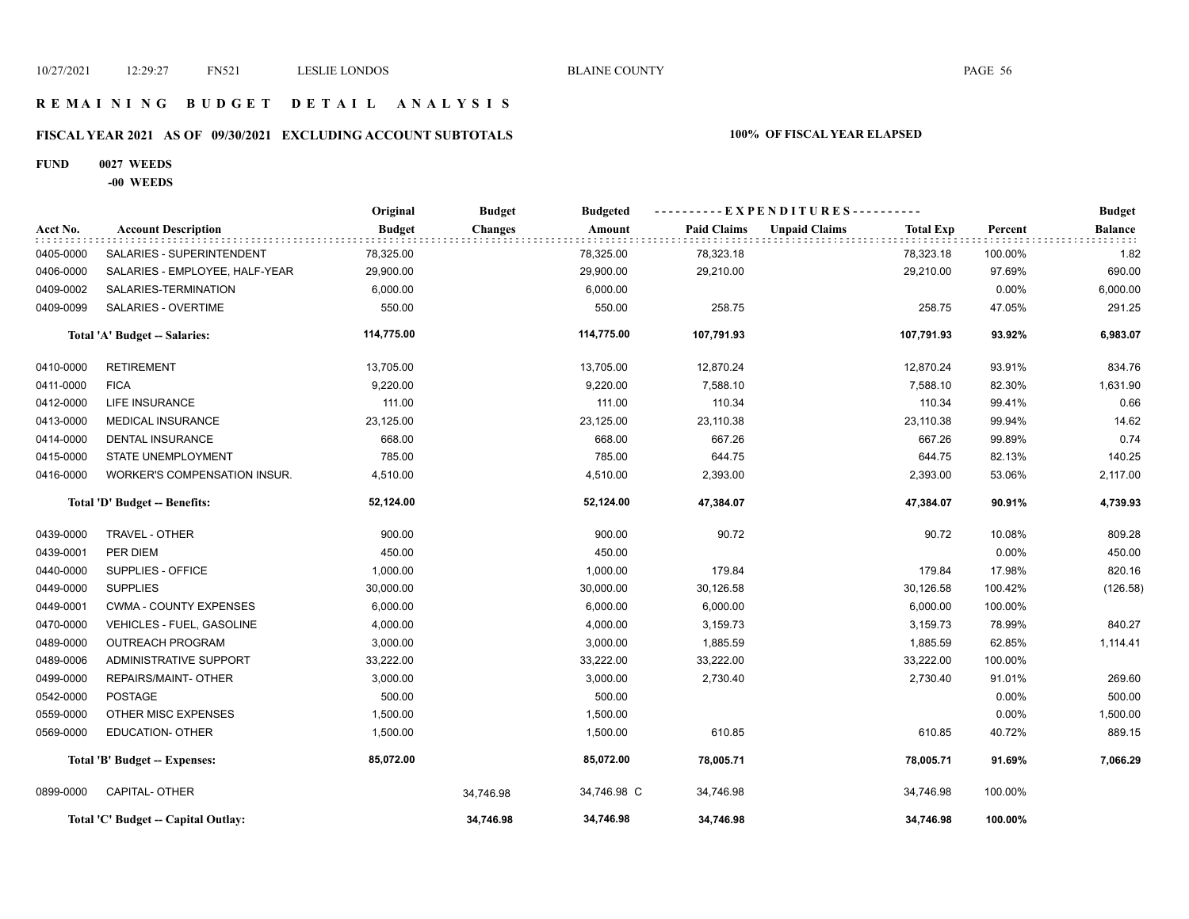# REMAINING BUDGET DETAIL ANALYSIS

## FISCAL YEAR 2021 AS OF 09/30/2021 EXCLUDING ACCOUNT SUBTOTALS

**100% OF FISCAL YEAR ELAPSED**

**FUND 0027 WEEDS**

**-00 WEEDS**

| Acct No. | Account Description | Original Budget | Budget Changes | Budgeted Amount | Paid Claims | Unpaid Claims | Total Exp | Percent | Budget Balance |
|---|---|---|---|---|---|---|---|---|---|
| 0405-0000 | SALARIES - SUPERINTENDENT | 78,325.00 | | 78,325.00 | 78,323.18 | | 78,323.18 | 100.00% | 1.82 |
| 0406-0000 | SALARIES - EMPLOYEE, HALF-YEAR | 29,900.00 | | 29,900.00 | 29,210.00 | | 29,210.00 | 97.69% | 690.00 |
| 0409-0002 | SALARIES-TERMINATION | 6,000.00 | | 6,000.00 | | | | 0.00% | 6,000.00 |
| 0409-0099 | SALARIES - OVERTIME | 550.00 | | 550.00 | 258.75 | | 258.75 | 47.05% | 291.25 |
| | **Total 'A' Budget -- Salaries:** | **114,775.00** | | **114,775.00** | **107,791.93** | | **107,791.93** | **93.92%** | **6,983.07** |
| 0410-0000 | RETIREMENT | 13,705.00 | | 13,705.00 | 12,870.24 | | 12,870.24 | 93.91% | 834.76 |
| 0411-0000 | FICA | 9,220.00 | | 9,220.00 | 7,588.10 | | 7,588.10 | 82.30% | 1,631.90 |
| 0412-0000 | LIFE INSURANCE | 111.00 | | 111.00 | 110.34 | | 110.34 | 99.41% | 0.66 |
| 0413-0000 | MEDICAL INSURANCE | 23,125.00 | | 23,125.00 | 23,110.38 | | 23,110.38 | 99.94% | 14.62 |
| 0414-0000 | DENTAL INSURANCE | 668.00 | | 668.00 | 667.26 | | 667.26 | 99.89% | 0.74 |
| 0415-0000 | STATE UNEMPLOYMENT | 785.00 | | 785.00 | 644.75 | | 644.75 | 82.13% | 140.25 |
| 0416-0000 | WORKER'S COMPENSATION INSUR. | 4,510.00 | | 4,510.00 | 2,393.00 | | 2,393.00 | 53.06% | 2,117.00 |
| | **Total 'D' Budget -- Benefits:** | **52,124.00** | | **52,124.00** | **47,384.07** | | **47,384.07** | **90.91%** | **4,739.93** |
| 0439-0000 | TRAVEL - OTHER | 900.00 | | 900.00 | 90.72 | | 90.72 | 10.08% | 809.28 |
| 0439-0001 | PER DIEM | 450.00 | | 450.00 | | | | 0.00% | 450.00 |
| 0440-0000 | SUPPLIES - OFFICE | 1,000.00 | | 1,000.00 | 179.84 | | 179.84 | 17.98% | 820.16 |
| 0449-0000 | SUPPLIES | 30,000.00 | | 30,000.00 | 30,126.58 | | 30,126.58 | 100.42% | (126.58) |
| 0449-0001 | CWMA - COUNTY EXPENSES | 6,000.00 | | 6,000.00 | 6,000.00 | | 6,000.00 | 100.00% | |
| 0470-0000 | VEHICLES - FUEL, GASOLINE | 4,000.00 | | 4,000.00 | 3,159.73 | | 3,159.73 | 78.99% | 840.27 |
| 0489-0000 | OUTREACH PROGRAM | 3,000.00 | | 3,000.00 | 1,885.59 | | 1,885.59 | 62.85% | 1,114.41 |
| 0489-0006 | ADMINISTRATIVE SUPPORT | 33,222.00 | | 33,222.00 | 33,222.00 | | 33,222.00 | 100.00% | |
| 0499-0000 | REPAIRS/MAINT- OTHER | 3,000.00 | | 3,000.00 | 2,730.40 | | 2,730.40 | 91.01% | 269.60 |
| 0542-0000 | POSTAGE | 500.00 | | 500.00 | | | | 0.00% | 500.00 |
| 0559-0000 | OTHER MISC EXPENSES | 1,500.00 | | 1,500.00 | | | | 0.00% | 1,500.00 |
| 0569-0000 | EDUCATION- OTHER | 1,500.00 | | 1,500.00 | 610.85 | | 610.85 | 40.72% | 889.15 |
| | **Total 'B' Budget -- Expenses:** | **85,072.00** | | **85,072.00** | **78,005.71** | | **78,005.71** | **91.69%** | **7,066.29** |
| 0899-0000 | CAPITAL- OTHER | | 34,746.98 | 34,746.98 C | 34,746.98 | | 34,746.98 | 100.00% | |
| | **Total 'C' Budget -- Capital Outlay:** | | **34,746.98** | **34,746.98** | **34,746.98** | | **34,746.98** | **100.00%** | |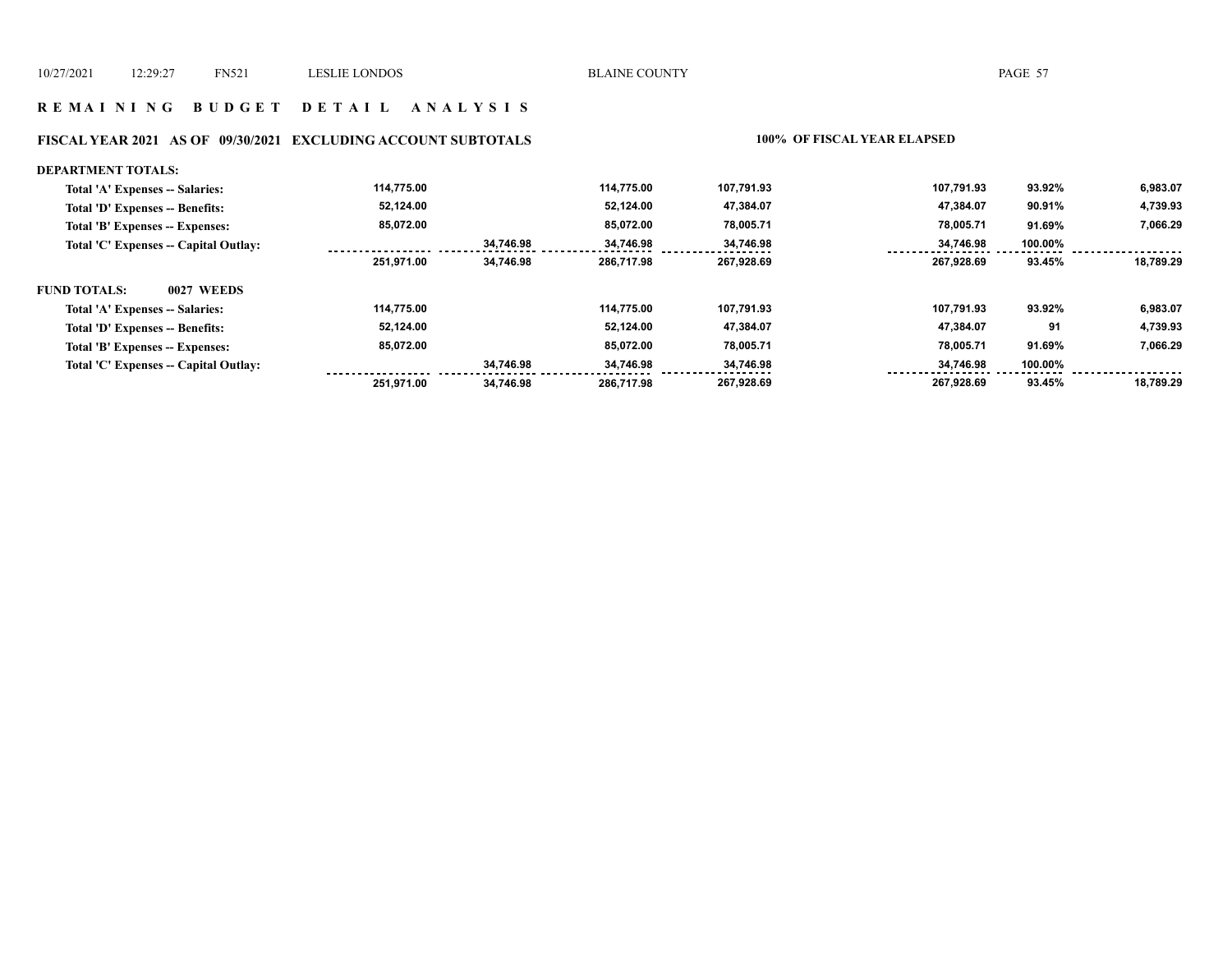## REMAINING BUDGET DETAIL ANALYSIS

### FISCAL YEAR 2021 AS OF 09/30/2021 EXCLUDING ACCOUNT SUBTOTALS

100% OF FISCAL YEAR ELAPSED

| | | | | | | | |
|---|---|---|---|---|---|---|---|
| **DEPARTMENT TOTALS:** | | | | | | | |
| Total 'A' Expenses -- Salaries: | 114,775.00 | | 114,775.00 | 107,791.93 | 107,791.93 | 93.92% | 6,983.07 |
| Total 'D' Expenses -- Benefits: | 52,124.00 | | 52,124.00 | 47,384.07 | 47,384.07 | 90.91% | 4,739.93 |
| Total 'B' Expenses -- Expenses: | 85,072.00 | | 85,072.00 | 78,005.71 | 78,005.71 | 91.69% | 7,066.29 |
| Total 'C' Expenses -- Capital Outlay: | | 34,746.98 | 34,746.98 | 34,746.98 | 34,746.98 | 100.00% | |
| | 251,971.00 | 34,746.98 | 286,717.98 | 267,928.69 | 267,928.69 | 93.45% | 18,789.29 |
| **FUND TOTALS: 0027 WEEDS** | | | | | | | |
| Total 'A' Expenses -- Salaries: | 114,775.00 | | 114,775.00 | 107,791.93 | 107,791.93 | 93.92% | 6,983.07 |
| Total 'D' Expenses -- Benefits: | 52,124.00 | | 52,124.00 | 47,384.07 | 47,384.07 | 91 | 4,739.93 |
| Total 'B' Expenses -- Expenses: | 85,072.00 | | 85,072.00 | 78,005.71 | 78,005.71 | 91.69% | 7,066.29 |
| Total 'C' Expenses -- Capital Outlay: | | 34,746.98 | 34,746.98 | 34,746.98 | 34,746.98 | 100.00% | |
| | 251,971.00 | 34,746.98 | 286,717.98 | 267,928.69 | 267,928.69 | 93.45% | 18,789.29 |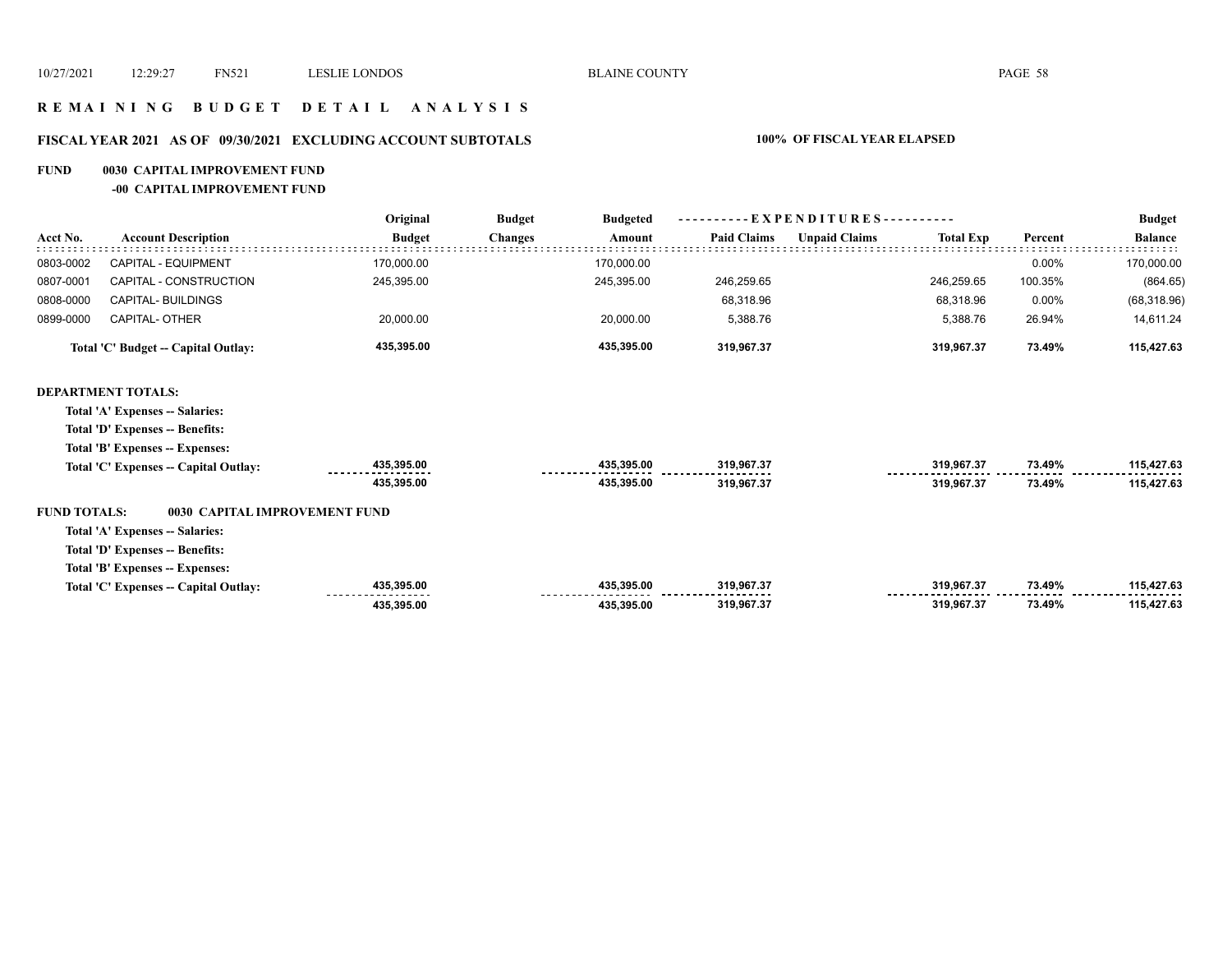# R E M A I N I N G   B U D G E T   D E T A I L   A N A L Y S I S

## FISCAL YEAR 2021   AS OF 09/30/2021   EXCLUDING ACCOUNT SUBTOTALS

**100% OF FISCAL YEAR ELAPSED**

**FUND 0030 CAPITAL IMPROVEMENT FUND**

**-00 CAPITAL IMPROVEMENT FUND**

| Acct No. | Account Description | Original Budget | Budget Changes | Budgeted Amount | Paid Claims | Unpaid Claims | Total Exp | Percent | Budget Balance |
|---|---|---|---|---|---|---|---|---|---|
| 0803-0002 | CAPITAL - EQUIPMENT | 170,000.00 | | 170,000.00 | | | | 0.00% | 170,000.00 |
| 0807-0001 | CAPITAL - CONSTRUCTION | 245,395.00 | | 245,395.00 | 246,259.65 | | 246,259.65 | 100.35% | (864.65) |
| 0808-0000 | CAPITAL- BUILDINGS | | | | 68,318.96 | | 68,318.96 | 0.00% | (68,318.96) |
| 0899-0000 | CAPITAL- OTHER | 20,000.00 | | 20,000.00 | 5,388.76 | | 5,388.76 | 26.94% | 14,611.24 |
| | **Total 'C' Budget -- Capital Outlay:** | **435,395.00** | | **435,395.00** | **319,967.37** | | **319,967.37** | **73.49%** | **115,427.63** |

**DEPARTMENT TOTALS:**

| | Original Budget | Budget Changes | Budgeted Amount | Paid Claims | Unpaid Claims | Total Exp | Percent | Budget Balance |
|---|---|---|---|---|---|---|---|---|
| **Total 'A' Expenses -- Salaries:** | | | | | | | | |
| **Total 'D' Expenses -- Benefits:** | | | | | | | | |
| **Total 'B' Expenses -- Expenses:** | | | | | | | | |
| **Total 'C' Expenses -- Capital Outlay:** | **435,395.00** | | **435,395.00** | **319,967.37** | | **319,967.37** | **73.49%** | **115,427.63** |
| | **435,395.00** | | **435,395.00** | **319,967.37** | | **319,967.37** | **73.49%** | **115,427.63** |

**FUND TOTALS: 0030 CAPITAL IMPROVEMENT FUND**

| | Original Budget | Budget Changes | Budgeted Amount | Paid Claims | Unpaid Claims | Total Exp | Percent | Budget Balance |
|---|---|---|---|---|---|---|---|---|
| **Total 'A' Expenses -- Salaries:** | | | | | | | | |
| **Total 'D' Expenses -- Benefits:** | | | | | | | | |
| **Total 'B' Expenses -- Expenses:** | | | | | | | | |
| **Total 'C' Expenses -- Capital Outlay:** | **435,395.00** | | **435,395.00** | **319,967.37** | | **319,967.37** | **73.49%** | **115,427.63** |
| | **435,395.00** | | **435,395.00** | **319,967.37** | | **319,967.37** | **73.49%** | **115,427.63** |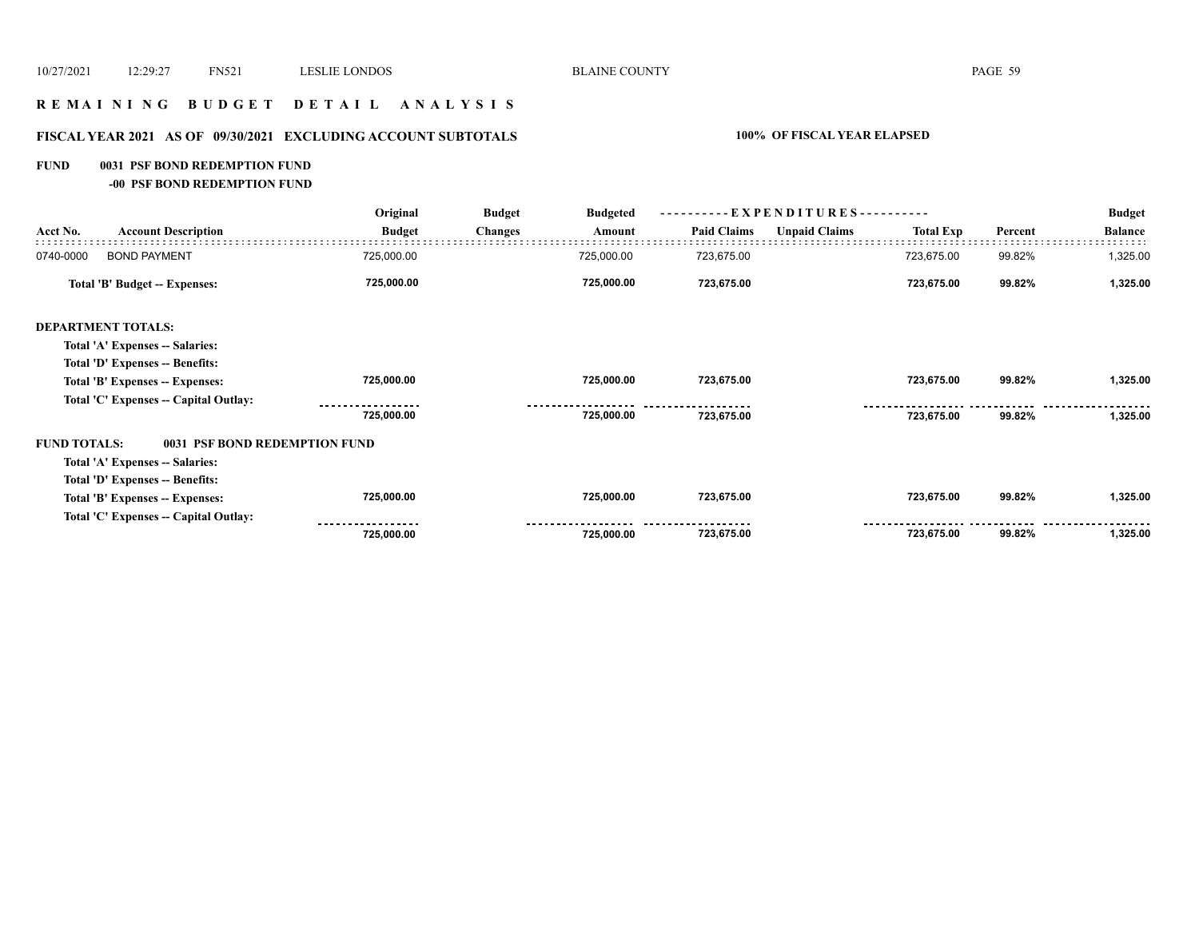# REMAINING BUDGET DETAIL ANALYSIS

## FISCAL YEAR 2021 AS OF 09/30/2021 EXCLUDING ACCOUNT SUBTOTALS

100% OF FISCAL YEAR ELAPSED

**FUND 0031 PSF BOND REDEMPTION FUND**

**-00 PSF BOND REDEMPTION FUND**

| Acct No. | Account Description | Original Budget | Budget Changes | Budgeted Amount | Paid Claims | Unpaid Claims | Total Exp | Percent | Budget Balance |
|---|---|---|---|---|---|---|---|---|---|
| 0740-0000 | BOND PAYMENT | 725,000.00 | | 725,000.00 | 723,675.00 | | 723,675.00 | 99.82% | 1,325.00 |
| | **Total 'B' Budget -- Expenses:** | **725,000.00** | | **725,000.00** | **723,675.00** | | **723,675.00** | **99.82%** | **1,325.00** |
| **DEPARTMENT TOTALS:** | | | | | | | | | |
| | **Total 'A' Expenses -- Salaries:** | | | | | | | | |
| | **Total 'D' Expenses -- Benefits:** | | | | | | | | |
| | **Total 'B' Expenses -- Expenses:** | **725,000.00** | | **725,000.00** | **723,675.00** | | **723,675.00** | **99.82%** | **1,325.00** |
| | **Total 'C' Expenses -- Capital Outlay:** | | | | | | | | |
| | | **725,000.00** | | **725,000.00** | **723,675.00** | | **723,675.00** | **99.82%** | **1,325.00** |
| **FUND TOTALS:** | **0031 PSF BOND REDEMPTION FUND** | | | | | | | | |
| | **Total 'A' Expenses -- Salaries:** | | | | | | | | |
| | **Total 'D' Expenses -- Benefits:** | | | | | | | | |
| | **Total 'B' Expenses -- Expenses:** | **725,000.00** | | **725,000.00** | **723,675.00** | | **723,675.00** | **99.82%** | **1,325.00** |
| | **Total 'C' Expenses -- Capital Outlay:** | | | | | | | | |
| | | **725,000.00** | | **725,000.00** | **723,675.00** | | **723,675.00** | **99.82%** | **1,325.00** |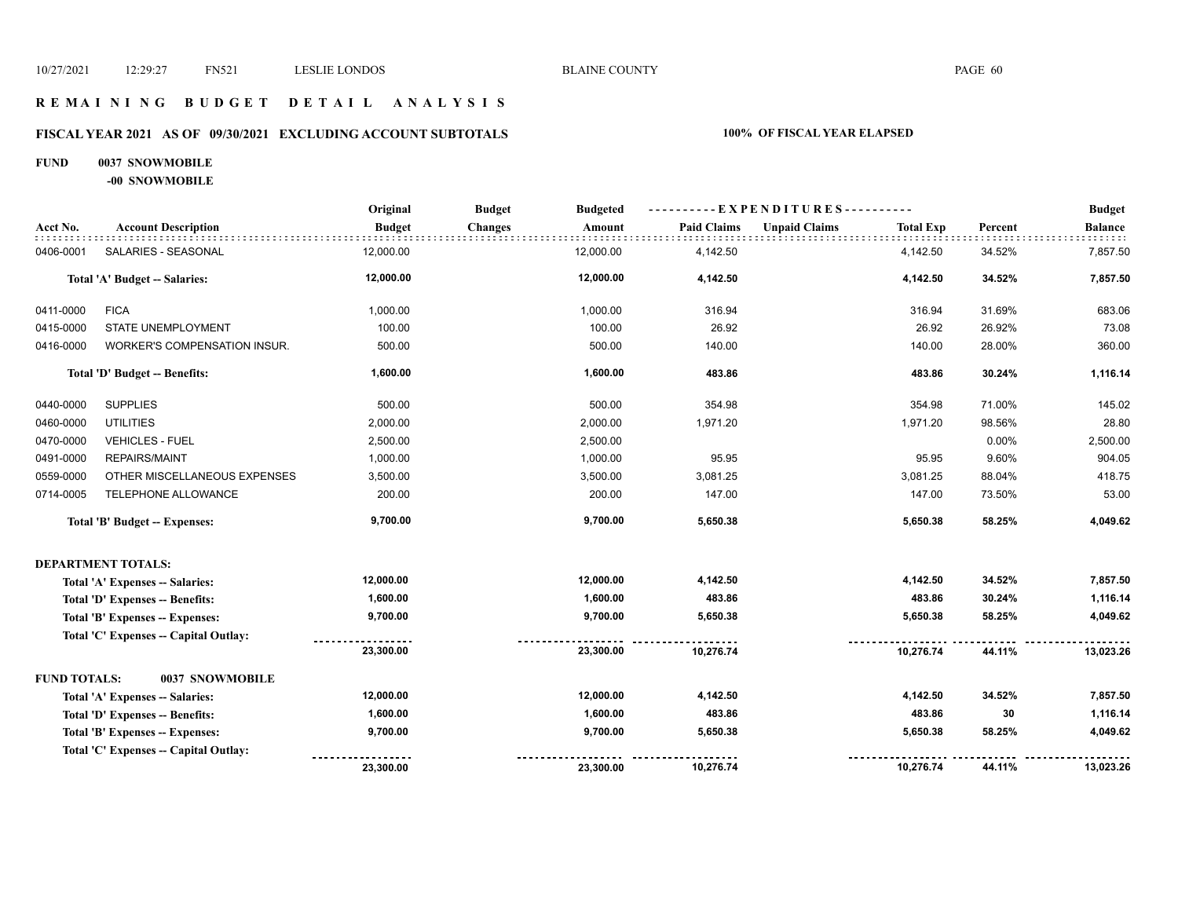# REMAINING BUDGET DETAIL ANALYSIS

## FISCAL YEAR 2021 AS OF 09/30/2021 EXCLUDING ACCOUNT SUBTOTALS

**100% OF FISCAL YEAR ELAPSED**

**FUND 0037 SNOWMOBILE**

**-00 SNOWMOBILE**

| Acct No. | Account Description | Original Budget | Budget Changes | Budgeted Amount | Paid Claims | Unpaid Claims | Total Exp | Percent | Budget Balance |
|---|---|---|---|---|---|---|---|---|---|
| 0406-0001 | SALARIES - SEASONAL | 12,000.00 | | 12,000.00 | 4,142.50 | | 4,142.50 | 34.52% | 7,857.50 |
| | **Total 'A' Budget -- Salaries:** | **12,000.00** | | **12,000.00** | **4,142.50** | | **4,142.50** | **34.52%** | **7,857.50** |
| 0411-0000 | FICA | 1,000.00 | | 1,000.00 | 316.94 | | 316.94 | 31.69% | 683.06 |
| 0415-0000 | STATE UNEMPLOYMENT | 100.00 | | 100.00 | 26.92 | | 26.92 | 26.92% | 73.08 |
| 0416-0000 | WORKER'S COMPENSATION INSUR. | 500.00 | | 500.00 | 140.00 | | 140.00 | 28.00% | 360.00 |
| | **Total 'D' Budget -- Benefits:** | **1,600.00** | | **1,600.00** | **483.86** | | **483.86** | **30.24%** | **1,116.14** |
| 0440-0000 | SUPPLIES | 500.00 | | 500.00 | 354.98 | | 354.98 | 71.00% | 145.02 |
| 0460-0000 | UTILITIES | 2,000.00 | | 2,000.00 | 1,971.20 | | 1,971.20 | 98.56% | 28.80 |
| 0470-0000 | VEHICLES - FUEL | 2,500.00 | | 2,500.00 | | | | 0.00% | 2,500.00 |
| 0491-0000 | REPAIRS/MAINT | 1,000.00 | | 1,000.00 | 95.95 | | 95.95 | 9.60% | 904.05 |
| 0559-0000 | OTHER MISCELLANEOUS EXPENSES | 3,500.00 | | 3,500.00 | 3,081.25 | | 3,081.25 | 88.04% | 418.75 |
| 0714-0005 | TELEPHONE ALLOWANCE | 200.00 | | 200.00 | 147.00 | | 147.00 | 73.50% | 53.00 |
| | **Total 'B' Budget -- Expenses:** | **9,700.00** | | **9,700.00** | **5,650.38** | | **5,650.38** | **58.25%** | **4,049.62** |
| **DEPARTMENT TOTALS:** | | | | | | | | | |
| | **Total 'A' Expenses -- Salaries:** | **12,000.00** | | **12,000.00** | **4,142.50** | | **4,142.50** | **34.52%** | **7,857.50** |
| | **Total 'D' Expenses -- Benefits:** | **1,600.00** | | **1,600.00** | **483.86** | | **483.86** | **30.24%** | **1,116.14** |
| | **Total 'B' Expenses -- Expenses:** | **9,700.00** | | **9,700.00** | **5,650.38** | | **5,650.38** | **58.25%** | **4,049.62** |
| | **Total 'C' Expenses -- Capital Outlay:** | | | | | | | | |
| | | **23,300.00** | | **23,300.00** | **10,276.74** | | **10,276.74** | **44.11%** | **13,023.26** |
| **FUND TOTALS:** | **0037 SNOWMOBILE** | | | | | | | | |
| | **Total 'A' Expenses -- Salaries:** | **12,000.00** | | **12,000.00** | **4,142.50** | | **4,142.50** | **34.52%** | **7,857.50** |
| | **Total 'D' Expenses -- Benefits:** | **1,600.00** | | **1,600.00** | **483.86** | | **483.86** | **30** | **1,116.14** |
| | **Total 'B' Expenses -- Expenses:** | **9,700.00** | | **9,700.00** | **5,650.38** | | **5,650.38** | **58.25%** | **4,049.62** |
| | **Total 'C' Expenses -- Capital Outlay:** | | | | | | | | |
| | | **23,300.00** | | **23,300.00** | **10,276.74** | | **10,276.74** | **44.11%** | **13,023.26** |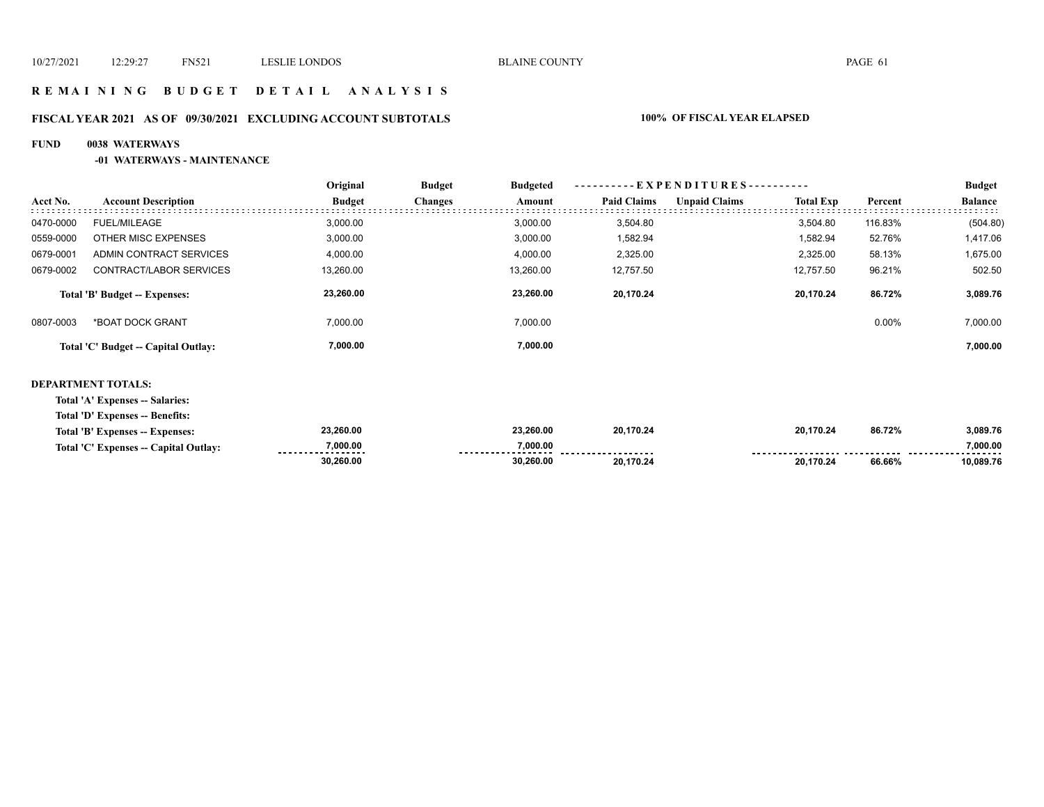# REMAINING BUDGET DETAIL ANALYSIS

## FISCAL YEAR 2021 AS OF 09/30/2021 EXCLUDING ACCOUNT SUBTOTALS — 100% OF FISCAL YEAR ELAPSED

**FUND 0038 WATERWAYS**

**-01 WATERWAYS - MAINTENANCE**

| Acct No. | Account Description | Original Budget | Budget Changes | Budgeted Amount | EXPENDITURES Paid Claims | Unpaid Claims | Total Exp | Percent | Budget Balance |
|---|---|---|---|---|---|---|---|---|---|
| 0470-0000 | FUEL/MILEAGE | 3,000.00 | | 3,000.00 | 3,504.80 | | 3,504.80 | 116.83% | (504.80) |
| 0559-0000 | OTHER MISC EXPENSES | 3,000.00 | | 3,000.00 | 1,582.94 | | 1,582.94 | 52.76% | 1,417.06 |
| 0679-0001 | ADMIN CONTRACT SERVICES | 4,000.00 | | 4,000.00 | 2,325.00 | | 2,325.00 | 58.13% | 1,675.00 |
| 0679-0002 | CONTRACT/LABOR SERVICES | 13,260.00 | | 13,260.00 | 12,757.50 | | 12,757.50 | 96.21% | 502.50 |
| | **Total 'B' Budget -- Expenses:** | **23,260.00** | | **23,260.00** | **20,170.24** | | **20,170.24** | **86.72%** | **3,089.76** |
| 0807-0003 | *BOAT DOCK GRANT | 7,000.00 | | 7,000.00 | | | | 0.00% | 7,000.00 |
| | **Total 'C' Budget -- Capital Outlay:** | **7,000.00** | | **7,000.00** | | | | | **7,000.00** |

**DEPARTMENT TOTALS:**

| | Original Budget | Budget Changes | Budgeted Amount | Paid Claims | Unpaid Claims | Total Exp | Percent | Budget Balance |
|---|---|---|---|---|---|---|---|---|
| Total 'A' Expenses -- Salaries: | | | | | | | | |
| Total 'D' Expenses -- Benefits: | | | | | | | | |
| Total 'B' Expenses -- Expenses: | 23,260.00 | | 23,260.00 | 20,170.24 | | 20,170.24 | 86.72% | 3,089.76 |
| Total 'C' Expenses -- Capital Outlay: | 7,000.00 | | 7,000.00 | | | | | 7,000.00 |
| | 30,260.00 | | 30,260.00 | 20,170.24 | | 20,170.24 | 66.66% | 10,089.76 |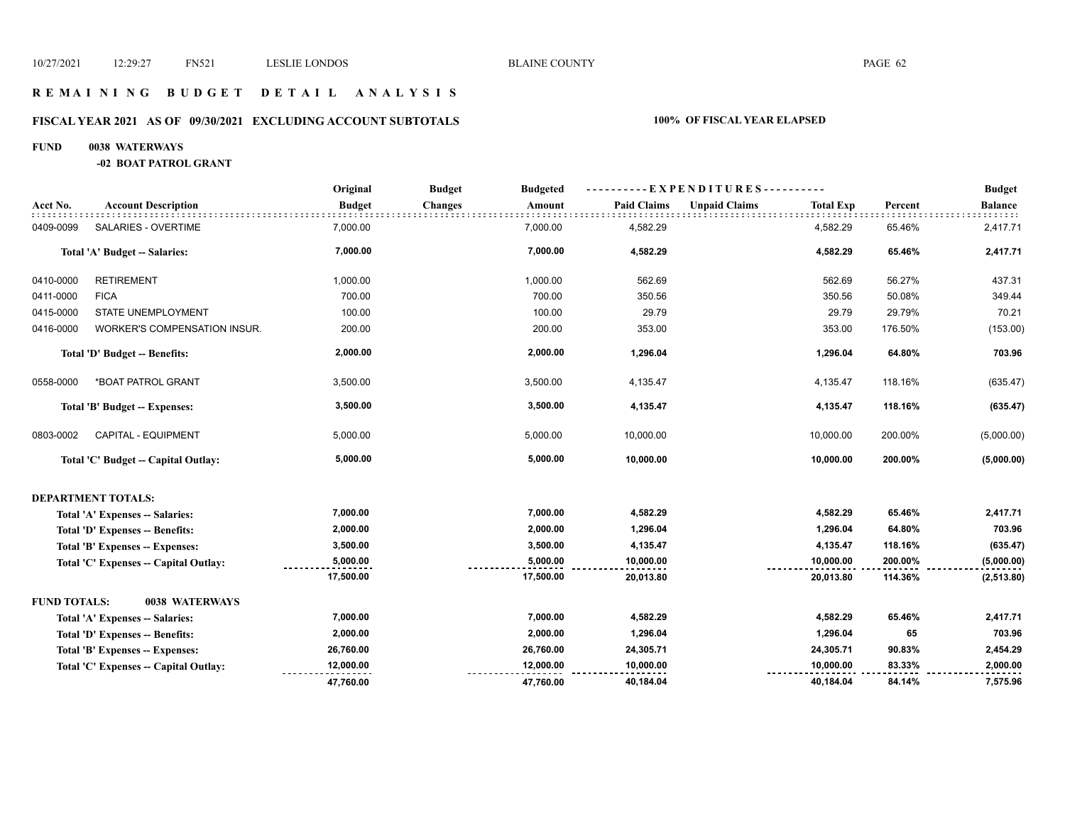# REMAINING BUDGET DETAIL ANALYSIS

## FISCAL YEAR 2021 AS OF 09/30/2021 EXCLUDING ACCOUNT SUBTOTALS — 100% OF FISCAL YEAR ELAPSED

**FUND 0038 WATERWAYS**

**-02 BOAT PATROL GRANT**

| Acct No. | Account Description | Original Budget | Budget Changes | Budgeted Amount | Paid Claims | Unpaid Claims | Total Exp | Percent | Budget Balance |
|---|---|---|---|---|---|---|---|---|---|
| 0409-0099 | SALARIES - OVERTIME | 7,000.00 | | 7,000.00 | 4,582.29 | | 4,582.29 | 65.46% | 2,417.71 |
| | **Total 'A' Budget -- Salaries:** | **7,000.00** | | **7,000.00** | **4,582.29** | | **4,582.29** | **65.46%** | **2,417.71** |
| 0410-0000 | RETIREMENT | 1,000.00 | | 1,000.00 | 562.69 | | 562.69 | 56.27% | 437.31 |
| 0411-0000 | FICA | 700.00 | | 700.00 | 350.56 | | 350.56 | 50.08% | 349.44 |
| 0415-0000 | STATE UNEMPLOYMENT | 100.00 | | 100.00 | 29.79 | | 29.79 | 29.79% | 70.21 |
| 0416-0000 | WORKER'S COMPENSATION INSUR. | 200.00 | | 200.00 | 353.00 | | 353.00 | 176.50% | (153.00) |
| | **Total 'D' Budget -- Benefits:** | **2,000.00** | | **2,000.00** | **1,296.04** | | **1,296.04** | **64.80%** | **703.96** |
| 0558-0000 | *BOAT PATROL GRANT | 3,500.00 | | 3,500.00 | 4,135.47 | | 4,135.47 | 118.16% | (635.47) |
| | **Total 'B' Budget -- Expenses:** | **3,500.00** | | **3,500.00** | **4,135.47** | | **4,135.47** | **118.16%** | **(635.47)** |
| 0803-0002 | CAPITAL - EQUIPMENT | 5,000.00 | | 5,000.00 | 10,000.00 | | 10,000.00 | 200.00% | (5,000.00) |
| | **Total 'C' Budget -- Capital Outlay:** | **5,000.00** | | **5,000.00** | **10,000.00** | | **10,000.00** | **200.00%** | **(5,000.00)** |

**DEPARTMENT TOTALS:**

| | Original Budget | Budget Changes | Budgeted Amount | Paid Claims | Unpaid Claims | Total Exp | Percent | Budget Balance |
|---|---|---|---|---|---|---|---|---|
| **Total 'A' Expenses -- Salaries:** | **7,000.00** | | **7,000.00** | **4,582.29** | | **4,582.29** | **65.46%** | **2,417.71** |
| **Total 'D' Expenses -- Benefits:** | **2,000.00** | | **2,000.00** | **1,296.04** | | **1,296.04** | **64.80%** | **703.96** |
| **Total 'B' Expenses -- Expenses:** | **3,500.00** | | **3,500.00** | **4,135.47** | | **4,135.47** | **118.16%** | **(635.47)** |
| **Total 'C' Expenses -- Capital Outlay:** | **5,000.00** | | **5,000.00** | **10,000.00** | | **10,000.00** | **200.00%** | **(5,000.00)** |
| | **17,500.00** | | **17,500.00** | **20,013.80** | | **20,013.80** | **114.36%** | **(2,513.80)** |

**FUND TOTALS: 0038 WATERWAYS**

| | Original Budget | Budget Changes | Budgeted Amount | Paid Claims | Unpaid Claims | Total Exp | Percent | Budget Balance |
|---|---|---|---|---|---|---|---|---|
| **Total 'A' Expenses -- Salaries:** | **7,000.00** | | **7,000.00** | **4,582.29** | | **4,582.29** | **65.46%** | **2,417.71** |
| **Total 'D' Expenses -- Benefits:** | **2,000.00** | | **2,000.00** | **1,296.04** | | **1,296.04** | **65** | **703.96** |
| **Total 'B' Expenses -- Expenses:** | **26,760.00** | | **26,760.00** | **24,305.71** | | **24,305.71** | **90.83%** | **2,454.29** |
| **Total 'C' Expenses -- Capital Outlay:** | **12,000.00** | | **12,000.00** | **10,000.00** | | **10,000.00** | **83.33%** | **2,000.00** |
| | **47,760.00** | | **47,760.00** | **40,184.04** | | **40,184.04** | **84.14%** | **7,575.96** |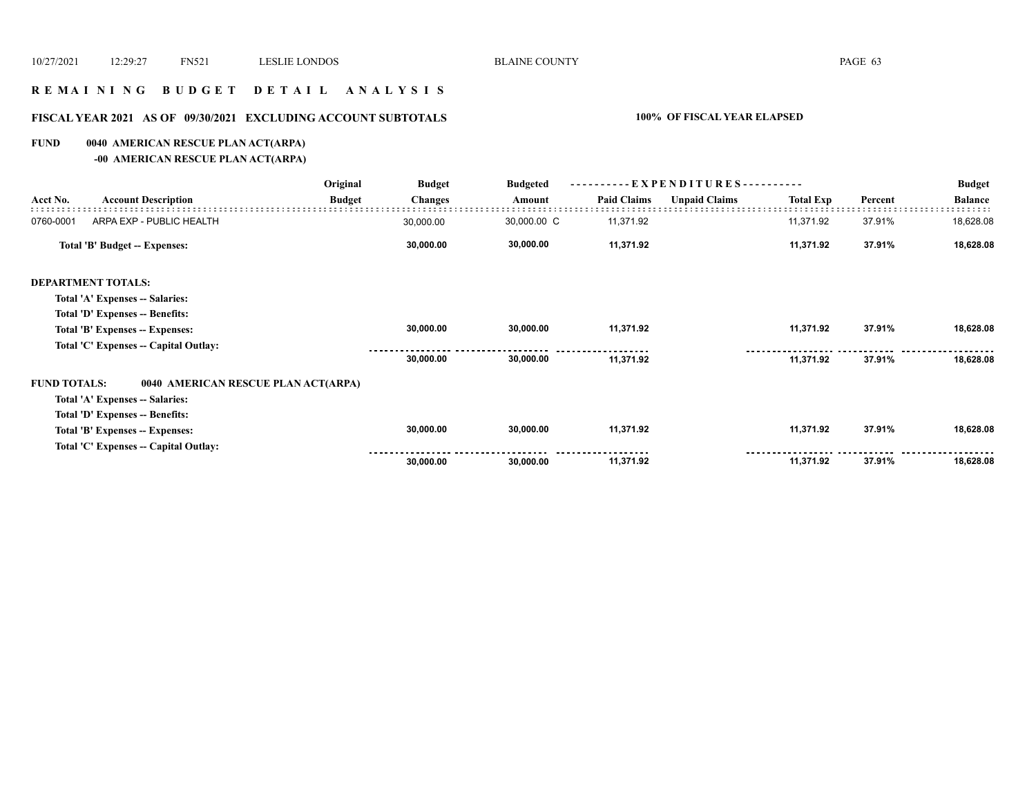# R E M A I N I N G   B U D G E T   D E T A I L   A N A L Y S I S

## FISCAL YEAR 2021 AS OF 09/30/2021 EXCLUDING ACCOUNT SUBTOTALS

**100% OF FISCAL YEAR ELAPSED**

**FUND 0040 AMERICAN RESCUE PLAN ACT(ARPA)**

**-00 AMERICAN RESCUE PLAN ACT(ARPA)**

| Acct No. | Account Description | Original Budget | Budget Changes | Budgeted Amount | Paid Claims | Unpaid Claims | Total Exp | Percent | Budget Balance |
|---|---|---|---|---|---|---|---|---|---|
| 0760-0001 | ARPA EXP - PUBLIC HEALTH | | 30,000.00 | 30,000.00 C | 11,371.92 | | 11,371.92 | 37.91% | 18,628.08 |
| | **Total 'B' Budget -- Expenses:** | | **30,000.00** | **30,000.00** | **11,371.92** | | **11,371.92** | **37.91%** | **18,628.08** |
| **DEPARTMENT TOTALS:** | | | | | | | | | |
| | **Total 'A' Expenses -- Salaries:** | | | | | | | | |
| | **Total 'D' Expenses -- Benefits:** | | | | | | | | |
| | **Total 'B' Expenses -- Expenses:** | | **30,000.00** | **30,000.00** | **11,371.92** | | **11,371.92** | **37.91%** | **18,628.08** |
| | **Total 'C' Expenses -- Capital Outlay:** | | | | | | | | |
| | | | **30,000.00** | **30,000.00** | **11,371.92** | | **11,371.92** | **37.91%** | **18,628.08** |
| **FUND TOTALS:** | **0040 AMERICAN RESCUE PLAN ACT(ARPA)** | | | | | | | | |
| | **Total 'A' Expenses -- Salaries:** | | | | | | | | |
| | **Total 'D' Expenses -- Benefits:** | | | | | | | | |
| | **Total 'B' Expenses -- Expenses:** | | **30,000.00** | **30,000.00** | **11,371.92** | | **11,371.92** | **37.91%** | **18,628.08** |
| | **Total 'C' Expenses -- Capital Outlay:** | | | | | | | | |
| | | | **30,000.00** | **30,000.00** | **11,371.92** | | **11,371.92** | **37.91%** | **18,628.08** |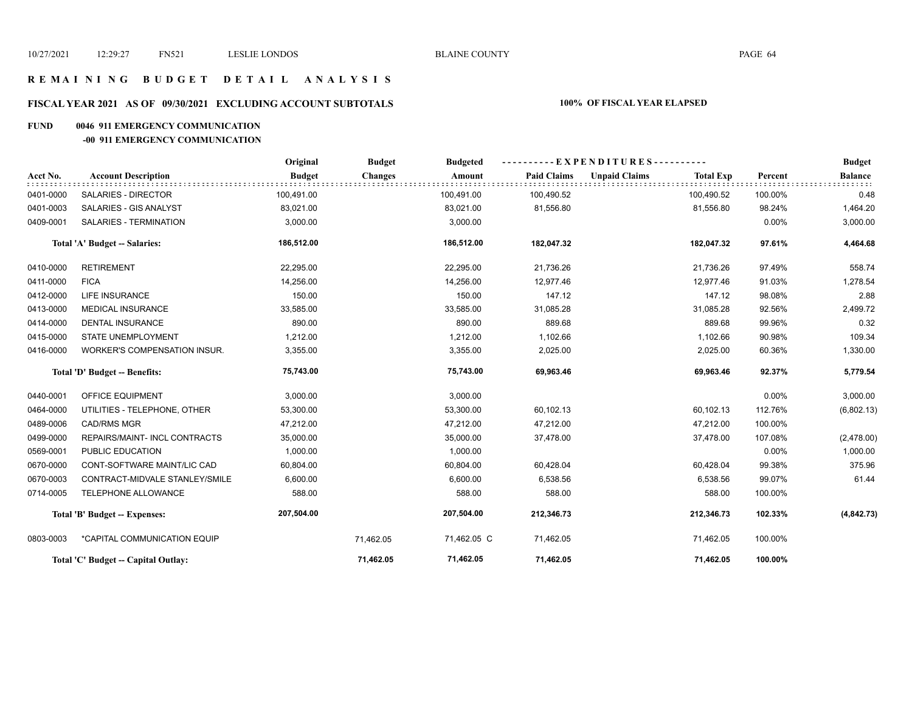# R E M A I N I N G  B U D G E T  D E T A I L  A N A L Y S I S

## FISCAL YEAR 2021 AS OF 09/30/2021 EXCLUDING ACCOUNT SUBTOTALS — 100% OF FISCAL YEAR ELAPSED

### FUND 0046 911 EMERGENCY COMMUNICATION
#### -00 911 EMERGENCY COMMUNICATION

| Acct No. | Account Description | Original Budget | Budget Changes | Budgeted Amount | Paid Claims | Unpaid Claims | Total Exp | Percent | Budget Balance |
|---|---|---|---|---|---|---|---|---|---|
| 0401-0000 | SALARIES - DIRECTOR | 100,491.00 | | 100,491.00 | 100,490.52 | | 100,490.52 | 100.00% | 0.48 |
| 0401-0003 | SALARIES - GIS ANALYST | 83,021.00 | | 83,021.00 | 81,556.80 | | 81,556.80 | 98.24% | 1,464.20 |
| 0409-0001 | SALARIES - TERMINATION | 3,000.00 | | 3,000.00 | | | | 0.00% | 3,000.00 |
| | **Total 'A' Budget -- Salaries:** | **186,512.00** | | **186,512.00** | **182,047.32** | | **182,047.32** | **97.61%** | **4,464.68** |
| 0410-0000 | RETIREMENT | 22,295.00 | | 22,295.00 | 21,736.26 | | 21,736.26 | 97.49% | 558.74 |
| 0411-0000 | FICA | 14,256.00 | | 14,256.00 | 12,977.46 | | 12,977.46 | 91.03% | 1,278.54 |
| 0412-0000 | LIFE INSURANCE | 150.00 | | 150.00 | 147.12 | | 147.12 | 98.08% | 2.88 |
| 0413-0000 | MEDICAL INSURANCE | 33,585.00 | | 33,585.00 | 31,085.28 | | 31,085.28 | 92.56% | 2,499.72 |
| 0414-0000 | DENTAL INSURANCE | 890.00 | | 890.00 | 889.68 | | 889.68 | 99.96% | 0.32 |
| 0415-0000 | STATE UNEMPLOYMENT | 1,212.00 | | 1,212.00 | 1,102.66 | | 1,102.66 | 90.98% | 109.34 |
| 0416-0000 | WORKER'S COMPENSATION INSUR. | 3,355.00 | | 3,355.00 | 2,025.00 | | 2,025.00 | 60.36% | 1,330.00 |
| | **Total 'D' Budget -- Benefits:** | **75,743.00** | | **75,743.00** | **69,963.46** | | **69,963.46** | **92.37%** | **5,779.54** |
| 0440-0001 | OFFICE EQUIPMENT | 3,000.00 | | 3,000.00 | | | | 0.00% | 3,000.00 |
| 0464-0000 | UTILITIES - TELEPHONE, OTHER | 53,300.00 | | 53,300.00 | 60,102.13 | | 60,102.13 | 112.76% | (6,802.13) |
| 0489-0006 | CAD/RMS MGR | 47,212.00 | | 47,212.00 | 47,212.00 | | 47,212.00 | 100.00% | |
| 0499-0000 | REPAIRS/MAINT- INCL CONTRACTS | 35,000.00 | | 35,000.00 | 37,478.00 | | 37,478.00 | 107.08% | (2,478.00) |
| 0569-0001 | PUBLIC EDUCATION | 1,000.00 | | 1,000.00 | | | | 0.00% | 1,000.00 |
| 0670-0000 | CONT-SOFTWARE MAINT/LIC CAD | 60,804.00 | | 60,804.00 | 60,428.04 | | 60,428.04 | 99.38% | 375.96 |
| 0670-0003 | CONTRACT-MIDVALE STANLEY/SMILE | 6,600.00 | | 6,600.00 | 6,538.56 | | 6,538.56 | 99.07% | 61.44 |
| 0714-0005 | TELEPHONE ALLOWANCE | 588.00 | | 588.00 | 588.00 | | 588.00 | 100.00% | |
| | **Total 'B' Budget -- Expenses:** | **207,504.00** | | **207,504.00** | **212,346.73** | | **212,346.73** | **102.33%** | **(4,842.73)** |
| 0803-0003 | *CAPITAL COMMUNICATION EQUIP | | 71,462.05 | 71,462.05 C | 71,462.05 | | 71,462.05 | 100.00% | |
| | **Total 'C' Budget -- Capital Outlay:** | | **71,462.05** | **71,462.05** | **71,462.05** | | **71,462.05** | **100.00%** | |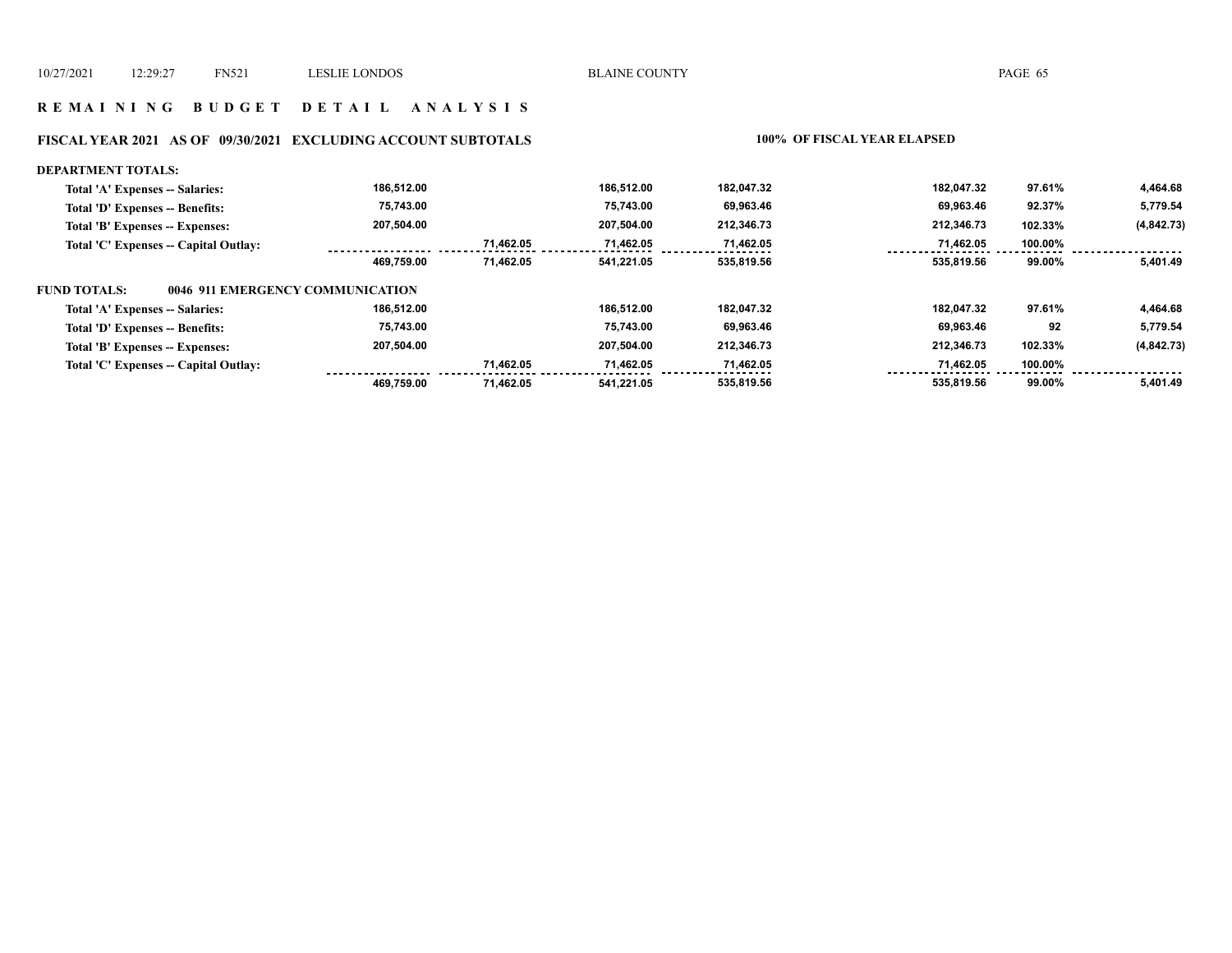## REMAINING BUDGET DETAIL ANALYSIS

### FISCAL YEAR 2021 AS OF 09/30/2021 EXCLUDING ACCOUNT SUBTOTALS

**100% OF FISCAL YEAR ELAPSED**

**DEPARTMENT TOTALS:**

| | | | | | | | |
|---|---|---|---|---|---|---|---|
| Total 'A' Expenses -- Salaries: | 186,512.00 | | 186,512.00 | 182,047.32 | 182,047.32 | 97.61% | 4,464.68 |
| Total 'D' Expenses -- Benefits: | 75,743.00 | | 75,743.00 | 69,963.46 | 69,963.46 | 92.37% | 5,779.54 |
| Total 'B' Expenses -- Expenses: | 207,504.00 | | 207,504.00 | 212,346.73 | 212,346.73 | 102.33% | (4,842.73) |
| Total 'C' Expenses -- Capital Outlay: | | 71,462.05 | 71,462.05 | 71,462.05 | 71,462.05 | 100.00% | |
| | 469,759.00 | 71,462.05 | 541,221.05 | 535,819.56 | 535,819.56 | 99.00% | 5,401.49 |

**FUND TOTALS: 0046 911 EMERGENCY COMMUNICATION**

| | | | | | | | |
|---|---|---|---|---|---|---|---|
| Total 'A' Expenses -- Salaries: | 186,512.00 | | 186,512.00 | 182,047.32 | 182,047.32 | 97.61% | 4,464.68 |
| Total 'D' Expenses -- Benefits: | 75,743.00 | | 75,743.00 | 69,963.46 | 69,963.46 | 92 | 5,779.54 |
| Total 'B' Expenses -- Expenses: | 207,504.00 | | 207,504.00 | 212,346.73 | 212,346.73 | 102.33% | (4,842.73) |
| Total 'C' Expenses -- Capital Outlay: | | 71,462.05 | 71,462.05 | 71,462.05 | 71,462.05 | 100.00% | |
| | 469,759.00 | 71,462.05 | 541,221.05 | 535,819.56 | 535,819.56 | 99.00% | 5,401.49 |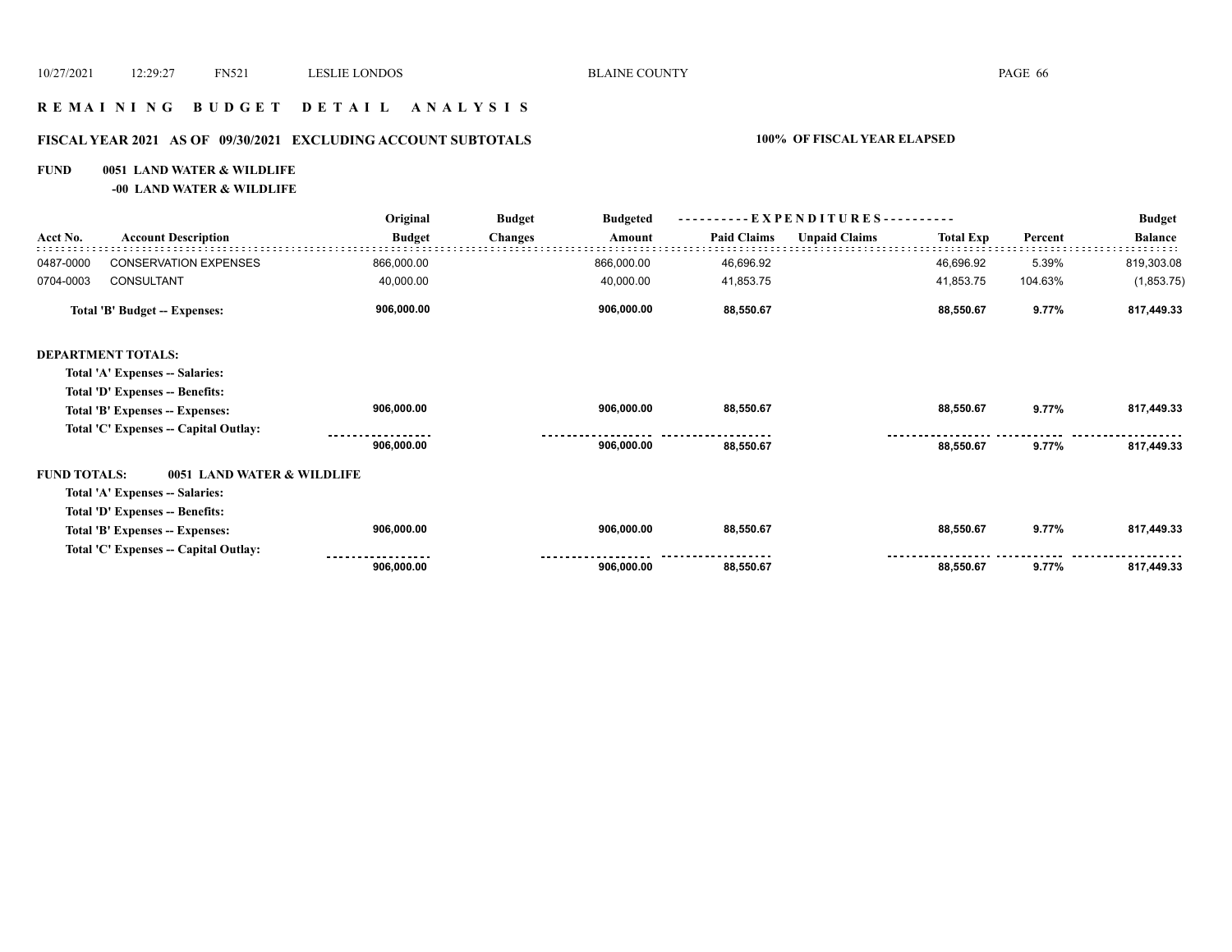# R E M A I N I N G   B U D G E T   D E T A I L   A N A L Y S I S

## FISCAL YEAR 2021   AS OF 09/30/2021   EXCLUDING ACCOUNT SUBTOTALS

**100% OF FISCAL YEAR ELAPSED**

**FUND 0051 LAND WATER & WILDLIFE**

**-00 LAND WATER & WILDLIFE**

| Acct No. | Account Description | Original Budget | Budget Changes | Budgeted Amount | Paid Claims | Unpaid Claims | Total Exp | Percent | Budget Balance |
|---|---|---|---|---|---|---|---|---|---|
| 0487-0000 | CONSERVATION EXPENSES | 866,000.00 | | 866,000.00 | 46,696.92 | | 46,696.92 | 5.39% | 819,303.08 |
| 0704-0003 | CONSULTANT | 40,000.00 | | 40,000.00 | 41,853.75 | | 41,853.75 | 104.63% | (1,853.75) |
| | **Total 'B' Budget -- Expenses:** | **906,000.00** | | **906,000.00** | **88,550.67** | | **88,550.67** | **9.77%** | **817,449.33** |
| **DEPARTMENT TOTALS:** | | | | | | | | | |
| | **Total 'A' Expenses -- Salaries:** | | | | | | | | |
| | **Total 'D' Expenses -- Benefits:** | | | | | | | | |
| | **Total 'B' Expenses -- Expenses:** | **906,000.00** | | **906,000.00** | **88,550.67** | | **88,550.67** | **9.77%** | **817,449.33** |
| | **Total 'C' Expenses -- Capital Outlay:** | | | | | | | | |
| | | **906,000.00** | | **906,000.00** | **88,550.67** | | **88,550.67** | **9.77%** | **817,449.33** |
| **FUND TOTALS:** | **0051 LAND WATER & WILDLIFE** | | | | | | | | |
| | **Total 'A' Expenses -- Salaries:** | | | | | | | | |
| | **Total 'D' Expenses -- Benefits:** | | | | | | | | |
| | **Total 'B' Expenses -- Expenses:** | **906,000.00** | | **906,000.00** | **88,550.67** | | **88,550.67** | **9.77%** | **817,449.33** |
| | **Total 'C' Expenses -- Capital Outlay:** | | | | | | | | |
| | | **906,000.00** | | **906,000.00** | **88,550.67** | | **88,550.67** | **9.77%** | **817,449.33** |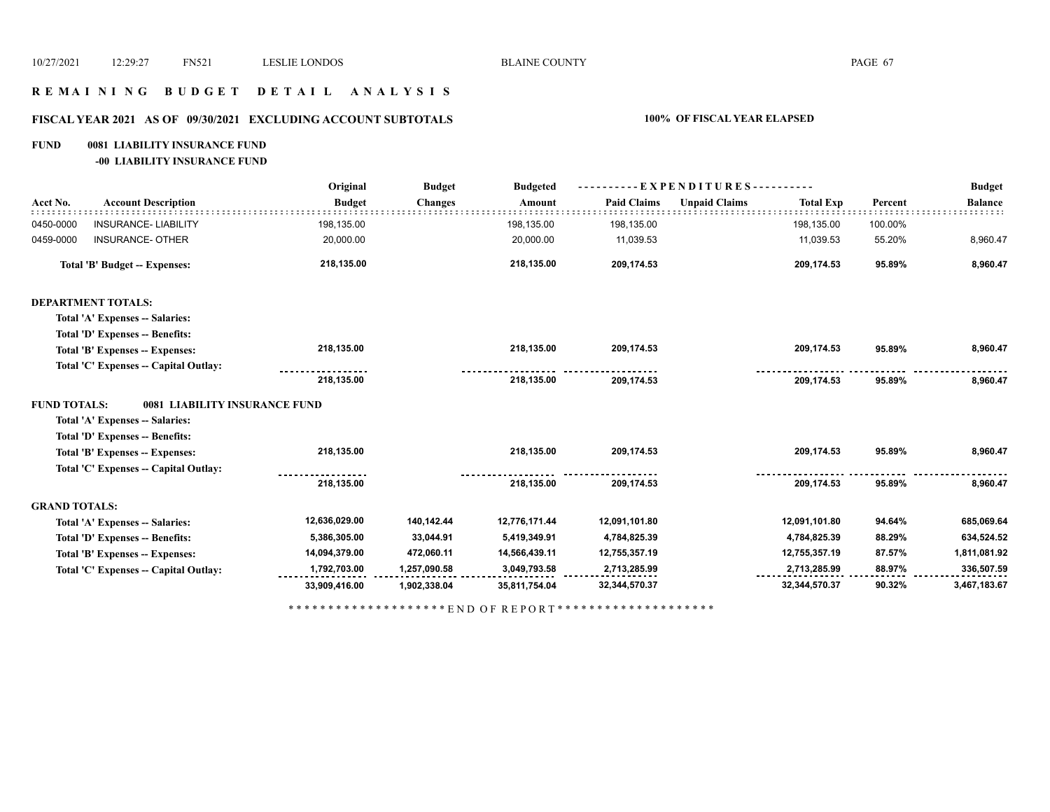# R E M A I N I N G   B U D G E T   D E T A I L   A N A L Y S I S

## FISCAL YEAR 2021 AS OF 09/30/2021 EXCLUDING ACCOUNT SUBTOTALS — 100% OF FISCAL YEAR ELAPSED

**FUND 0081 LIABILITY INSURANCE FUND**
**-00 LIABILITY INSURANCE FUND**

| Acct No. | Account Description | Original Budget | Budget Changes | Budgeted Amount | EXPENDITURES Paid Claims | Unpaid Claims | Total Exp | Percent | Budget Balance |
|---|---|---|---|---|---|---|---|---|---|
| 0450-0000 | INSURANCE- LIABILITY | 198,135.00 | | 198,135.00 | 198,135.00 | | 198,135.00 | 100.00% | |
| 0459-0000 | INSURANCE- OTHER | 20,000.00 | | 20,000.00 | 11,039.53 | | 11,039.53 | 55.20% | 8,960.47 |
| | **Total 'B' Budget -- Expenses:** | **218,135.00** | | **218,135.00** | **209,174.53** | | **209,174.53** | **95.89%** | **8,960.47** |
| **DEPARTMENT TOTALS:** | | | | | | | | | |
| | **Total 'A' Expenses -- Salaries:** | | | | | | | | |
| | **Total 'D' Expenses -- Benefits:** | | | | | | | | |
| | **Total 'B' Expenses -- Expenses:** | **218,135.00** | | **218,135.00** | **209,174.53** | | **209,174.53** | **95.89%** | **8,960.47** |
| | **Total 'C' Expenses -- Capital Outlay:** | | | | | | | | |
| | | **218,135.00** | | **218,135.00** | **209,174.53** | | **209,174.53** | **95.89%** | **8,960.47** |
| **FUND TOTALS:** | **0081 LIABILITY INSURANCE FUND** | | | | | | | | |
| | **Total 'A' Expenses -- Salaries:** | | | | | | | | |
| | **Total 'D' Expenses -- Benefits:** | | | | | | | | |
| | **Total 'B' Expenses -- Expenses:** | **218,135.00** | | **218,135.00** | **209,174.53** | | **209,174.53** | **95.89%** | **8,960.47** |
| | **Total 'C' Expenses -- Capital Outlay:** | | | | | | | | |
| | | **218,135.00** | | **218,135.00** | **209,174.53** | | **209,174.53** | **95.89%** | **8,960.47** |
| **GRAND TOTALS:** | | | | | | | | | |
| | **Total 'A' Expenses -- Salaries:** | **12,636,029.00** | **140,142.44** | **12,776,171.44** | **12,091,101.80** | | **12,091,101.80** | **94.64%** | **685,069.64** |
| | **Total 'D' Expenses -- Benefits:** | **5,386,305.00** | **33,044.91** | **5,419,349.91** | **4,784,825.39** | | **4,784,825.39** | **88.29%** | **634,524.52** |
| | **Total 'B' Expenses -- Expenses:** | **14,094,379.00** | **472,060.11** | **14,566,439.11** | **12,755,357.19** | | **12,755,357.19** | **87.57%** | **1,811,081.92** |
| | **Total 'C' Expenses -- Capital Outlay:** | **1,792,703.00** | **1,257,090.58** | **3,049,793.58** | **2,713,285.99** | | **2,713,285.99** | **88.97%** | **336,507.59** |
| | | **33,909,416.00** | **1,902,338.04** | **35,811,754.04** | **32,344,570.37** | | **32,344,570.37** | **90.32%** | **3,467,183.67** |

******************** END OF REPORT ********************